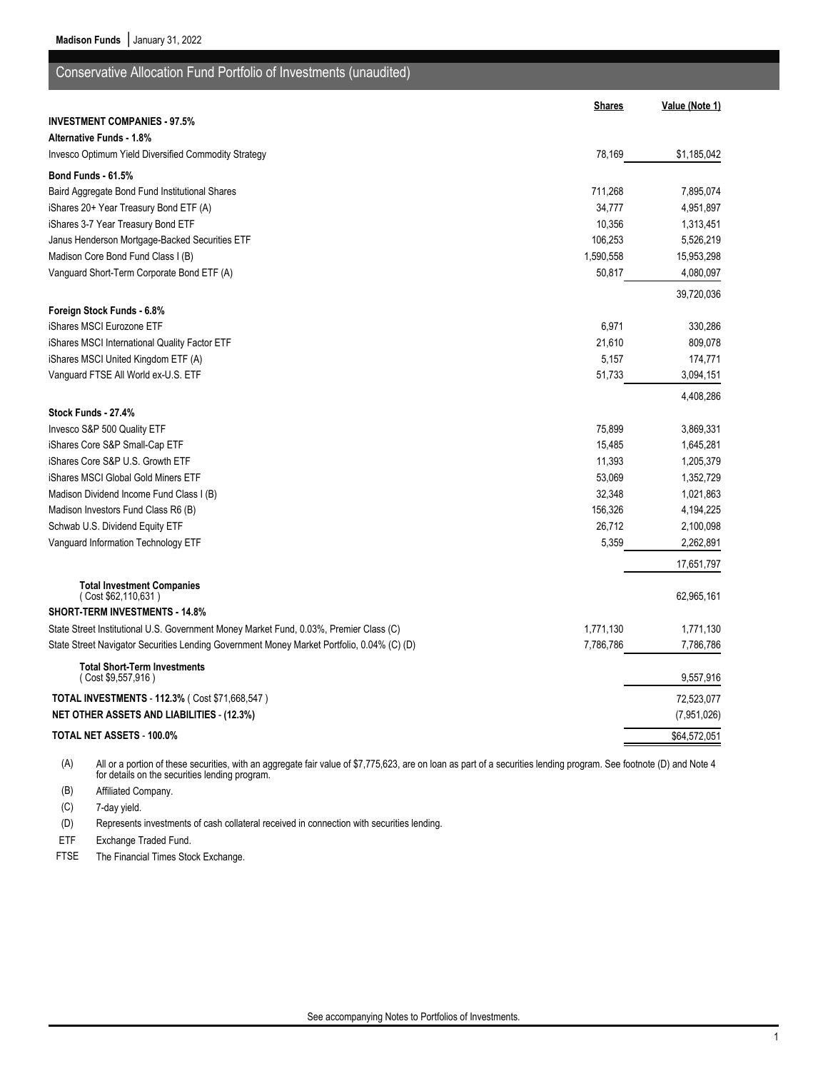Madison Funds | January 31, 2022

## Conservative Allocation Fund Portfolio of Investments (unaudited)

| | Shares | Value (Note 1) |
|---|---|---|
| **INVESTMENT COMPANIES - 97.5%** | | |
| **Alternative Funds - 1.8%** | | |
| Invesco Optimum Yield Diversified Commodity Strategy | 78,169 | $1,185,042 |
| **Bond Funds - 61.5%** | | |
| Baird Aggregate Bond Fund Institutional Shares | 711,268 | 7,895,074 |
| iShares 20+ Year Treasury Bond ETF (A) | 34,777 | 4,951,897 |
| iShares 3-7 Year Treasury Bond ETF | 10,356 | 1,313,451 |
| Janus Henderson Mortgage-Backed Securities ETF | 106,253 | 5,526,219 |
| Madison Core Bond Fund Class I (B) | 1,590,558 | 15,953,298 |
| Vanguard Short-Term Corporate Bond ETF (A) | 50,817 | 4,080,097 |
| | | 39,720,036 |
| **Foreign Stock Funds - 6.8%** | | |
| iShares MSCI Eurozone ETF | 6,971 | 330,286 |
| iShares MSCI International Quality Factor ETF | 21,610 | 809,078 |
| iShares MSCI United Kingdom ETF (A) | 5,157 | 174,771 |
| Vanguard FTSE All World ex-U.S. ETF | 51,733 | 3,094,151 |
| | | 4,408,286 |
| **Stock Funds - 27.4%** | | |
| Invesco S&P 500 Quality ETF | 75,899 | 3,869,331 |
| iShares Core S&P Small-Cap ETF | 15,485 | 1,645,281 |
| iShares Core S&P U.S. Growth ETF | 11,393 | 1,205,379 |
| iShares MSCI Global Gold Miners ETF | 53,069 | 1,352,729 |
| Madison Dividend Income Fund Class I (B) | 32,348 | 1,021,863 |
| Madison Investors Fund Class R6 (B) | 156,326 | 4,194,225 |
| Schwab U.S. Dividend Equity ETF | 26,712 | 2,100,098 |
| Vanguard Information Technology ETF | 5,359 | 2,262,891 |
| | | 17,651,797 |
| **Total Investment Companies** ( Cost $62,110,631 ) | | 62,965,161 |
| **SHORT-TERM INVESTMENTS - 14.8%** | | |
| State Street Institutional U.S. Government Money Market Fund, 0.03%, Premier Class (C) | 1,771,130 | 1,771,130 |
| State Street Navigator Securities Lending Government Money Market Portfolio, 0.04% (C) (D) | 7,786,786 | 7,786,786 |
| **Total Short-Term Investments** ( Cost $9,557,916 ) | | 9,557,916 |
| **TOTAL INVESTMENTS - 112.3%** ( Cost $71,668,547 ) | | 72,523,077 |
| **NET OTHER ASSETS AND LIABILITIES - (12.3%)** | | (7,951,026) |
| **TOTAL NET ASSETS - 100.0%** | | $64,572,051 |

(A) All or a portion of these securities, with an aggregate fair value of $7,775,623, are on loan as part of a securities lending program. See footnote (D) and Note 4 for details on the securities lending program.

(B) Affiliated Company.

(C) 7-day yield.

(D) Represents investments of cash collateral received in connection with securities lending.

ETF Exchange Traded Fund.

FTSE The Financial Times Stock Exchange.

See accompanying Notes to Portfolios of Investments.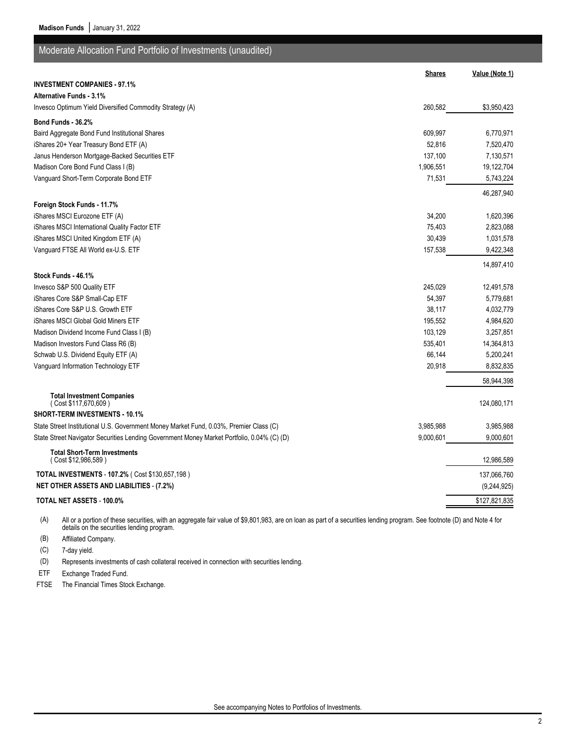## Moderate Allocation Fund Portfolio of Investments (unaudited)

| | Shares | Value (Note 1) |
|---|---|---|
| **INVESTMENT COMPANIES - 97.1%** | | |
| **Alternative Funds - 3.1%** | | |
| Invesco Optimum Yield Diversified Commodity Strategy (A) | 260,582 | $3,950,423 |
| **Bond Funds - 36.2%** | | |
| Baird Aggregate Bond Fund Institutional Shares | 609,997 | 6,770,971 |
| iShares 20+ Year Treasury Bond ETF (A) | 52,816 | 7,520,470 |
| Janus Henderson Mortgage-Backed Securities ETF | 137,100 | 7,130,571 |
| Madison Core Bond Fund Class I (B) | 1,906,551 | 19,122,704 |
| Vanguard Short-Term Corporate Bond ETF | 71,531 | 5,743,224 |
| | | 46,287,940 |
| **Foreign Stock Funds - 11.7%** | | |
| iShares MSCI Eurozone ETF (A) | 34,200 | 1,620,396 |
| iShares MSCI International Quality Factor ETF | 75,403 | 2,823,088 |
| iShares MSCI United Kingdom ETF (A) | 30,439 | 1,031,578 |
| Vanguard FTSE All World ex-U.S. ETF | 157,538 | 9,422,348 |
| | | 14,897,410 |
| **Stock Funds - 46.1%** | | |
| Invesco S&P 500 Quality ETF | 245,029 | 12,491,578 |
| iShares Core S&P Small-Cap ETF | 54,397 | 5,779,681 |
| iShares Core S&P U.S. Growth ETF | 38,117 | 4,032,779 |
| iShares MSCI Global Gold Miners ETF | 195,552 | 4,984,620 |
| Madison Dividend Income Fund Class I (B) | 103,129 | 3,257,851 |
| Madison Investors Fund Class R6 (B) | 535,401 | 14,364,813 |
| Schwab U.S. Dividend Equity ETF (A) | 66,144 | 5,200,241 |
| Vanguard Information Technology ETF | 20,918 | 8,832,835 |
| | | 58,944,398 |
| **Total Investment Companies** ( Cost $117,670,609 ) | | 124,080,171 |
| **SHORT-TERM INVESTMENTS - 10.1%** | | |
| State Street Institutional U.S. Government Money Market Fund, 0.03%, Premier Class (C) | 3,985,988 | 3,985,988 |
| State Street Navigator Securities Lending Government Money Market Portfolio, 0.04% (C) (D) | 9,000,601 | 9,000,601 |
| **Total Short-Term Investments** ( Cost $12,986,589 ) | | 12,986,589 |
| **TOTAL INVESTMENTS - 107.2%** ( Cost $130,657,198 ) | | 137,066,760 |
| **NET OTHER ASSETS AND LIABILITIES - (7.2%)** | | (9,244,925) |
| **TOTAL NET ASSETS - 100.0%** | | $127,821,835 |

(A) All or a portion of these securities, with an aggregate fair value of $9,801,983, are on loan as part of a securities lending program. See footnote (D) and Note 4 for details on the securities lending program.

(B) Affiliated Company.

(C) 7-day yield.

(D) Represents investments of cash collateral received in connection with securities lending.

ETF Exchange Traded Fund.

FTSE The Financial Times Stock Exchange.

See accompanying Notes to Portfolios of Investments.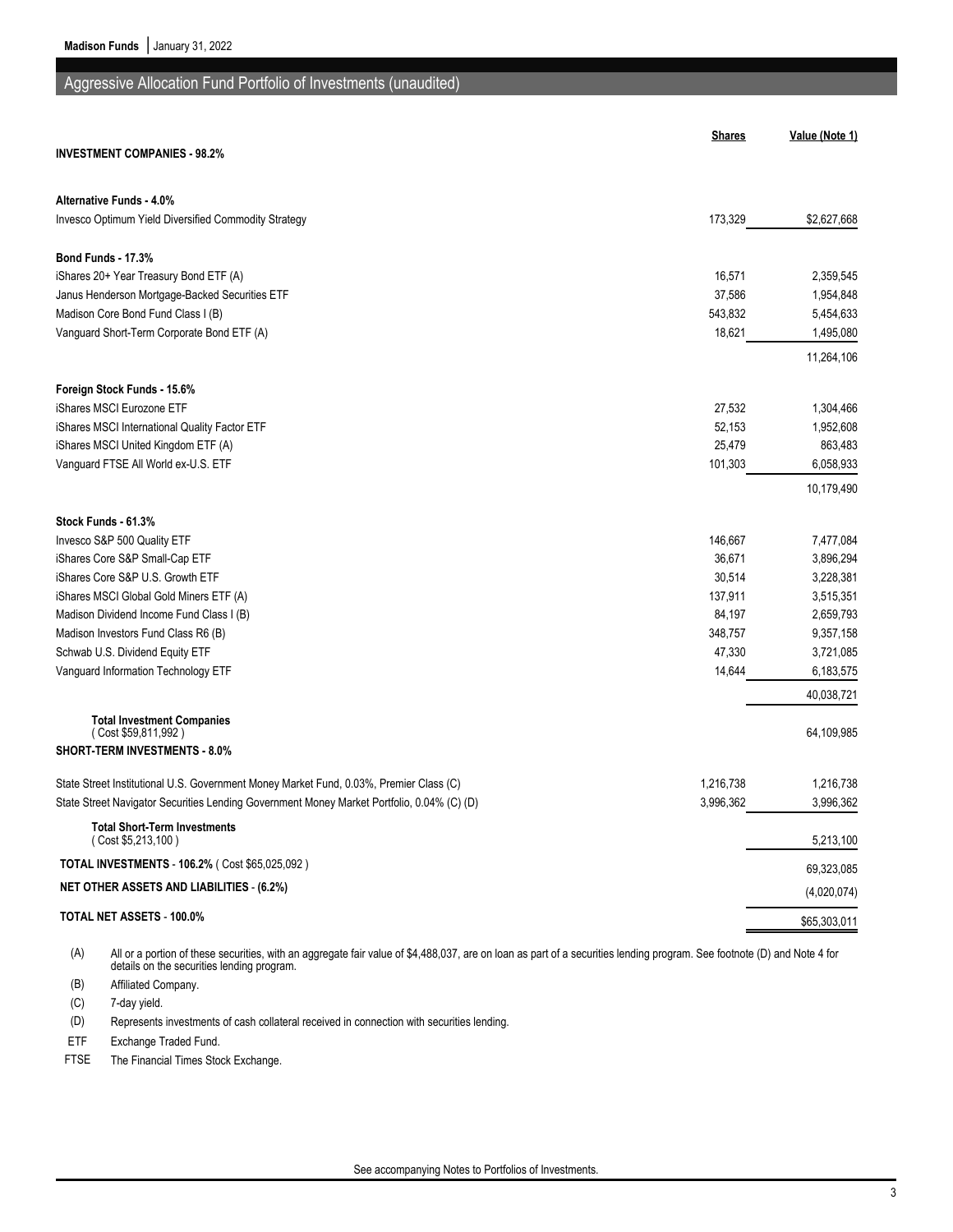## Aggressive Allocation Fund Portfolio of Investments (unaudited)

| | Shares | Value (Note 1) |
|---|---|---|
| **INVESTMENT COMPANIES - 98.2%** | | |
| **Alternative Funds - 4.0%** | | |
| Invesco Optimum Yield Diversified Commodity Strategy | 173,329 | $2,627,668 |
| **Bond Funds - 17.3%** | | |
| iShares 20+ Year Treasury Bond ETF (A) | 16,571 | 2,359,545 |
| Janus Henderson Mortgage-Backed Securities ETF | 37,586 | 1,954,848 |
| Madison Core Bond Fund Class I (B) | 543,832 | 5,454,633 |
| Vanguard Short-Term Corporate Bond ETF (A) | 18,621 | 1,495,080 |
| | | 11,264,106 |
| **Foreign Stock Funds - 15.6%** | | |
| iShares MSCI Eurozone ETF | 27,532 | 1,304,466 |
| iShares MSCI International Quality Factor ETF | 52,153 | 1,952,608 |
| iShares MSCI United Kingdom ETF (A) | 25,479 | 863,483 |
| Vanguard FTSE All World ex-U.S. ETF | 101,303 | 6,058,933 |
| | | 10,179,490 |
| **Stock Funds - 61.3%** | | |
| Invesco S&P 500 Quality ETF | 146,667 | 7,477,084 |
| iShares Core S&P Small-Cap ETF | 36,671 | 3,896,294 |
| iShares Core S&P U.S. Growth ETF | 30,514 | 3,228,381 |
| iShares MSCI Global Gold Miners ETF (A) | 137,911 | 3,515,351 |
| Madison Dividend Income Fund Class I (B) | 84,197 | 2,659,793 |
| Madison Investors Fund Class R6 (B) | 348,757 | 9,357,158 |
| Schwab U.S. Dividend Equity ETF | 47,330 | 3,721,085 |
| Vanguard Information Technology ETF | 14,644 | 6,183,575 |
| | | 40,038,721 |
| **Total Investment Companies** ( Cost $59,811,992 ) | | 64,109,985 |
| **SHORT-TERM INVESTMENTS - 8.0%** | | |
| State Street Institutional U.S. Government Money Market Fund, 0.03%, Premier Class (C) | 1,216,738 | 1,216,738 |
| State Street Navigator Securities Lending Government Money Market Portfolio, 0.04% (C) (D) | 3,996,362 | 3,996,362 |
| **Total Short-Term Investments** ( Cost $5,213,100 ) | | 5,213,100 |
| **TOTAL INVESTMENTS - 106.2%** ( Cost $65,025,092 ) | | 69,323,085 |
| **NET OTHER ASSETS AND LIABILITIES - (6.2%)** | | (4,020,074) |
| **TOTAL NET ASSETS - 100.0%** | | $65,303,011 |

(A) All or a portion of these securities, with an aggregate fair value of $4,488,037, are on loan as part of a securities lending program. See footnote (D) and Note 4 for details on the securities lending program.

(B) Affiliated Company.

(C) 7-day yield.

(D) Represents investments of cash collateral received in connection with securities lending.

ETF Exchange Traded Fund.

FTSE The Financial Times Stock Exchange.

See accompanying Notes to Portfolios of Investments.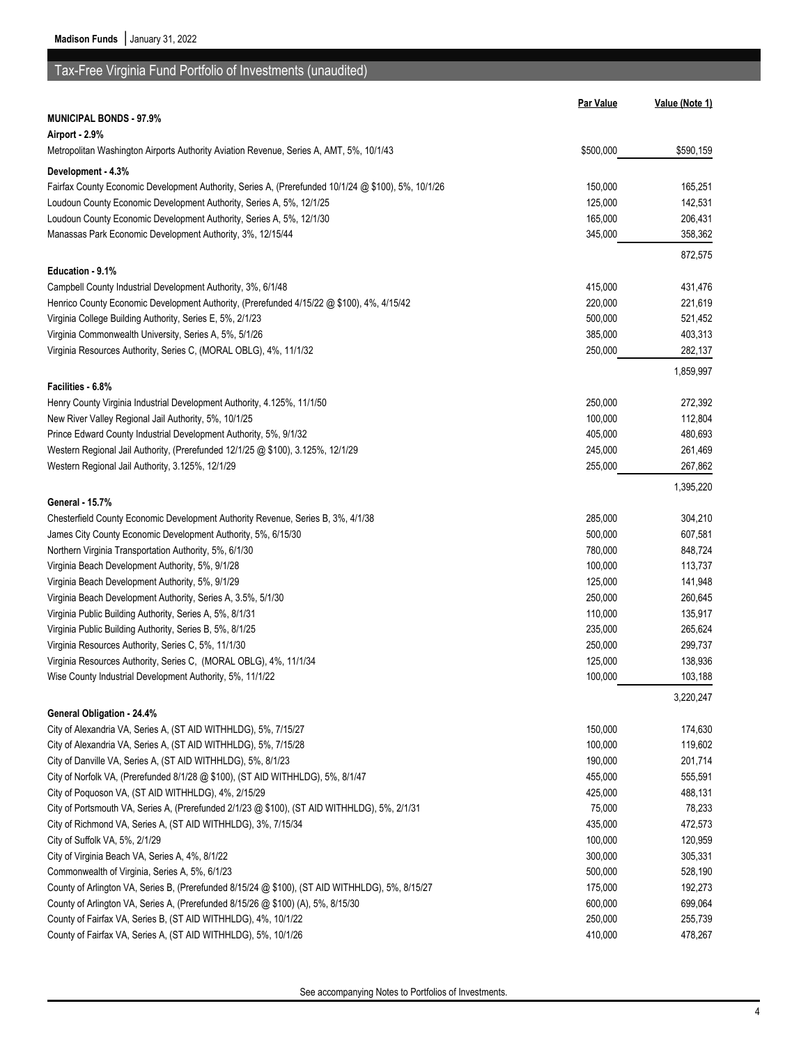## Tax-Free Virginia Fund Portfolio of Investments (unaudited)

| | Par Value | Value (Note 1) |
|---|---|---|
| **MUNICIPAL BONDS - 97.9%** | | |
| **Airport - 2.9%** | | |
| Metropolitan Washington Airports Authority Aviation Revenue, Series A, AMT, 5%, 10/1/43 | $500,000 | $590,159 |
| **Development - 4.3%** | | |
| Fairfax County Economic Development Authority, Series A, (Prerefunded 10/1/24 @ $100), 5%, 10/1/26 | 150,000 | 165,251 |
| Loudoun County Economic Development Authority, Series A, 5%, 12/1/25 | 125,000 | 142,531 |
| Loudoun County Economic Development Authority, Series A, 5%, 12/1/30 | 165,000 | 206,431 |
| Manassas Park Economic Development Authority, 3%, 12/15/44 | 345,000 | 358,362 |
| | | 872,575 |
| **Education - 9.1%** | | |
| Campbell County Industrial Development Authority, 3%, 6/1/48 | 415,000 | 431,476 |
| Henrico County Economic Development Authority, (Prerefunded 4/15/22 @ $100), 4%, 4/15/42 | 220,000 | 221,619 |
| Virginia College Building Authority, Series E, 5%, 2/1/23 | 500,000 | 521,452 |
| Virginia Commonwealth University, Series A, 5%, 5/1/26 | 385,000 | 403,313 |
| Virginia Resources Authority, Series C, (MORAL OBLG), 4%, 11/1/32 | 250,000 | 282,137 |
| | | 1,859,997 |
| **Facilities - 6.8%** | | |
| Henry County Virginia Industrial Development Authority, 4.125%, 11/1/50 | 250,000 | 272,392 |
| New River Valley Regional Jail Authority, 5%, 10/1/25 | 100,000 | 112,804 |
| Prince Edward County Industrial Development Authority, 5%, 9/1/32 | 405,000 | 480,693 |
| Western Regional Jail Authority, (Prerefunded 12/1/25 @ $100), 3.125%, 12/1/29 | 245,000 | 261,469 |
| Western Regional Jail Authority, 3.125%, 12/1/29 | 255,000 | 267,862 |
| | | 1,395,220 |
| **General - 15.7%** | | |
| Chesterfield County Economic Development Authority Revenue, Series B, 3%, 4/1/38 | 285,000 | 304,210 |
| James City County Economic Development Authority, 5%, 6/15/30 | 500,000 | 607,581 |
| Northern Virginia Transportation Authority, 5%, 6/1/30 | 780,000 | 848,724 |
| Virginia Beach Development Authority, 5%, 9/1/28 | 100,000 | 113,737 |
| Virginia Beach Development Authority, 5%, 9/1/29 | 125,000 | 141,948 |
| Virginia Beach Development Authority, Series A, 3.5%, 5/1/30 | 250,000 | 260,645 |
| Virginia Public Building Authority, Series A, 5%, 8/1/31 | 110,000 | 135,917 |
| Virginia Public Building Authority, Series B, 5%, 8/1/25 | 235,000 | 265,624 |
| Virginia Resources Authority, Series C, 5%, 11/1/30 | 250,000 | 299,737 |
| Virginia Resources Authority, Series C, (MORAL OBLG), 4%, 11/1/34 | 125,000 | 138,936 |
| Wise County Industrial Development Authority, 5%, 11/1/22 | 100,000 | 103,188 |
| | | 3,220,247 |
| **General Obligation - 24.4%** | | |
| City of Alexandria VA, Series A, (ST AID WITHHLDG), 5%, 7/15/27 | 150,000 | 174,630 |
| City of Alexandria VA, Series A, (ST AID WITHHLDG), 5%, 7/15/28 | 100,000 | 119,602 |
| City of Danville VA, Series A, (ST AID WITHHLDG), 5%, 8/1/23 | 190,000 | 201,714 |
| City of Norfolk VA, (Prerefunded 8/1/28 @ $100), (ST AID WITHHLDG), 5%, 8/1/47 | 455,000 | 555,591 |
| City of Poquoson VA, (ST AID WITHHLDG), 4%, 2/15/29 | 425,000 | 488,131 |
| City of Portsmouth VA, Series A, (Prerefunded 2/1/23 @ $100), (ST AID WITHHLDG), 5%, 2/1/31 | 75,000 | 78,233 |
| City of Richmond VA, Series A, (ST AID WITHHLDG), 3%, 7/15/34 | 435,000 | 472,573 |
| City of Suffolk VA, 5%, 2/1/29 | 100,000 | 120,959 |
| City of Virginia Beach VA, Series A, 4%, 8/1/22 | 300,000 | 305,331 |
| Commonwealth of Virginia, Series A, 5%, 6/1/23 | 500,000 | 528,190 |
| County of Arlington VA, Series B, (Prerefunded 8/15/24 @ $100), (ST AID WITHHLDG), 5%, 8/15/27 | 175,000 | 192,273 |
| County of Arlington VA, Series A, (Prerefunded 8/15/26 @ $100) (A), 5%, 8/15/30 | 600,000 | 699,064 |
| County of Fairfax VA, Series B, (ST AID WITHHLDG), 4%, 10/1/22 | 250,000 | 255,739 |
| County of Fairfax VA, Series A, (ST AID WITHHLDG), 5%, 10/1/26 | 410,000 | 478,267 |

See accompanying Notes to Portfolios of Investments.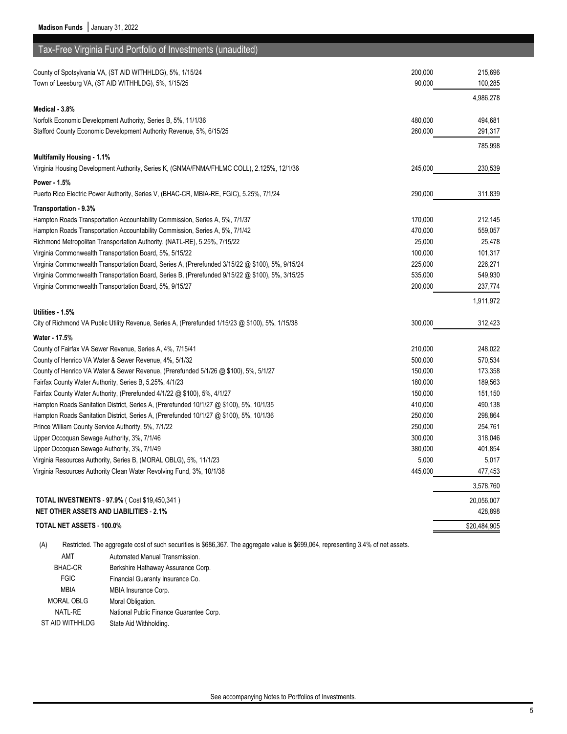## Tax-Free Virginia Fund Portfolio of Investments (unaudited)

| | | |
|---|---|---|
| County of Spotsylvania VA, (ST AID WITHHLDG), 5%, 1/15/24 | 200,000 | 215,696 |
| Town of Leesburg VA, (ST AID WITHHLDG), 5%, 1/15/25 | 90,000 | 100,285 |
| | | 4,986,278 |
| **Medical - 3.8%** | | |
| Norfolk Economic Development Authority, Series B, 5%, 11/1/36 | 480,000 | 494,681 |
| Stafford County Economic Development Authority Revenue, 5%, 6/15/25 | 260,000 | 291,317 |
| | | 785,998 |
| **Multifamily Housing - 1.1%** | | |
| Virginia Housing Development Authority, Series K, (GNMA/FNMA/FHLMC COLL), 2.125%, 12/1/36 | 245,000 | 230,539 |
| **Power - 1.5%** | | |
| Puerto Rico Electric Power Authority, Series V, (BHAC-CR, MBIA-RE, FGIC), 5.25%, 7/1/24 | 290,000 | 311,839 |
| **Transportation - 9.3%** | | |
| Hampton Roads Transportation Accountability Commission, Series A, 5%, 7/1/37 | 170,000 | 212,145 |
| Hampton Roads Transportation Accountability Commission, Series A, 5%, 7/1/42 | 470,000 | 559,057 |
| Richmond Metropolitan Transportation Authority, (NATL-RE), 5.25%, 7/15/22 | 25,000 | 25,478 |
| Virginia Commonwealth Transportation Board, 5%, 5/15/22 | 100,000 | 101,317 |
| Virginia Commonwealth Transportation Board, Series A, (Prerefunded 3/15/22 @ $100), 5%, 9/15/24 | 225,000 | 226,271 |
| Virginia Commonwealth Transportation Board, Series B, (Prerefunded 9/15/22 @ $100), 5%, 3/15/25 | 535,000 | 549,930 |
| Virginia Commonwealth Transportation Board, 5%, 9/15/27 | 200,000 | 237,774 |
| | | 1,911,972 |
| **Utilities - 1.5%** | | |
| City of Richmond VA Public Utility Revenue, Series A, (Prerefunded 1/15/23 @ $100), 5%, 1/15/38 | 300,000 | 312,423 |
| **Water - 17.5%** | | |
| County of Fairfax VA Sewer Revenue, Series A, 4%, 7/15/41 | 210,000 | 248,022 |
| County of Henrico VA Water & Sewer Revenue, 4%, 5/1/32 | 500,000 | 570,534 |
| County of Henrico VA Water & Sewer Revenue, (Prerefunded 5/1/26 @ $100), 5%, 5/1/27 | 150,000 | 173,358 |
| Fairfax County Water Authority, Series B, 5.25%, 4/1/23 | 180,000 | 189,563 |
| Fairfax County Water Authority, (Prerefunded 4/1/22 @ $100), 5%, 4/1/27 | 150,000 | 151,150 |
| Hampton Roads Sanitation District, Series A, (Prerefunded 10/1/27 @ $100), 5%, 10/1/35 | 410,000 | 490,138 |
| Hampton Roads Sanitation District, Series A, (Prerefunded 10/1/27 @ $100), 5%, 10/1/36 | 250,000 | 298,864 |
| Prince William County Service Authority, 5%, 7/1/22 | 250,000 | 254,761 |
| Upper Occoquan Sewage Authority, 3%, 7/1/46 | 300,000 | 318,046 |
| Upper Occoquan Sewage Authority, 3%, 7/1/49 | 380,000 | 401,854 |
| Virginia Resources Authority, Series B, (MORAL OBLG), 5%, 11/1/23 | 5,000 | 5,017 |
| Virginia Resources Authority Clean Water Revolving Fund, 3%, 10/1/38 | 445,000 | 477,453 |
| | | 3,578,760 |
| **TOTAL INVESTMENTS - 97.9%** ( Cost $19,450,341 ) | | 20,056,007 |
| **NET OTHER ASSETS AND LIABILITIES - 2.1%** | | 428,898 |
| **TOTAL NET ASSETS - 100.0%** | | $20,484,905 |

(A) Restricted. The aggregate cost of such securities is $686,367. The aggregate value is $699,064, representing 3.4% of net assets.

| | |
|---|---|
| AMT | Automated Manual Transmission. |
| BHAC-CR | Berkshire Hathaway Assurance Corp. |
| FGIC | Financial Guaranty Insurance Co. |
| MBIA | MBIA Insurance Corp. |
| MORAL OBLG | Moral Obligation. |
| NATL-RE | National Public Finance Guarantee Corp. |
| ST AID WITHHLDG | State Aid Withholding. |

See accompanying Notes to Portfolios of Investments.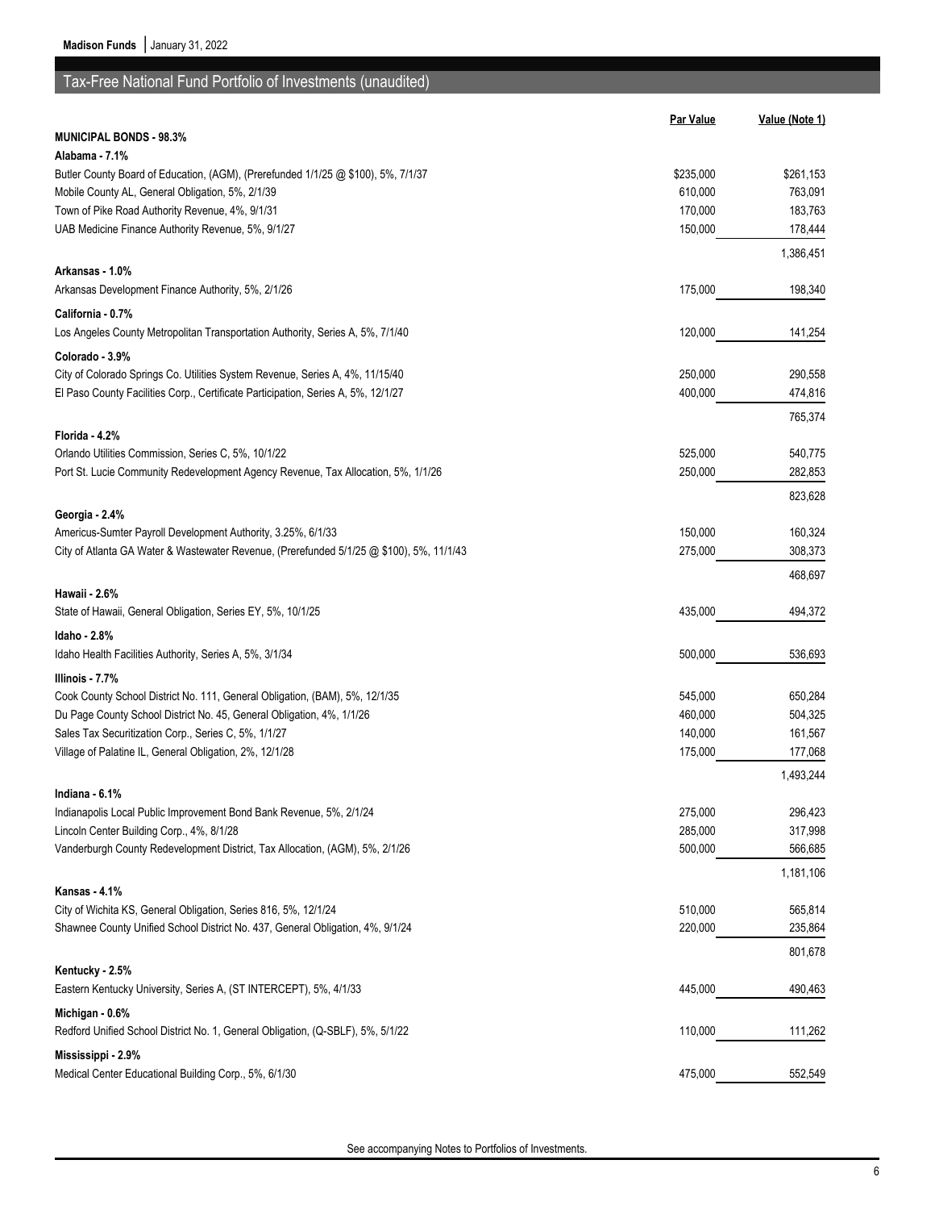## Tax-Free National Fund Portfolio of Investments (unaudited)

| | Par Value | Value (Note 1) |
|---|---|---|
| **MUNICIPAL BONDS - 98.3%** | | |
| **Alabama - 7.1%** | | |
| Butler County Board of Education, (AGM), (Prerefunded 1/1/25 @ $100), 5%, 7/1/37 | $235,000 | $261,153 |
| Mobile County AL, General Obligation, 5%, 2/1/39 | 610,000 | 763,091 |
| Town of Pike Road Authority Revenue, 4%, 9/1/31 | 170,000 | 183,763 |
| UAB Medicine Finance Authority Revenue, 5%, 9/1/27 | 150,000 | 178,444 |
| | | 1,386,451 |
| **Arkansas - 1.0%** | | |
| Arkansas Development Finance Authority, 5%, 2/1/26 | 175,000 | 198,340 |
| **California - 0.7%** | | |
| Los Angeles County Metropolitan Transportation Authority, Series A, 5%, 7/1/40 | 120,000 | 141,254 |
| **Colorado - 3.9%** | | |
| City of Colorado Springs Co. Utilities System Revenue, Series A, 4%, 11/15/40 | 250,000 | 290,558 |
| El Paso County Facilities Corp., Certificate Participation, Series A, 5%, 12/1/27 | 400,000 | 474,816 |
| | | 765,374 |
| **Florida - 4.2%** | | |
| Orlando Utilities Commission, Series C, 5%, 10/1/22 | 525,000 | 540,775 |
| Port St. Lucie Community Redevelopment Agency Revenue, Tax Allocation, 5%, 1/1/26 | 250,000 | 282,853 |
| | | 823,628 |
| **Georgia - 2.4%** | | |
| Americus-Sumter Payroll Development Authority, 3.25%, 6/1/33 | 150,000 | 160,324 |
| City of Atlanta GA Water & Wastewater Revenue, (Prerefunded 5/1/25 @ $100), 5%, 11/1/43 | 275,000 | 308,373 |
| | | 468,697 |
| **Hawaii - 2.6%** | | |
| State of Hawaii, General Obligation, Series EY, 5%, 10/1/25 | 435,000 | 494,372 |
| **Idaho - 2.8%** | | |
| Idaho Health Facilities Authority, Series A, 5%, 3/1/34 | 500,000 | 536,693 |
| **Illinois - 7.7%** | | |
| Cook County School District No. 111, General Obligation, (BAM), 5%, 12/1/35 | 545,000 | 650,284 |
| Du Page County School District No. 45, General Obligation, 4%, 1/1/26 | 460,000 | 504,325 |
| Sales Tax Securitization Corp., Series C, 5%, 1/1/27 | 140,000 | 161,567 |
| Village of Palatine IL, General Obligation, 2%, 12/1/28 | 175,000 | 177,068 |
| | | 1,493,244 |
| **Indiana - 6.1%** | | |
| Indianapolis Local Public Improvement Bond Bank Revenue, 5%, 2/1/24 | 275,000 | 296,423 |
| Lincoln Center Building Corp., 4%, 8/1/28 | 285,000 | 317,998 |
| Vanderburgh County Redevelopment District, Tax Allocation, (AGM), 5%, 2/1/26 | 500,000 | 566,685 |
| | | 1,181,106 |
| **Kansas - 4.1%** | | |
| City of Wichita KS, General Obligation, Series 816, 5%, 12/1/24 | 510,000 | 565,814 |
| Shawnee County Unified School District No. 437, General Obligation, 4%, 9/1/24 | 220,000 | 235,864 |
| | | 801,678 |
| **Kentucky - 2.5%** | | |
| Eastern Kentucky University, Series A, (ST INTERCEPT), 5%, 4/1/33 | 445,000 | 490,463 |
| **Michigan - 0.6%** | | |
| Redford Unified School District No. 1, General Obligation, (Q-SBLF), 5%, 5/1/22 | 110,000 | 111,262 |
| **Mississippi - 2.9%** | | |
| Medical Center Educational Building Corp., 5%, 6/1/30 | 475,000 | 552,549 |

See accompanying Notes to Portfolios of Investments.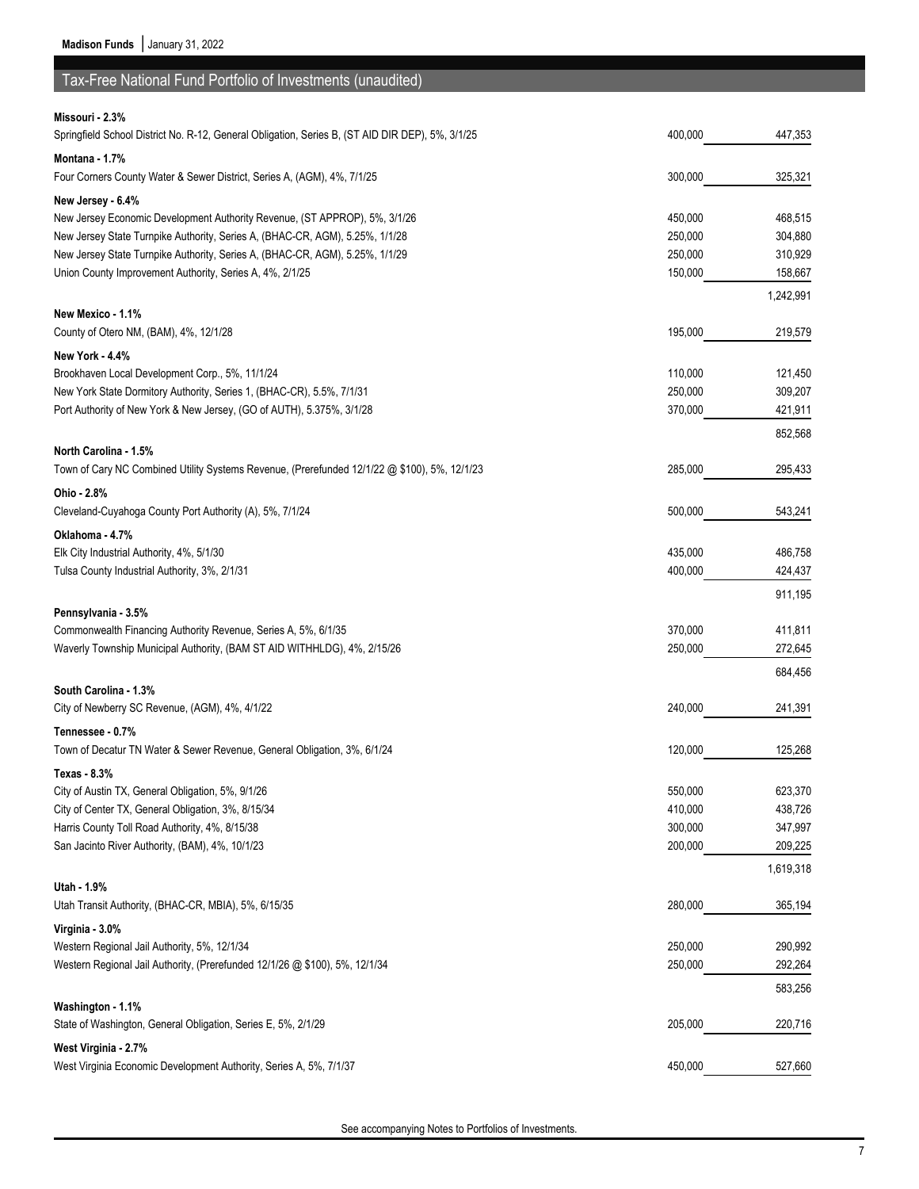## Tax-Free National Fund Portfolio of Investments (unaudited)

| | | |
|---|---|---|
| **Missouri - 2.3%** | | |
| Springfield School District No. R-12, General Obligation, Series B, (ST AID DIR DEP), 5%, 3/1/25 | 400,000 | 447,353 |
| **Montana - 1.7%** | | |
| Four Corners County Water & Sewer District, Series A, (AGM), 4%, 7/1/25 | 300,000 | 325,321 |
| **New Jersey - 6.4%** | | |
| New Jersey Economic Development Authority Revenue, (ST APPROP), 5%, 3/1/26 | 450,000 | 468,515 |
| New Jersey State Turnpike Authority, Series A, (BHAC-CR, AGM), 5.25%, 1/1/28 | 250,000 | 304,880 |
| New Jersey State Turnpike Authority, Series A, (BHAC-CR, AGM), 5.25%, 1/1/29 | 250,000 | 310,929 |
| Union County Improvement Authority, Series A, 4%, 2/1/25 | 150,000 | 158,667 |
| | | 1,242,991 |
| **New Mexico - 1.1%** | | |
| County of Otero NM, (BAM), 4%, 12/1/28 | 195,000 | 219,579 |
| **New York - 4.4%** | | |
| Brookhaven Local Development Corp., 5%, 11/1/24 | 110,000 | 121,450 |
| New York State Dormitory Authority, Series 1, (BHAC-CR), 5.5%, 7/1/31 | 250,000 | 309,207 |
| Port Authority of New York & New Jersey, (GO of AUTH), 5.375%, 3/1/28 | 370,000 | 421,911 |
| | | 852,568 |
| **North Carolina - 1.5%** | | |
| Town of Cary NC Combined Utility Systems Revenue, (Prerefunded 12/1/22 @ $100), 5%, 12/1/23 | 285,000 | 295,433 |
| **Ohio - 2.8%** | | |
| Cleveland-Cuyahoga County Port Authority (A), 5%, 7/1/24 | 500,000 | 543,241 |
| **Oklahoma - 4.7%** | | |
| Elk City Industrial Authority, 4%, 5/1/30 | 435,000 | 486,758 |
| Tulsa County Industrial Authority, 3%, 2/1/31 | 400,000 | 424,437 |
| | | 911,195 |
| **Pennsylvania - 3.5%** | | |
| Commonwealth Financing Authority Revenue, Series A, 5%, 6/1/35 | 370,000 | 411,811 |
| Waverly Township Municipal Authority, (BAM ST AID WITHHLDG), 4%, 2/15/26 | 250,000 | 272,645 |
| | | 684,456 |
| **South Carolina - 1.3%** | | |
| City of Newberry SC Revenue, (AGM), 4%, 4/1/22 | 240,000 | 241,391 |
| **Tennessee - 0.7%** | | |
| Town of Decatur TN Water & Sewer Revenue, General Obligation, 3%, 6/1/24 | 120,000 | 125,268 |
| **Texas - 8.3%** | | |
| City of Austin TX, General Obligation, 5%, 9/1/26 | 550,000 | 623,370 |
| City of Center TX, General Obligation, 3%, 8/15/34 | 410,000 | 438,726 |
| Harris County Toll Road Authority, 4%, 8/15/38 | 300,000 | 347,997 |
| San Jacinto River Authority, (BAM), 4%, 10/1/23 | 200,000 | 209,225 |
| | | 1,619,318 |
| **Utah - 1.9%** | | |
| Utah Transit Authority, (BHAC-CR, MBIA), 5%, 6/15/35 | 280,000 | 365,194 |
| **Virginia - 3.0%** | | |
| Western Regional Jail Authority, 5%, 12/1/34 | 250,000 | 290,992 |
| Western Regional Jail Authority, (Prerefunded 12/1/26 @ $100), 5%, 12/1/34 | 250,000 | 292,264 |
| | | 583,256 |
| **Washington - 1.1%** | | |
| State of Washington, General Obligation, Series E, 5%, 2/1/29 | 205,000 | 220,716 |
| **West Virginia - 2.7%** | | |
| West Virginia Economic Development Authority, Series A, 5%, 7/1/37 | 450,000 | 527,660 |

See accompanying Notes to Portfolios of Investments.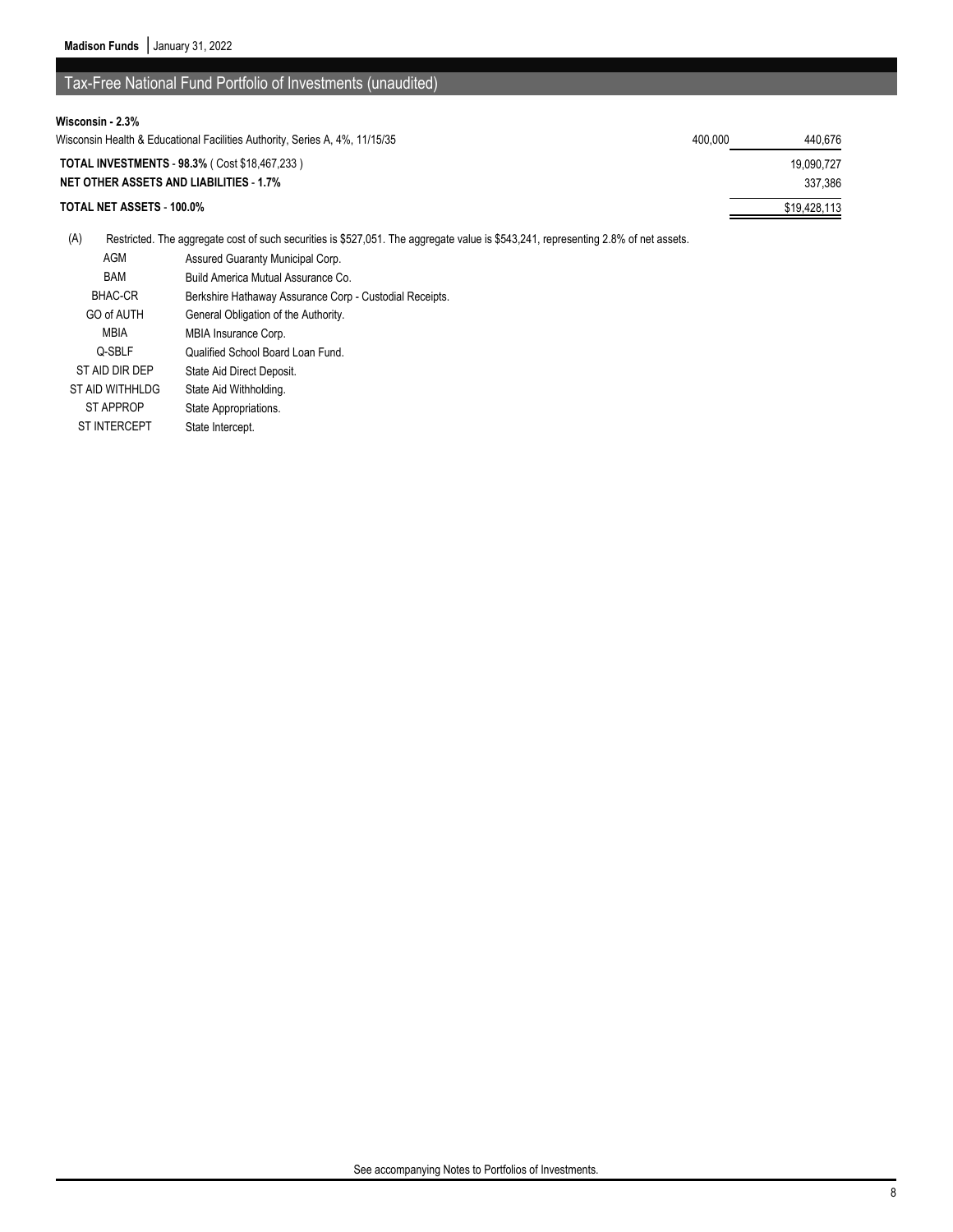## Tax-Free National Fund Portfolio of Investments (unaudited)

| | Par Value | Value |
|---|---|---|
| **Wisconsin - 2.3%** | | |
| Wisconsin Health & Educational Facilities Authority, Series A, 4%, 11/15/35 | 400,000 | 440,676 |
| **TOTAL INVESTMENTS - 98.3%** ( Cost $18,467,233 ) | | 19,090,727 |
| **NET OTHER ASSETS AND LIABILITIES - 1.7%** | | 337,386 |
| **TOTAL NET ASSETS - 100.0%** | | $19,428,113 |

(A) Restricted. The aggregate cost of such securities is $527,051. The aggregate value is $543,241, representing 2.8% of net assets.

| | |
|---|---|
| AGM | Assured Guaranty Municipal Corp. |
| BAM | Build America Mutual Assurance Co. |
| BHAC-CR | Berkshire Hathaway Assurance Corp - Custodial Receipts. |
| GO of AUTH | General Obligation of the Authority. |
| MBIA | MBIA Insurance Corp. |
| Q-SBLF | Qualified School Board Loan Fund. |
| ST AID DIR DEP | State Aid Direct Deposit. |
| ST AID WITHHLDG | State Aid Withholding. |
| ST APPROP | State Appropriations. |
| ST INTERCEPT | State Intercept. |

See accompanying Notes to Portfolios of Investments.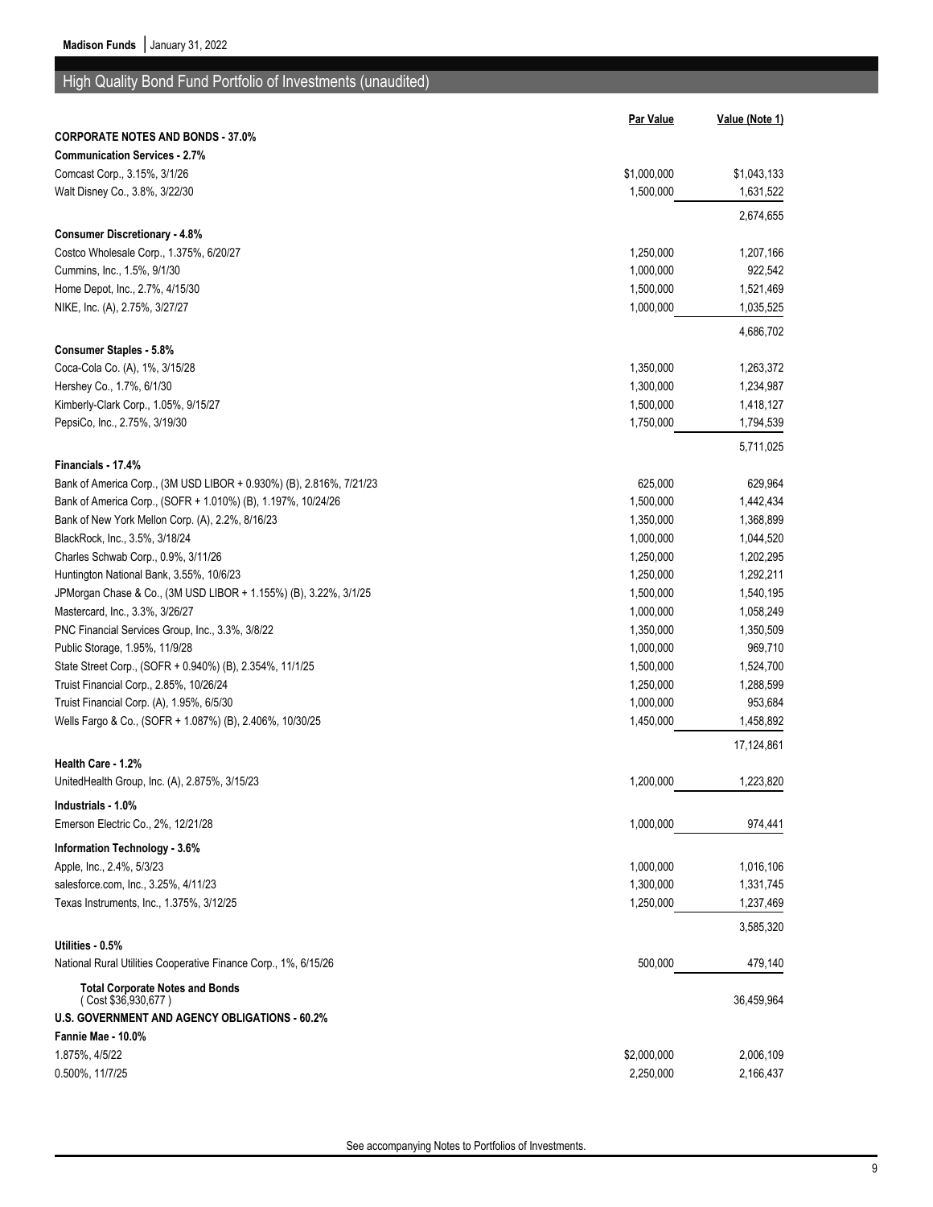## High Quality Bond Fund Portfolio of Investments (unaudited)

| | Par Value | Value (Note 1) |
|---|---|---|
| **CORPORATE NOTES AND BONDS - 37.0%** | | |
| **Communication Services - 2.7%** | | |
| Comcast Corp., 3.15%, 3/1/26 | $1,000,000 | $1,043,133 |
| Walt Disney Co., 3.8%, 3/22/30 | 1,500,000 | 1,631,522 |
| | | 2,674,655 |
| **Consumer Discretionary - 4.8%** | | |
| Costco Wholesale Corp., 1.375%, 6/20/27 | 1,250,000 | 1,207,166 |
| Cummins, Inc., 1.5%, 9/1/30 | 1,000,000 | 922,542 |
| Home Depot, Inc., 2.7%, 4/15/30 | 1,500,000 | 1,521,469 |
| NIKE, Inc. (A), 2.75%, 3/27/27 | 1,000,000 | 1,035,525 |
| | | 4,686,702 |
| **Consumer Staples - 5.8%** | | |
| Coca-Cola Co. (A), 1%, 3/15/28 | 1,350,000 | 1,263,372 |
| Hershey Co., 1.7%, 6/1/30 | 1,300,000 | 1,234,987 |
| Kimberly-Clark Corp., 1.05%, 9/15/27 | 1,500,000 | 1,418,127 |
| PepsiCo, Inc., 2.75%, 3/19/30 | 1,750,000 | 1,794,539 |
| | | 5,711,025 |
| **Financials - 17.4%** | | |
| Bank of America Corp., (3M USD LIBOR + 0.930%) (B), 2.816%, 7/21/23 | 625,000 | 629,964 |
| Bank of America Corp., (SOFR + 1.010%) (B), 1.197%, 10/24/26 | 1,500,000 | 1,442,434 |
| Bank of New York Mellon Corp. (A), 2.2%, 8/16/23 | 1,350,000 | 1,368,899 |
| BlackRock, Inc., 3.5%, 3/18/24 | 1,000,000 | 1,044,520 |
| Charles Schwab Corp., 0.9%, 3/11/26 | 1,250,000 | 1,202,295 |
| Huntington National Bank, 3.55%, 10/6/23 | 1,250,000 | 1,292,211 |
| JPMorgan Chase & Co., (3M USD LIBOR + 1.155%) (B), 3.22%, 3/1/25 | 1,500,000 | 1,540,195 |
| Mastercard, Inc., 3.3%, 3/26/27 | 1,000,000 | 1,058,249 |
| PNC Financial Services Group, Inc., 3.3%, 3/8/22 | 1,350,000 | 1,350,509 |
| Public Storage, 1.95%, 11/9/28 | 1,000,000 | 969,710 |
| State Street Corp., (SOFR + 0.940%) (B), 2.354%, 11/1/25 | 1,500,000 | 1,524,700 |
| Truist Financial Corp., 2.85%, 10/26/24 | 1,250,000 | 1,288,599 |
| Truist Financial Corp. (A), 1.95%, 6/5/30 | 1,000,000 | 953,684 |
| Wells Fargo & Co., (SOFR + 1.087%) (B), 2.406%, 10/30/25 | 1,450,000 | 1,458,892 |
| | | 17,124,861 |
| **Health Care - 1.2%** | | |
| UnitedHealth Group, Inc. (A), 2.875%, 3/15/23 | 1,200,000 | 1,223,820 |
| **Industrials - 1.0%** | | |
| Emerson Electric Co., 2%, 12/21/28 | 1,000,000 | 974,441 |
| **Information Technology - 3.6%** | | |
| Apple, Inc., 2.4%, 5/3/23 | 1,000,000 | 1,016,106 |
| salesforce.com, Inc., 3.25%, 4/11/23 | 1,300,000 | 1,331,745 |
| Texas Instruments, Inc., 1.375%, 3/12/25 | 1,250,000 | 1,237,469 |
| | | 3,585,320 |
| **Utilities - 0.5%** | | |
| National Rural Utilities Cooperative Finance Corp., 1%, 6/15/26 | 500,000 | 479,140 |
| **Total Corporate Notes and Bonds** ( Cost $36,930,677 ) | | 36,459,964 |
| **U.S. GOVERNMENT AND AGENCY OBLIGATIONS - 60.2%** | | |
| **Fannie Mae - 10.0%** | | |
| 1.875%, 4/5/22 | $2,000,000 | 2,006,109 |
| 0.500%, 11/7/25 | 2,250,000 | 2,166,437 |

See accompanying Notes to Portfolios of Investments.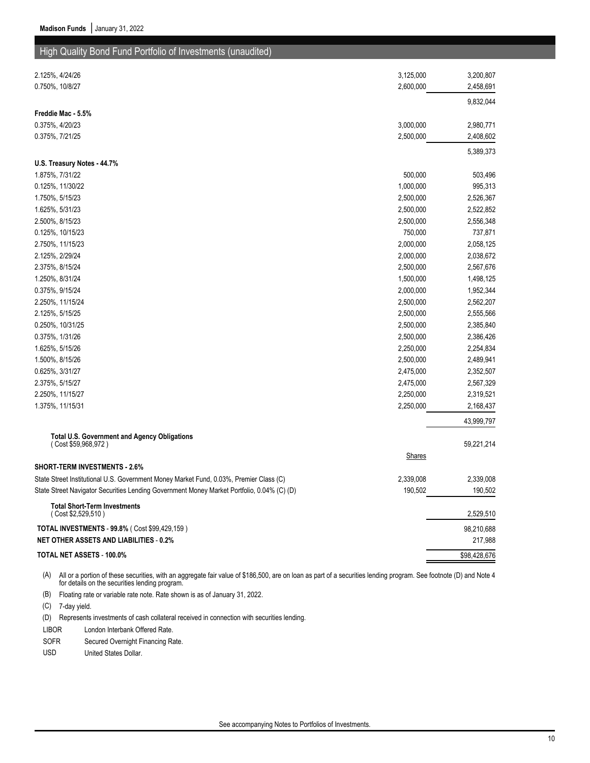## High Quality Bond Fund Portfolio of Investments (unaudited)

| | | |
|---|---|---|
| 2.125%, 4/24/26 | 3,125,000 | 3,200,807 |
| 0.750%, 10/8/27 | 2,600,000 | 2,458,691 |
| | | 9,832,044 |
| **Freddie Mac - 5.5%** | | |
| 0.375%, 4/20/23 | 3,000,000 | 2,980,771 |
| 0.375%, 7/21/25 | 2,500,000 | 2,408,602 |
| | | 5,389,373 |
| **U.S. Treasury Notes - 44.7%** | | |
| 1.875%, 7/31/22 | 500,000 | 503,496 |
| 0.125%, 11/30/22 | 1,000,000 | 995,313 |
| 1.750%, 5/15/23 | 2,500,000 | 2,526,367 |
| 1.625%, 5/31/23 | 2,500,000 | 2,522,852 |
| 2.500%, 8/15/23 | 2,500,000 | 2,556,348 |
| 0.125%, 10/15/23 | 750,000 | 737,871 |
| 2.750%, 11/15/23 | 2,000,000 | 2,058,125 |
| 2.125%, 2/29/24 | 2,000,000 | 2,038,672 |
| 2.375%, 8/15/24 | 2,500,000 | 2,567,676 |
| 1.250%, 8/31/24 | 1,500,000 | 1,498,125 |
| 0.375%, 9/15/24 | 2,000,000 | 1,952,344 |
| 2.250%, 11/15/24 | 2,500,000 | 2,562,207 |
| 2.125%, 5/15/25 | 2,500,000 | 2,555,566 |
| 0.250%, 10/31/25 | 2,500,000 | 2,385,840 |
| 0.375%, 1/31/26 | 2,500,000 | 2,386,426 |
| 1.625%, 5/15/26 | 2,250,000 | 2,254,834 |
| 1.500%, 8/15/26 | 2,500,000 | 2,489,941 |
| 0.625%, 3/31/27 | 2,475,000 | 2,352,507 |
| 2.375%, 5/15/27 | 2,475,000 | 2,567,329 |
| 2.250%, 11/15/27 | 2,250,000 | 2,319,521 |
| 1.375%, 11/15/31 | 2,250,000 | 2,168,437 |
| | | 43,999,797 |
| **Total U.S. Government and Agency Obligations** (Cost $59,968,972) | | 59,221,214 |
| | Shares | |
| **SHORT-TERM INVESTMENTS - 2.6%** | | |
| State Street Institutional U.S. Government Money Market Fund, 0.03%, Premier Class (C) | 2,339,008 | 2,339,008 |
| State Street Navigator Securities Lending Government Money Market Portfolio, 0.04% (C) (D) | 190,502 | 190,502 |
| **Total Short-Term Investments** (Cost $2,529,510) | | 2,529,510 |
| **TOTAL INVESTMENTS - 99.8%** (Cost $99,429,159) | | 98,210,688 |
| **NET OTHER ASSETS AND LIABILITIES - 0.2%** | | 217,988 |
| **TOTAL NET ASSETS - 100.0%** | | $98,428,676 |

(A) All or a portion of these securities, with an aggregate fair value of $186,500, are on loan as part of a securities lending program. See footnote (D) and Note 4 for details on the securities lending program.

(B) Floating rate or variable rate note. Rate shown is as of January 31, 2022.

(C) 7-day yield.

(D) Represents investments of cash collateral received in connection with securities lending.

LIBOR London Interbank Offered Rate.

SOFR Secured Overnight Financing Rate.

USD United States Dollar.

See accompanying Notes to Portfolios of Investments.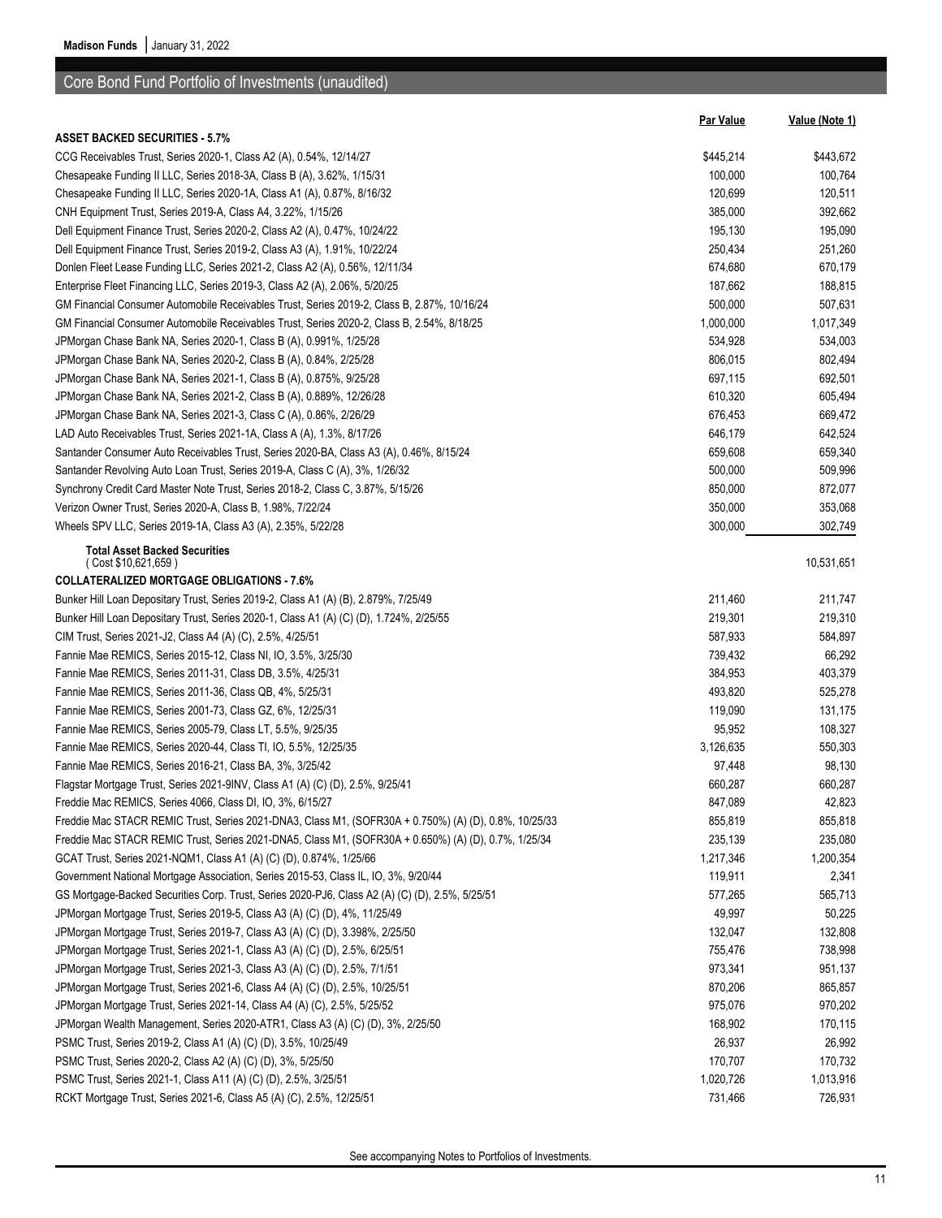## Core Bond Fund Portfolio of Investments (unaudited)

| | Par Value | Value (Note 1) |
|---|---|---|
| **ASSET BACKED SECURITIES - 5.7%** | | |
| CCG Receivables Trust, Series 2020-1, Class A2 (A), 0.54%, 12/14/27 | $445,214 | $443,672 |
| Chesapeake Funding II LLC, Series 2018-3A, Class B (A), 3.62%, 1/15/31 | 100,000 | 100,764 |
| Chesapeake Funding II LLC, Series 2020-1A, Class A1 (A), 0.87%, 8/16/32 | 120,699 | 120,511 |
| CNH Equipment Trust, Series 2019-A, Class A4, 3.22%, 1/15/26 | 385,000 | 392,662 |
| Dell Equipment Finance Trust, Series 2020-2, Class A2 (A), 0.47%, 10/24/22 | 195,130 | 195,090 |
| Dell Equipment Finance Trust, Series 2019-2, Class A3 (A), 1.91%, 10/22/24 | 250,434 | 251,260 |
| Donlen Fleet Lease Funding LLC, Series 2021-2, Class A2 (A), 0.56%, 12/11/34 | 674,680 | 670,179 |
| Enterprise Fleet Financing LLC, Series 2019-3, Class A2 (A), 2.06%, 5/20/25 | 187,662 | 188,815 |
| GM Financial Consumer Automobile Receivables Trust, Series 2019-2, Class B, 2.87%, 10/16/24 | 500,000 | 507,631 |
| GM Financial Consumer Automobile Receivables Trust, Series 2020-2, Class B, 2.54%, 8/18/25 | 1,000,000 | 1,017,349 |
| JPMorgan Chase Bank NA, Series 2020-1, Class B (A), 0.991%, 1/25/28 | 534,928 | 534,003 |
| JPMorgan Chase Bank NA, Series 2020-2, Class B (A), 0.84%, 2/25/28 | 806,015 | 802,494 |
| JPMorgan Chase Bank NA, Series 2021-1, Class B (A), 0.875%, 9/25/28 | 697,115 | 692,501 |
| JPMorgan Chase Bank NA, Series 2021-2, Class B (A), 0.889%, 12/26/28 | 610,320 | 605,494 |
| JPMorgan Chase Bank NA, Series 2021-3, Class C (A), 0.86%, 2/26/29 | 676,453 | 669,472 |
| LAD Auto Receivables Trust, Series 2021-1A, Class A (A), 1.3%, 8/17/26 | 646,179 | 642,524 |
| Santander Consumer Auto Receivables Trust, Series 2020-BA, Class A3 (A), 0.46%, 8/15/24 | 659,608 | 659,340 |
| Santander Revolving Auto Loan Trust, Series 2019-A, Class C (A), 3%, 1/26/32 | 500,000 | 509,996 |
| Synchrony Credit Card Master Note Trust, Series 2018-2, Class C, 3.87%, 5/15/26 | 850,000 | 872,077 |
| Verizon Owner Trust, Series 2020-A, Class B, 1.98%, 7/22/24 | 350,000 | 353,068 |
| Wheels SPV LLC, Series 2019-1A, Class A3 (A), 2.35%, 5/22/28 | 300,000 | 302,749 |
| **Total Asset Backed Securities** ( Cost $10,621,659 ) | | 10,531,651 |
| **COLLATERALIZED MORTGAGE OBLIGATIONS - 7.6%** | | |
| Bunker Hill Loan Depositary Trust, Series 2019-2, Class A1 (A) (B), 2.879%, 7/25/49 | 211,460 | 211,747 |
| Bunker Hill Loan Depositary Trust, Series 2020-1, Class A1 (A) (C) (D), 1.724%, 2/25/55 | 219,301 | 219,310 |
| CIM Trust, Series 2021-J2, Class A4 (A) (C), 2.5%, 4/25/51 | 587,933 | 584,897 |
| Fannie Mae REMICS, Series 2015-12, Class NI, IO, 3.5%, 3/25/30 | 739,432 | 66,292 |
| Fannie Mae REMICS, Series 2011-31, Class DB, 3.5%, 4/25/31 | 384,953 | 403,379 |
| Fannie Mae REMICS, Series 2011-36, Class QB, 4%, 5/25/31 | 493,820 | 525,278 |
| Fannie Mae REMICS, Series 2001-73, Class GZ, 6%, 12/25/31 | 119,090 | 131,175 |
| Fannie Mae REMICS, Series 2005-79, Class LT, 5.5%, 9/25/35 | 95,952 | 108,327 |
| Fannie Mae REMICS, Series 2020-44, Class TI, IO, 5.5%, 12/25/35 | 3,126,635 | 550,303 |
| Fannie Mae REMICS, Series 2016-21, Class BA, 3%, 3/25/42 | 97,448 | 98,130 |
| Flagstar Mortgage Trust, Series 2021-9INV, Class A1 (A) (C) (D), 2.5%, 9/25/41 | 660,287 | 660,287 |
| Freddie Mac REMICS, Series 4066, Class DI, IO, 3%, 6/15/27 | 847,089 | 42,823 |
| Freddie Mac STACR REMIC Trust, Series 2021-DNA3, Class M1, (SOFR30A + 0.750%) (A) (D), 0.8%, 10/25/33 | 855,819 | 855,818 |
| Freddie Mac STACR REMIC Trust, Series 2021-DNA5, Class M1, (SOFR30A + 0.650%) (A) (D), 0.7%, 1/25/34 | 235,139 | 235,080 |
| GCAT Trust, Series 2021-NQM1, Class A1 (A) (C) (D), 0.874%, 1/25/66 | 1,217,346 | 1,200,354 |
| Government National Mortgage Association, Series 2015-53, Class IL, IO, 3%, 9/20/44 | 119,911 | 2,341 |
| GS Mortgage-Backed Securities Corp. Trust, Series 2020-PJ6, Class A2 (A) (C) (D), 2.5%, 5/25/51 | 577,265 | 565,713 |
| JPMorgan Mortgage Trust, Series 2019-5, Class A3 (A) (C) (D), 4%, 11/25/49 | 49,997 | 50,225 |
| JPMorgan Mortgage Trust, Series 2019-7, Class A3 (A) (C) (D), 3.398%, 2/25/50 | 132,047 | 132,808 |
| JPMorgan Mortgage Trust, Series 2021-1, Class A3 (A) (C) (D), 2.5%, 6/25/51 | 755,476 | 738,998 |
| JPMorgan Mortgage Trust, Series 2021-3, Class A3 (A) (C) (D), 2.5%, 7/1/51 | 973,341 | 951,137 |
| JPMorgan Mortgage Trust, Series 2021-6, Class A4 (A) (C) (D), 2.5%, 10/25/51 | 870,206 | 865,857 |
| JPMorgan Mortgage Trust, Series 2021-14, Class A4 (A) (C), 2.5%, 5/25/52 | 975,076 | 970,202 |
| JPMorgan Wealth Management, Series 2020-ATR1, Class A3 (A) (C) (D), 3%, 2/25/50 | 168,902 | 170,115 |
| PSMC Trust, Series 2019-2, Class A1 (A) (C) (D), 3.5%, 10/25/49 | 26,937 | 26,992 |
| PSMC Trust, Series 2020-2, Class A2 (A) (C) (D), 3%, 5/25/50 | 170,707 | 170,732 |
| PSMC Trust, Series 2021-1, Class A11 (A) (C) (D), 2.5%, 3/25/51 | 1,020,726 | 1,013,916 |
| RCKT Mortgage Trust, Series 2021-6, Class A5 (A) (C), 2.5%, 12/25/51 | 731,466 | 726,931 |

See accompanying Notes to Portfolios of Investments.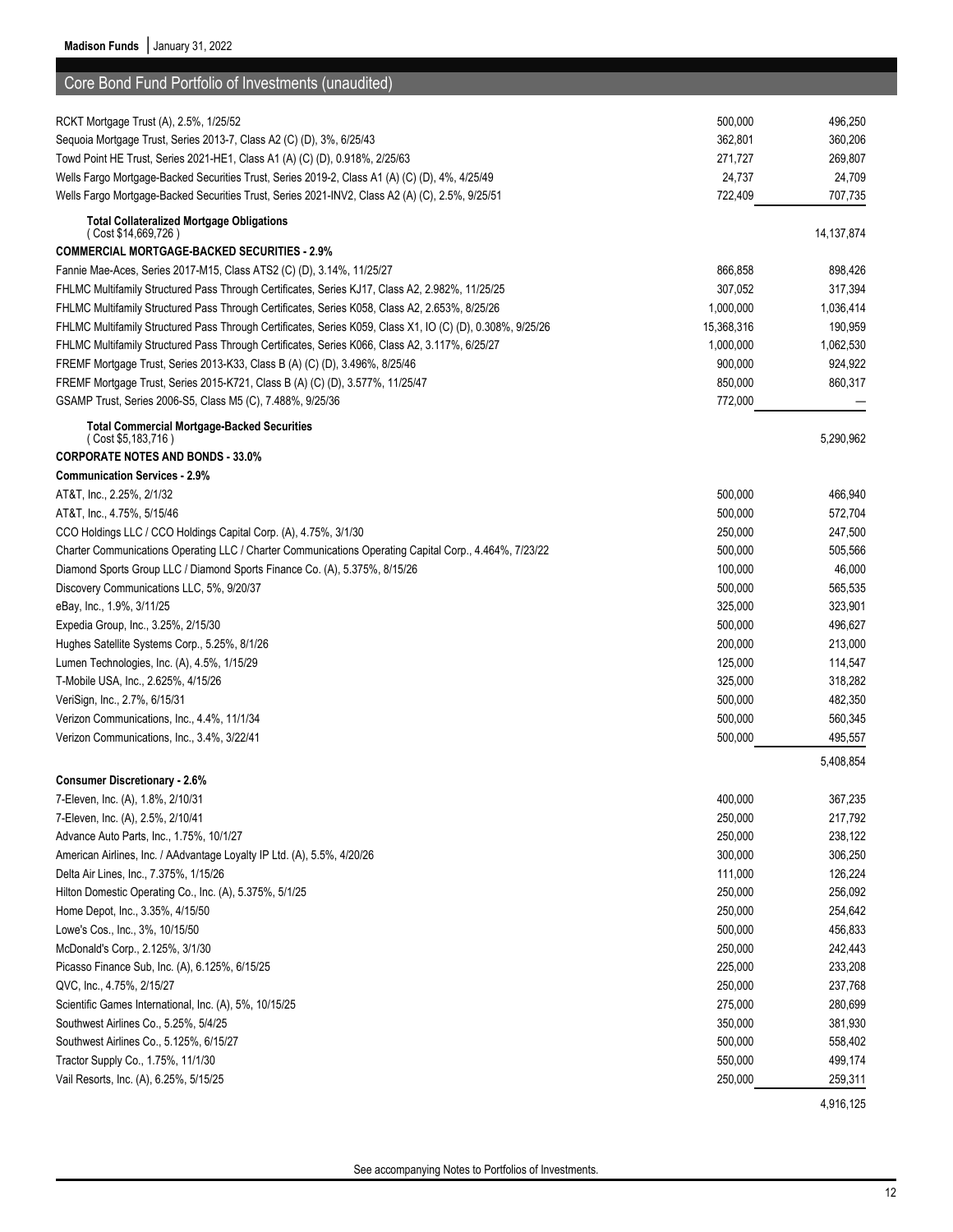## Core Bond Fund Portfolio of Investments (unaudited)

| | | |
|---|---|---|
| RCKT Mortgage Trust (A), 2.5%, 1/25/52 | 500,000 | 496,250 |
| Sequoia Mortgage Trust, Series 2013-7, Class A2 (C) (D), 3%, 6/25/43 | 362,801 | 360,206 |
| Towd Point HE Trust, Series 2021-HE1, Class A1 (A) (C) (D), 0.918%, 2/25/63 | 271,727 | 269,807 |
| Wells Fargo Mortgage-Backed Securities Trust, Series 2019-2, Class A1 (A) (C) (D), 4%, 4/25/49 | 24,737 | 24,709 |
| Wells Fargo Mortgage-Backed Securities Trust, Series 2021-INV2, Class A2 (A) (C), 2.5%, 9/25/51 | 722,409 | 707,735 |
| **Total Collateralized Mortgage Obligations** ( Cost $14,669,726 ) | | 14,137,874 |
| **COMMERCIAL MORTGAGE-BACKED SECURITIES - 2.9%** | | |
| Fannie Mae-Aces, Series 2017-M15, Class ATS2 (C) (D), 3.14%, 11/25/27 | 866,858 | 898,426 |
| FHLMC Multifamily Structured Pass Through Certificates, Series KJ17, Class A2, 2.982%, 11/25/25 | 307,052 | 317,394 |
| FHLMC Multifamily Structured Pass Through Certificates, Series K058, Class A2, 2.653%, 8/25/26 | 1,000,000 | 1,036,414 |
| FHLMC Multifamily Structured Pass Through Certificates, Series K059, Class X1, IO (C) (D), 0.308%, 9/25/26 | 15,368,316 | 190,959 |
| FHLMC Multifamily Structured Pass Through Certificates, Series K066, Class A2, 3.117%, 6/25/27 | 1,000,000 | 1,062,530 |
| FREMF Mortgage Trust, Series 2013-K33, Class B (A) (C) (D), 3.496%, 8/25/46 | 900,000 | 924,922 |
| FREMF Mortgage Trust, Series 2015-K721, Class B (A) (C) (D), 3.577%, 11/25/47 | 850,000 | 860,317 |
| GSAMP Trust, Series 2006-S5, Class M5 (C), 7.488%, 9/25/36 | 772,000 | — |
| **Total Commercial Mortgage-Backed Securities** ( Cost $5,183,716 ) | | 5,290,962 |
| **CORPORATE NOTES AND BONDS - 33.0%** | | |
| **Communication Services - 2.9%** | | |
| AT&T, Inc., 2.25%, 2/1/32 | 500,000 | 466,940 |
| AT&T, Inc., 4.75%, 5/15/46 | 500,000 | 572,704 |
| CCO Holdings LLC / CCO Holdings Capital Corp. (A), 4.75%, 3/1/30 | 250,000 | 247,500 |
| Charter Communications Operating LLC / Charter Communications Operating Capital Corp., 4.464%, 7/23/22 | 500,000 | 505,566 |
| Diamond Sports Group LLC / Diamond Sports Finance Co. (A), 5.375%, 8/15/26 | 100,000 | 46,000 |
| Discovery Communications LLC, 5%, 9/20/37 | 500,000 | 565,535 |
| eBay, Inc., 1.9%, 3/11/25 | 325,000 | 323,901 |
| Expedia Group, Inc., 3.25%, 2/15/30 | 500,000 | 496,627 |
| Hughes Satellite Systems Corp., 5.25%, 8/1/26 | 200,000 | 213,000 |
| Lumen Technologies, Inc. (A), 4.5%, 1/15/29 | 125,000 | 114,547 |
| T-Mobile USA, Inc., 2.625%, 4/15/26 | 325,000 | 318,282 |
| VeriSign, Inc., 2.7%, 6/15/31 | 500,000 | 482,350 |
| Verizon Communications, Inc., 4.4%, 11/1/34 | 500,000 | 560,345 |
| Verizon Communications, Inc., 3.4%, 3/22/41 | 500,000 | 495,557 |
| | | 5,408,854 |
| **Consumer Discretionary - 2.6%** | | |
| 7-Eleven, Inc. (A), 1.8%, 2/10/31 | 400,000 | 367,235 |
| 7-Eleven, Inc. (A), 2.5%, 2/10/41 | 250,000 | 217,792 |
| Advance Auto Parts, Inc., 1.75%, 10/1/27 | 250,000 | 238,122 |
| American Airlines, Inc. / AAdvantage Loyalty IP Ltd. (A), 5.5%, 4/20/26 | 300,000 | 306,250 |
| Delta Air Lines, Inc., 7.375%, 1/15/26 | 111,000 | 126,224 |
| Hilton Domestic Operating Co., Inc. (A), 5.375%, 5/1/25 | 250,000 | 256,092 |
| Home Depot, Inc., 3.35%, 4/15/50 | 250,000 | 254,642 |
| Lowe's Cos., Inc., 3%, 10/15/50 | 500,000 | 456,833 |
| McDonald's Corp., 2.125%, 3/1/30 | 250,000 | 242,443 |
| Picasso Finance Sub, Inc. (A), 6.125%, 6/15/25 | 225,000 | 233,208 |
| QVC, Inc., 4.75%, 2/15/27 | 250,000 | 237,768 |
| Scientific Games International, Inc. (A), 5%, 10/15/25 | 275,000 | 280,699 |
| Southwest Airlines Co., 5.25%, 5/4/25 | 350,000 | 381,930 |
| Southwest Airlines Co., 5.125%, 6/15/27 | 500,000 | 558,402 |
| Tractor Supply Co., 1.75%, 11/1/30 | 550,000 | 499,174 |
| Vail Resorts, Inc. (A), 6.25%, 5/15/25 | 250,000 | 259,311 |
| | | 4,916,125 |

See accompanying Notes to Portfolios of Investments.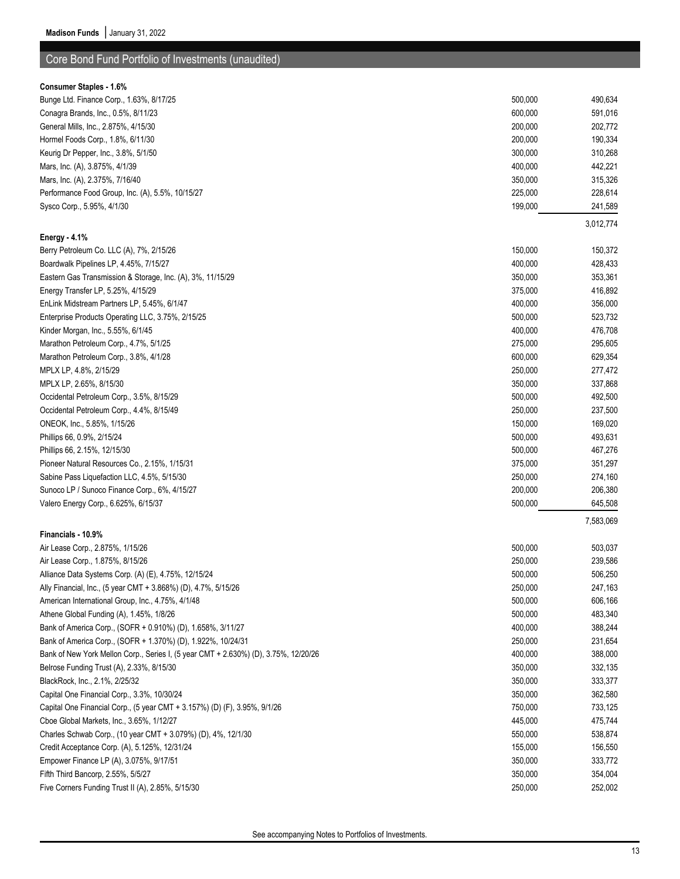## Core Bond Fund Portfolio of Investments (unaudited)

| | | |
|---|---|---|
| **Consumer Staples - 1.6%** | | |
| Bunge Ltd. Finance Corp., 1.63%, 8/17/25 | 500,000 | 490,634 |
| Conagra Brands, Inc., 0.5%, 8/11/23 | 600,000 | 591,016 |
| General Mills, Inc., 2.875%, 4/15/30 | 200,000 | 202,772 |
| Hormel Foods Corp., 1.8%, 6/11/30 | 200,000 | 190,334 |
| Keurig Dr Pepper, Inc., 3.8%, 5/1/50 | 300,000 | 310,268 |
| Mars, Inc. (A), 3.875%, 4/1/39 | 400,000 | 442,221 |
| Mars, Inc. (A), 2.375%, 7/16/40 | 350,000 | 315,326 |
| Performance Food Group, Inc. (A), 5.5%, 10/15/27 | 225,000 | 228,614 |
| Sysco Corp., 5.95%, 4/1/30 | 199,000 | 241,589 |
| | | 3,012,774 |
| **Energy - 4.1%** | | |
| Berry Petroleum Co. LLC (A), 7%, 2/15/26 | 150,000 | 150,372 |
| Boardwalk Pipelines LP, 4.45%, 7/15/27 | 400,000 | 428,433 |
| Eastern Gas Transmission & Storage, Inc. (A), 3%, 11/15/29 | 350,000 | 353,361 |
| Energy Transfer LP, 5.25%, 4/15/29 | 375,000 | 416,892 |
| EnLink Midstream Partners LP, 5.45%, 6/1/47 | 400,000 | 356,000 |
| Enterprise Products Operating LLC, 3.75%, 2/15/25 | 500,000 | 523,732 |
| Kinder Morgan, Inc., 5.55%, 6/1/45 | 400,000 | 476,708 |
| Marathon Petroleum Corp., 4.7%, 5/1/25 | 275,000 | 295,605 |
| Marathon Petroleum Corp., 3.8%, 4/1/28 | 600,000 | 629,354 |
| MPLX LP, 4.8%, 2/15/29 | 250,000 | 277,472 |
| MPLX LP, 2.65%, 8/15/30 | 350,000 | 337,868 |
| Occidental Petroleum Corp., 3.5%, 8/15/29 | 500,000 | 492,500 |
| Occidental Petroleum Corp., 4.4%, 8/15/49 | 250,000 | 237,500 |
| ONEOK, Inc., 5.85%, 1/15/26 | 150,000 | 169,020 |
| Phillips 66, 0.9%, 2/15/24 | 500,000 | 493,631 |
| Phillips 66, 2.15%, 12/15/30 | 500,000 | 467,276 |
| Pioneer Natural Resources Co., 2.15%, 1/15/31 | 375,000 | 351,297 |
| Sabine Pass Liquefaction LLC, 4.5%, 5/15/30 | 250,000 | 274,160 |
| Sunoco LP / Sunoco Finance Corp., 6%, 4/15/27 | 200,000 | 206,380 |
| Valero Energy Corp., 6.625%, 6/15/37 | 500,000 | 645,508 |
| | | 7,583,069 |
| **Financials - 10.9%** | | |
| Air Lease Corp., 2.875%, 1/15/26 | 500,000 | 503,037 |
| Air Lease Corp., 1.875%, 8/15/26 | 250,000 | 239,586 |
| Alliance Data Systems Corp. (A) (E), 4.75%, 12/15/24 | 500,000 | 506,250 |
| Ally Financial, Inc., (5 year CMT + 3.868%) (D), 4.7%, 5/15/26 | 250,000 | 247,163 |
| American International Group, Inc., 4.75%, 4/1/48 | 500,000 | 606,166 |
| Athene Global Funding (A), 1.45%, 1/8/26 | 500,000 | 483,340 |
| Bank of America Corp., (SOFR + 0.910%) (D), 1.658%, 3/11/27 | 400,000 | 388,244 |
| Bank of America Corp., (SOFR + 1.370%) (D), 1.922%, 10/24/31 | 250,000 | 231,654 |
| Bank of New York Mellon Corp., Series I, (5 year CMT + 2.630%) (D), 3.75%, 12/20/26 | 400,000 | 388,000 |
| Belrose Funding Trust (A), 2.33%, 8/15/30 | 350,000 | 332,135 |
| BlackRock, Inc., 2.1%, 2/25/32 | 350,000 | 333,377 |
| Capital One Financial Corp., 3.3%, 10/30/24 | 350,000 | 362,580 |
| Capital One Financial Corp., (5 year CMT + 3.157%) (D) (F), 3.95%, 9/1/26 | 750,000 | 733,125 |
| Cboe Global Markets, Inc., 3.65%, 1/12/27 | 445,000 | 475,744 |
| Charles Schwab Corp., (10 year CMT + 3.079%) (D), 4%, 12/1/30 | 550,000 | 538,874 |
| Credit Acceptance Corp. (A), 5.125%, 12/31/24 | 155,000 | 156,550 |
| Empower Finance LP (A), 3.075%, 9/17/51 | 350,000 | 333,772 |
| Fifth Third Bancorp, 2.55%, 5/5/27 | 350,000 | 354,004 |
| Five Corners Funding Trust II (A), 2.85%, 5/15/30 | 250,000 | 252,002 |

See accompanying Notes to Portfolios of Investments.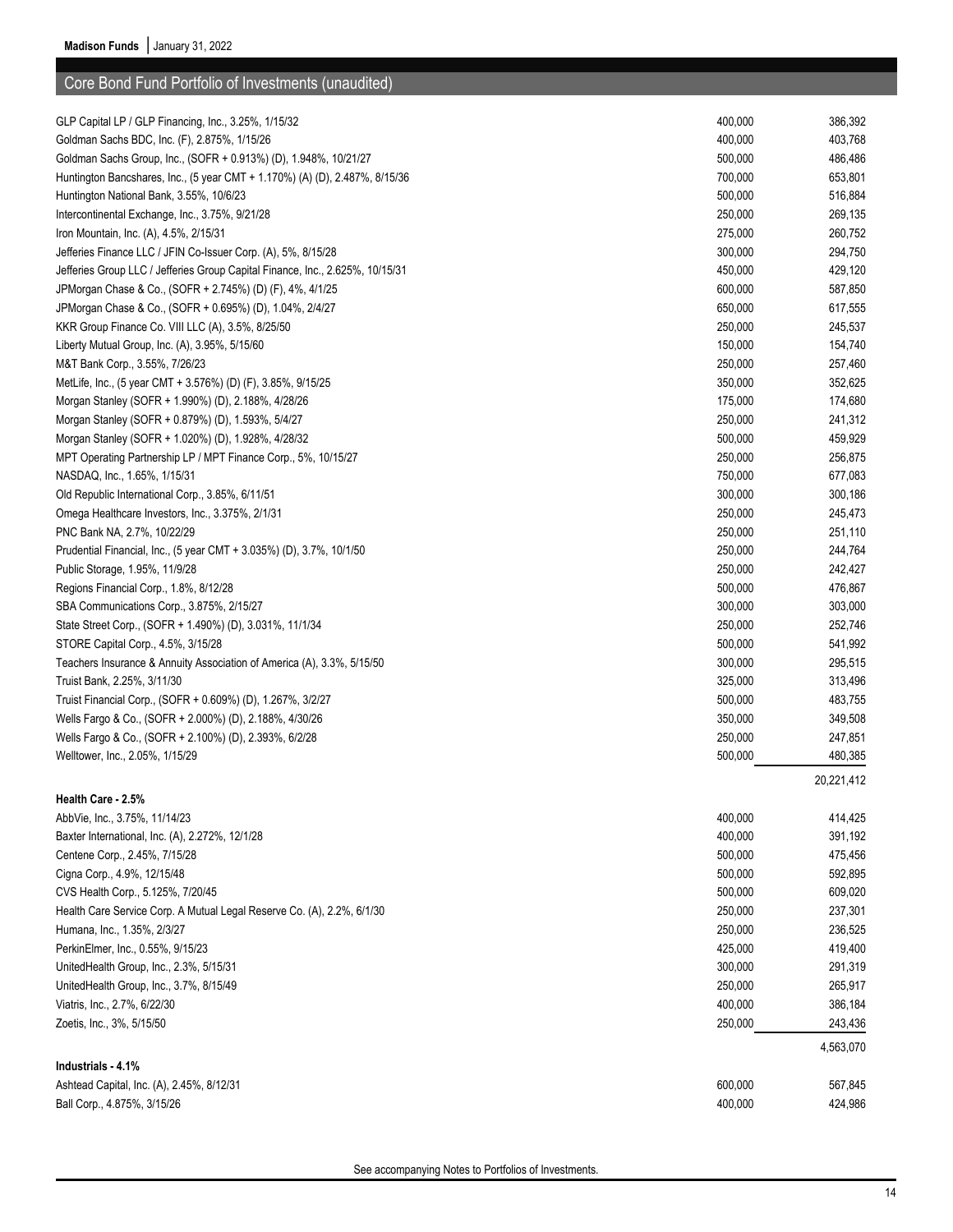## Core Bond Fund Portfolio of Investments (unaudited)

| Description | Par Value | Value |
|---|---|---|
| GLP Capital LP / GLP Financing, Inc., 3.25%, 1/15/32 | 400,000 | 386,392 |
| Goldman Sachs BDC, Inc. (F), 2.875%, 1/15/26 | 400,000 | 403,768 |
| Goldman Sachs Group, Inc., (SOFR + 0.913%) (D), 1.948%, 10/21/27 | 500,000 | 486,486 |
| Huntington Bancshares, Inc., (5 year CMT + 1.170%) (A) (D), 2.487%, 8/15/36 | 700,000 | 653,801 |
| Huntington National Bank, 3.55%, 10/6/23 | 500,000 | 516,884 |
| Intercontinental Exchange, Inc., 3.75%, 9/21/28 | 250,000 | 269,135 |
| Iron Mountain, Inc. (A), 4.5%, 2/15/31 | 275,000 | 260,752 |
| Jefferies Finance LLC / JFIN Co-Issuer Corp. (A), 5%, 8/15/28 | 300,000 | 294,750 |
| Jefferies Group LLC / Jefferies Group Capital Finance, Inc., 2.625%, 10/15/31 | 450,000 | 429,120 |
| JPMorgan Chase & Co., (SOFR + 2.745%) (D) (F), 4%, 4/1/25 | 600,000 | 587,850 |
| JPMorgan Chase & Co., (SOFR + 0.695%) (D), 1.04%, 2/4/27 | 650,000 | 617,555 |
| KKR Group Finance Co. VIII LLC (A), 3.5%, 8/25/50 | 250,000 | 245,537 |
| Liberty Mutual Group, Inc. (A), 3.95%, 5/15/60 | 150,000 | 154,740 |
| M&T Bank Corp., 3.55%, 7/26/23 | 250,000 | 257,460 |
| MetLife, Inc., (5 year CMT + 3.576%) (D) (F), 3.85%, 9/15/25 | 350,000 | 352,625 |
| Morgan Stanley (SOFR + 1.990%) (D), 2.188%, 4/28/26 | 175,000 | 174,680 |
| Morgan Stanley (SOFR + 0.879%) (D), 1.593%, 5/4/27 | 250,000 | 241,312 |
| Morgan Stanley (SOFR + 1.020%) (D), 1.928%, 4/28/32 | 500,000 | 459,929 |
| MPT Operating Partnership LP / MPT Finance Corp., 5%, 10/15/27 | 250,000 | 256,875 |
| NASDAQ, Inc., 1.65%, 1/15/31 | 750,000 | 677,083 |
| Old Republic International Corp., 3.85%, 6/11/51 | 300,000 | 300,186 |
| Omega Healthcare Investors, Inc., 3.375%, 2/1/31 | 250,000 | 245,473 |
| PNC Bank NA, 2.7%, 10/22/29 | 250,000 | 251,110 |
| Prudential Financial, Inc., (5 year CMT + 3.035%) (D), 3.7%, 10/1/50 | 250,000 | 244,764 |
| Public Storage, 1.95%, 11/9/28 | 250,000 | 242,427 |
| Regions Financial Corp., 1.8%, 8/12/28 | 500,000 | 476,867 |
| SBA Communications Corp., 3.875%, 2/15/27 | 300,000 | 303,000 |
| State Street Corp., (SOFR + 1.490%) (D), 3.031%, 11/1/34 | 250,000 | 252,746 |
| STORE Capital Corp., 4.5%, 3/15/28 | 500,000 | 541,992 |
| Teachers Insurance & Annuity Association of America (A), 3.3%, 5/15/50 | 300,000 | 295,515 |
| Truist Bank, 2.25%, 3/11/30 | 325,000 | 313,496 |
| Truist Financial Corp., (SOFR + 0.609%) (D), 1.267%, 3/2/27 | 500,000 | 483,755 |
| Wells Fargo & Co., (SOFR + 2.000%) (D), 2.188%, 4/30/26 | 350,000 | 349,508 |
| Wells Fargo & Co., (SOFR + 2.100%) (D), 2.393%, 6/2/28 | 250,000 | 247,851 |
| Welltower, Inc., 2.05%, 1/15/29 | 500,000 | 480,385 |
| | | 20,221,412 |
| **Health Care - 2.5%** | | |
| AbbVie, Inc., 3.75%, 11/14/23 | 400,000 | 414,425 |
| Baxter International, Inc. (A), 2.272%, 12/1/28 | 400,000 | 391,192 |
| Centene Corp., 2.45%, 7/15/28 | 500,000 | 475,456 |
| Cigna Corp., 4.9%, 12/15/48 | 500,000 | 592,895 |
| CVS Health Corp., 5.125%, 7/20/45 | 500,000 | 609,020 |
| Health Care Service Corp. A Mutual Legal Reserve Co. (A), 2.2%, 6/1/30 | 250,000 | 237,301 |
| Humana, Inc., 1.35%, 2/3/27 | 250,000 | 236,525 |
| PerkinElmer, Inc., 0.55%, 9/15/23 | 425,000 | 419,400 |
| UnitedHealth Group, Inc., 2.3%, 5/15/31 | 300,000 | 291,319 |
| UnitedHealth Group, Inc., 3.7%, 8/15/49 | 250,000 | 265,917 |
| Viatris, Inc., 2.7%, 6/22/30 | 400,000 | 386,184 |
| Zoetis, Inc., 3%, 5/15/50 | 250,000 | 243,436 |
| | | 4,563,070 |
| **Industrials - 4.1%** | | |
| Ashtead Capital, Inc. (A), 2.45%, 8/12/31 | 600,000 | 567,845 |
| Ball Corp., 4.875%, 3/15/26 | 400,000 | 424,986 |

See accompanying Notes to Portfolios of Investments.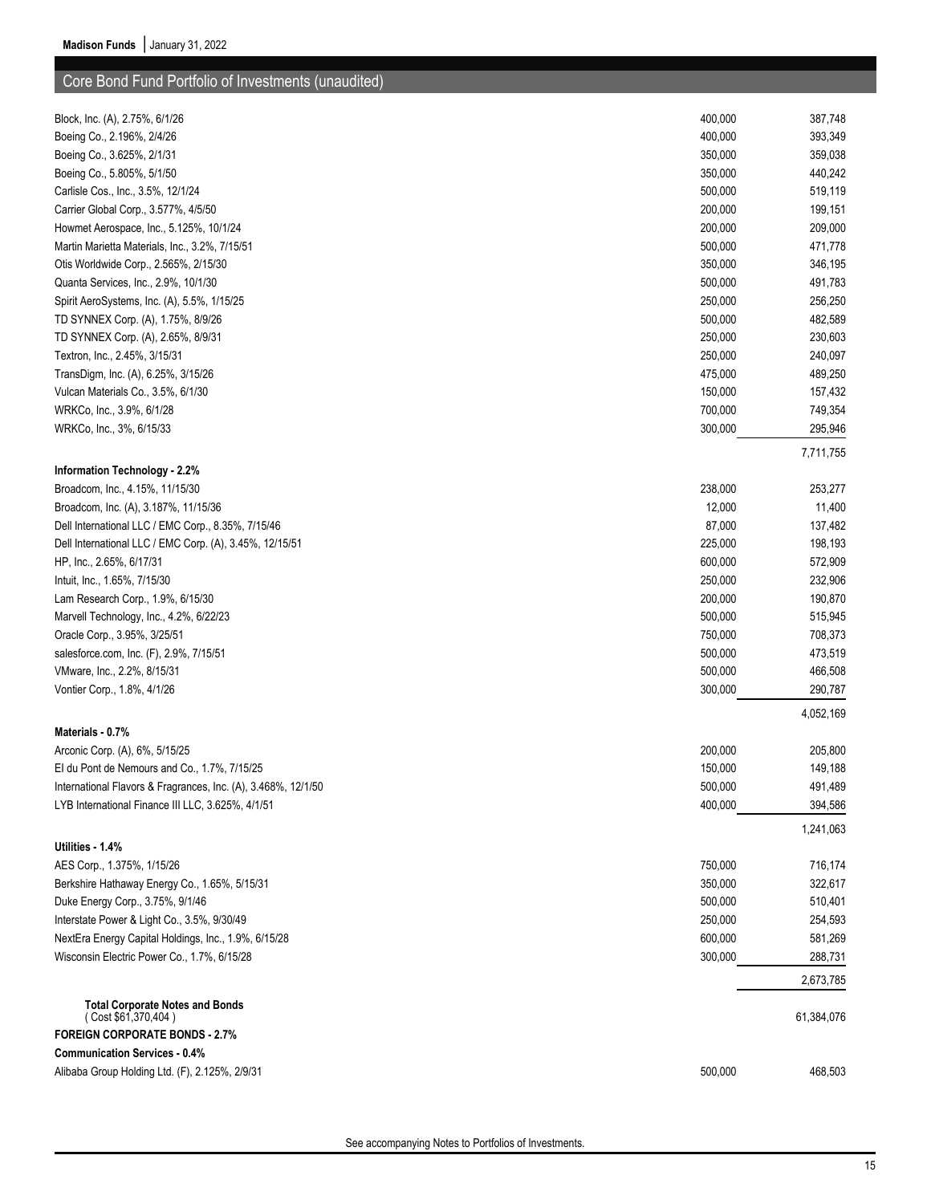## Core Bond Fund Portfolio of Investments (unaudited)

| | Par Value | Value |
|---|---|---|
| Block, Inc. (A), 2.75%, 6/1/26 | 400,000 | 387,748 |
| Boeing Co., 2.196%, 2/4/26 | 400,000 | 393,349 |
| Boeing Co., 3.625%, 2/1/31 | 350,000 | 359,038 |
| Boeing Co., 5.805%, 5/1/50 | 350,000 | 440,242 |
| Carlisle Cos., Inc., 3.5%, 12/1/24 | 500,000 | 519,119 |
| Carrier Global Corp., 3.577%, 4/5/50 | 200,000 | 199,151 |
| Howmet Aerospace, Inc., 5.125%, 10/1/24 | 200,000 | 209,000 |
| Martin Marietta Materials, Inc., 3.2%, 7/15/51 | 500,000 | 471,778 |
| Otis Worldwide Corp., 2.565%, 2/15/30 | 350,000 | 346,195 |
| Quanta Services, Inc., 2.9%, 10/1/30 | 500,000 | 491,783 |
| Spirit AeroSystems, Inc. (A), 5.5%, 1/15/25 | 250,000 | 256,250 |
| TD SYNNEX Corp. (A), 1.75%, 8/9/26 | 500,000 | 482,589 |
| TD SYNNEX Corp. (A), 2.65%, 8/9/31 | 250,000 | 230,603 |
| Textron, Inc., 2.45%, 3/15/31 | 250,000 | 240,097 |
| TransDigm, Inc. (A), 6.25%, 3/15/26 | 475,000 | 489,250 |
| Vulcan Materials Co., 3.5%, 6/1/30 | 150,000 | 157,432 |
| WRKCo, Inc., 3.9%, 6/1/28 | 700,000 | 749,354 |
| WRKCo, Inc., 3%, 6/15/33 | 300,000 | 295,946 |
| | | 7,711,755 |
| **Information Technology - 2.2%** | | |
| Broadcom, Inc., 4.15%, 11/15/30 | 238,000 | 253,277 |
| Broadcom, Inc. (A), 3.187%, 11/15/36 | 12,000 | 11,400 |
| Dell International LLC / EMC Corp., 8.35%, 7/15/46 | 87,000 | 137,482 |
| Dell International LLC / EMC Corp. (A), 3.45%, 12/15/51 | 225,000 | 198,193 |
| HP, Inc., 2.65%, 6/17/31 | 600,000 | 572,909 |
| Intuit, Inc., 1.65%, 7/15/30 | 250,000 | 232,906 |
| Lam Research Corp., 1.9%, 6/15/30 | 200,000 | 190,870 |
| Marvell Technology, Inc., 4.2%, 6/22/23 | 500,000 | 515,945 |
| Oracle Corp., 3.95%, 3/25/51 | 750,000 | 708,373 |
| salesforce.com, Inc. (F), 2.9%, 7/15/51 | 500,000 | 473,519 |
| VMware, Inc., 2.2%, 8/15/31 | 500,000 | 466,508 |
| Vontier Corp., 1.8%, 4/1/26 | 300,000 | 290,787 |
| | | 4,052,169 |
| **Materials - 0.7%** | | |
| Arconic Corp. (A), 6%, 5/15/25 | 200,000 | 205,800 |
| EI du Pont de Nemours and Co., 1.7%, 7/15/25 | 150,000 | 149,188 |
| International Flavors & Fragrances, Inc. (A), 3.468%, 12/1/50 | 500,000 | 491,489 |
| LYB International Finance III LLC, 3.625%, 4/1/51 | 400,000 | 394,586 |
| | | 1,241,063 |
| **Utilities - 1.4%** | | |
| AES Corp., 1.375%, 1/15/26 | 750,000 | 716,174 |
| Berkshire Hathaway Energy Co., 1.65%, 5/15/31 | 350,000 | 322,617 |
| Duke Energy Corp., 3.75%, 9/1/46 | 500,000 | 510,401 |
| Interstate Power & Light Co., 3.5%, 9/30/49 | 250,000 | 254,593 |
| NextEra Energy Capital Holdings, Inc., 1.9%, 6/15/28 | 600,000 | 581,269 |
| Wisconsin Electric Power Co., 1.7%, 6/15/28 | 300,000 | 288,731 |
| | | 2,673,785 |
| **Total Corporate Notes and Bonds** ( Cost $61,370,404 ) | | 61,384,076 |
| **FOREIGN CORPORATE BONDS - 2.7%** | | |
| **Communication Services - 0.4%** | | |
| Alibaba Group Holding Ltd. (F), 2.125%, 2/9/31 | 500,000 | 468,503 |

See accompanying Notes to Portfolios of Investments.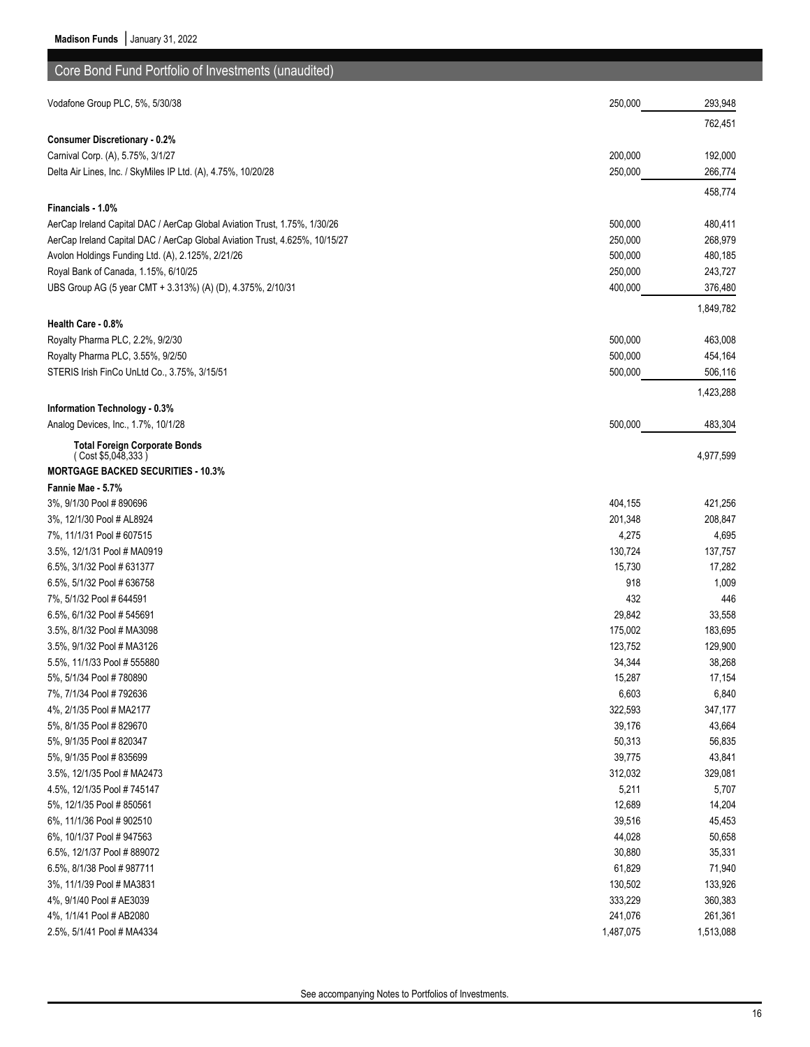## Core Bond Fund Portfolio of Investments (unaudited)

| | | |
|---|---|---|
| Vodafone Group PLC, 5%, 5/30/38 | 250,000 | 293,948 |
| | | 762,451 |
| **Consumer Discretionary - 0.2%** | | |
| Carnival Corp. (A), 5.75%, 3/1/27 | 200,000 | 192,000 |
| Delta Air Lines, Inc. / SkyMiles IP Ltd. (A), 4.75%, 10/20/28 | 250,000 | 266,774 |
| | | 458,774 |
| **Financials - 1.0%** | | |
| AerCap Ireland Capital DAC / AerCap Global Aviation Trust, 1.75%, 1/30/26 | 500,000 | 480,411 |
| AerCap Ireland Capital DAC / AerCap Global Aviation Trust, 4.625%, 10/15/27 | 250,000 | 268,979 |
| Avolon Holdings Funding Ltd. (A), 2.125%, 2/21/26 | 500,000 | 480,185 |
| Royal Bank of Canada, 1.15%, 6/10/25 | 250,000 | 243,727 |
| UBS Group AG (5 year CMT + 3.313%) (A) (D), 4.375%, 2/10/31 | 400,000 | 376,480 |
| | | 1,849,782 |
| **Health Care - 0.8%** | | |
| Royalty Pharma PLC, 2.2%, 9/2/30 | 500,000 | 463,008 |
| Royalty Pharma PLC, 3.55%, 9/2/50 | 500,000 | 454,164 |
| STERIS Irish FinCo UnLtd Co., 3.75%, 3/15/51 | 500,000 | 506,116 |
| | | 1,423,288 |
| **Information Technology - 0.3%** | | |
| Analog Devices, Inc., 1.7%, 10/1/28 | 500,000 | 483,304 |
| **Total Foreign Corporate Bonds** ( Cost $5,048,333 ) | | 4,977,599 |
| **MORTGAGE BACKED SECURITIES - 10.3%** | | |
| **Fannie Mae - 5.7%** | | |
| 3%, 9/1/30 Pool # 890696 | 404,155 | 421,256 |
| 3%, 12/1/30 Pool # AL8924 | 201,348 | 208,847 |
| 7%, 11/1/31 Pool # 607515 | 4,275 | 4,695 |
| 3.5%, 12/1/31 Pool # MA0919 | 130,724 | 137,757 |
| 6.5%, 3/1/32 Pool # 631377 | 15,730 | 17,282 |
| 6.5%, 5/1/32 Pool # 636758 | 918 | 1,009 |
| 7%, 5/1/32 Pool # 644591 | 432 | 446 |
| 6.5%, 6/1/32 Pool # 545691 | 29,842 | 33,558 |
| 3.5%, 8/1/32 Pool # MA3098 | 175,002 | 183,695 |
| 3.5%, 9/1/32 Pool # MA3126 | 123,752 | 129,900 |
| 5.5%, 11/1/33 Pool # 555880 | 34,344 | 38,268 |
| 5%, 5/1/34 Pool # 780890 | 15,287 | 17,154 |
| 7%, 7/1/34 Pool # 792636 | 6,603 | 6,840 |
| 4%, 2/1/35 Pool # MA2177 | 322,593 | 347,177 |
| 5%, 8/1/35 Pool # 829670 | 39,176 | 43,664 |
| 5%, 9/1/35 Pool # 820347 | 50,313 | 56,835 |
| 5%, 9/1/35 Pool # 835699 | 39,775 | 43,841 |
| 3.5%, 12/1/35 Pool # MA2473 | 312,032 | 329,081 |
| 4.5%, 12/1/35 Pool # 745147 | 5,211 | 5,707 |
| 5%, 12/1/35 Pool # 850561 | 12,689 | 14,204 |
| 6%, 11/1/36 Pool # 902510 | 39,516 | 45,453 |
| 6%, 10/1/37 Pool # 947563 | 44,028 | 50,658 |
| 6.5%, 12/1/37 Pool # 889072 | 30,880 | 35,331 |
| 6.5%, 8/1/38 Pool # 987711 | 61,829 | 71,940 |
| 3%, 11/1/39 Pool # MA3831 | 130,502 | 133,926 |
| 4%, 9/1/40 Pool # AE3039 | 333,229 | 360,383 |
| 4%, 1/1/41 Pool # AB2080 | 241,076 | 261,361 |
| 2.5%, 5/1/41 Pool # MA4334 | 1,487,075 | 1,513,088 |

See accompanying Notes to Portfolios of Investments.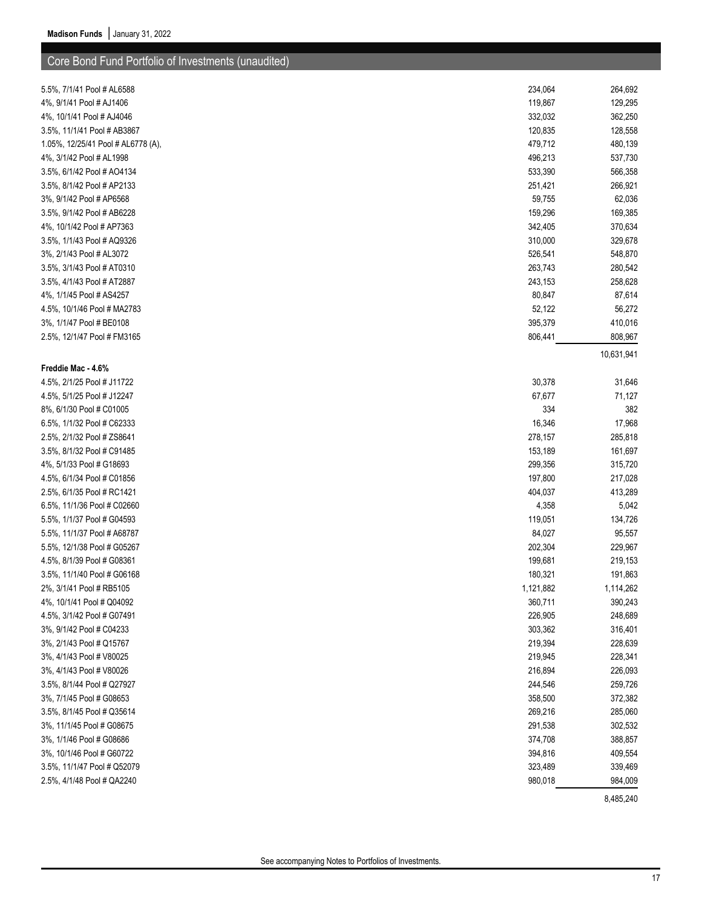## Core Bond Fund Portfolio of Investments (unaudited)

| | | |
|---|---|---|
| 5.5%, 7/1/41 Pool # AL6588 | 234,064 | 264,692 |
| 4%, 9/1/41 Pool # AJ1406 | 119,867 | 129,295 |
| 4%, 10/1/41 Pool # AJ4046 | 332,032 | 362,250 |
| 3.5%, 11/1/41 Pool # AB3867 | 120,835 | 128,558 |
| 1.05%, 12/25/41 Pool # AL6778 (A), | 479,712 | 480,139 |
| 4%, 3/1/42 Pool # AL1998 | 496,213 | 537,730 |
| 3.5%, 6/1/42 Pool # AO4134 | 533,390 | 566,358 |
| 3.5%, 8/1/42 Pool # AP2133 | 251,421 | 266,921 |
| 3%, 9/1/42 Pool # AP6568 | 59,755 | 62,036 |
| 3.5%, 9/1/42 Pool # AB6228 | 159,296 | 169,385 |
| 4%, 10/1/42 Pool # AP7363 | 342,405 | 370,634 |
| 3.5%, 1/1/43 Pool # AQ9326 | 310,000 | 329,678 |
| 3%, 2/1/43 Pool # AL3072 | 526,541 | 548,870 |
| 3.5%, 3/1/43 Pool # AT0310 | 263,743 | 280,542 |
| 3.5%, 4/1/43 Pool # AT2887 | 243,153 | 258,628 |
| 4%, 1/1/45 Pool # AS4257 | 80,847 | 87,614 |
| 4.5%, 10/1/46 Pool # MA2783 | 52,122 | 56,272 |
| 3%, 1/1/47 Pool # BE0108 | 395,379 | 410,016 |
| 2.5%, 12/1/47 Pool # FM3165 | 806,441 | 808,967 |
| | | 10,631,941 |
| **Freddie Mac - 4.6%** | | |
| 4.5%, 2/1/25 Pool # J11722 | 30,378 | 31,646 |
| 4.5%, 5/1/25 Pool # J12247 | 67,677 | 71,127 |
| 8%, 6/1/30 Pool # C01005 | 334 | 382 |
| 6.5%, 1/1/32 Pool # C62333 | 16,346 | 17,968 |
| 2.5%, 2/1/32 Pool # ZS8641 | 278,157 | 285,818 |
| 3.5%, 8/1/32 Pool # C91485 | 153,189 | 161,697 |
| 4%, 5/1/33 Pool # G18693 | 299,356 | 315,720 |
| 4.5%, 6/1/34 Pool # C01856 | 197,800 | 217,028 |
| 2.5%, 6/1/35 Pool # RC1421 | 404,037 | 413,289 |
| 6.5%, 11/1/36 Pool # C02660 | 4,358 | 5,042 |
| 5.5%, 1/1/37 Pool # G04593 | 119,051 | 134,726 |
| 5.5%, 11/1/37 Pool # A68787 | 84,027 | 95,557 |
| 5.5%, 12/1/38 Pool # G05267 | 202,304 | 229,967 |
| 4.5%, 8/1/39 Pool # G08361 | 199,681 | 219,153 |
| 3.5%, 11/1/40 Pool # G06168 | 180,321 | 191,863 |
| 2%, 3/1/41 Pool # RB5105 | 1,121,882 | 1,114,262 |
| 4%, 10/1/41 Pool # Q04092 | 360,711 | 390,243 |
| 4.5%, 3/1/42 Pool # G07491 | 226,905 | 248,689 |
| 3%, 9/1/42 Pool # C04233 | 303,362 | 316,401 |
| 3%, 2/1/43 Pool # Q15767 | 219,394 | 228,639 |
| 3%, 4/1/43 Pool # V80025 | 219,945 | 228,341 |
| 3%, 4/1/43 Pool # V80026 | 216,894 | 226,093 |
| 3.5%, 8/1/44 Pool # Q27927 | 244,546 | 259,726 |
| 3%, 7/1/45 Pool # G08653 | 358,500 | 372,382 |
| 3.5%, 8/1/45 Pool # Q35614 | 269,216 | 285,060 |
| 3%, 11/1/45 Pool # G08675 | 291,538 | 302,532 |
| 3%, 1/1/46 Pool # G08686 | 374,708 | 388,857 |
| 3%, 10/1/46 Pool # G60722 | 394,816 | 409,554 |
| 3.5%, 11/1/47 Pool # Q52079 | 323,489 | 339,469 |
| 2.5%, 4/1/48 Pool # QA2240 | 980,018 | 984,009 |
| | | 8,485,240 |

See accompanying Notes to Portfolios of Investments.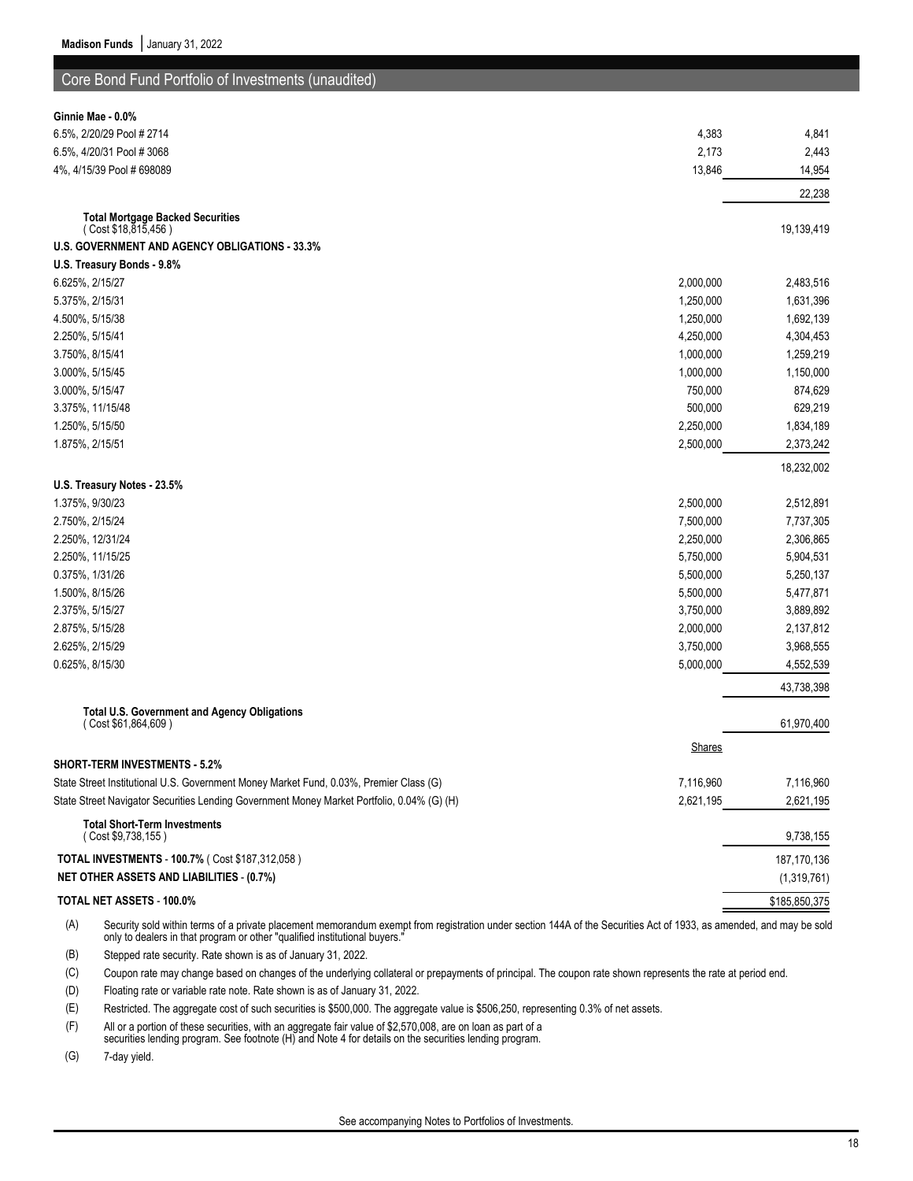## Core Bond Fund Portfolio of Investments (unaudited)

| | | |
|---|---|---|
| **Ginnie Mae - 0.0%** | | |
| 6.5%, 2/20/29 Pool # 2714 | 4,383 | 4,841 |
| 6.5%, 4/20/31 Pool # 3068 | 2,173 | 2,443 |
| 4%, 4/15/39 Pool # 698089 | 13,846 | 14,954 |
| | | 22,238 |
| **Total Mortgage Backed Securities** ( Cost $18,815,456 ) | | 19,139,419 |
| **U.S. GOVERNMENT AND AGENCY OBLIGATIONS - 33.3%** | | |
| **U.S. Treasury Bonds - 9.8%** | | |
| 6.625%, 2/15/27 | 2,000,000 | 2,483,516 |
| 5.375%, 2/15/31 | 1,250,000 | 1,631,396 |
| 4.500%, 5/15/38 | 1,250,000 | 1,692,139 |
| 2.250%, 5/15/41 | 4,250,000 | 4,304,453 |
| 3.750%, 8/15/41 | 1,000,000 | 1,259,219 |
| 3.000%, 5/15/45 | 1,000,000 | 1,150,000 |
| 3.000%, 5/15/47 | 750,000 | 874,629 |
| 3.375%, 11/15/48 | 500,000 | 629,219 |
| 1.250%, 5/15/50 | 2,250,000 | 1,834,189 |
| 1.875%, 2/15/51 | 2,500,000 | 2,373,242 |
| | | 18,232,002 |
| **U.S. Treasury Notes - 23.5%** | | |
| 1.375%, 9/30/23 | 2,500,000 | 2,512,891 |
| 2.750%, 2/15/24 | 7,500,000 | 7,737,305 |
| 2.250%, 12/31/24 | 2,250,000 | 2,306,865 |
| 2.250%, 11/15/25 | 5,750,000 | 5,904,531 |
| 0.375%, 1/31/26 | 5,500,000 | 5,250,137 |
| 1.500%, 8/15/26 | 5,500,000 | 5,477,871 |
| 2.375%, 5/15/27 | 3,750,000 | 3,889,892 |
| 2.875%, 5/15/28 | 2,000,000 | 2,137,812 |
| 2.625%, 2/15/29 | 3,750,000 | 3,968,555 |
| 0.625%, 8/15/30 | 5,000,000 | 4,552,539 |
| | | 43,738,398 |
| **Total U.S. Government and Agency Obligations** ( Cost $61,864,609 ) | | 61,970,400 |
| | Shares | |
| **SHORT-TERM INVESTMENTS - 5.2%** | | |
| State Street Institutional U.S. Government Money Market Fund, 0.03%, Premier Class (G) | 7,116,960 | 7,116,960 |
| State Street Navigator Securities Lending Government Money Market Portfolio, 0.04% (G) (H) | 2,621,195 | 2,621,195 |
| **Total Short-Term Investments** ( Cost $9,738,155 ) | | 9,738,155 |
| **TOTAL INVESTMENTS - 100.7%** ( Cost $187,312,058 ) | | 187,170,136 |
| **NET OTHER ASSETS AND LIABILITIES - (0.7%)** | | (1,319,761) |
| **TOTAL NET ASSETS - 100.0%** | | $185,850,375 |

(A) Security sold within terms of a private placement memorandum exempt from registration under section 144A of the Securities Act of 1933, as amended, and may be sold only to dealers in that program or other "qualified institutional buyers."

(B) Stepped rate security. Rate shown is as of January 31, 2022.

(C) Coupon rate may change based on changes of the underlying collateral or prepayments of principal. The coupon rate shown represents the rate at period end.

(D) Floating rate or variable rate note. Rate shown is as of January 31, 2022.

(E) Restricted. The aggregate cost of such securities is $500,000. The aggregate value is $506,250, representing 0.3% of net assets.

(F) All or a portion of these securities, with an aggregate fair value of $2,570,008, are on loan as part of a securities lending program. See footnote (H) and Note 4 for details on the securities lending program.

(G) 7-day yield.

See accompanying Notes to Portfolios of Investments.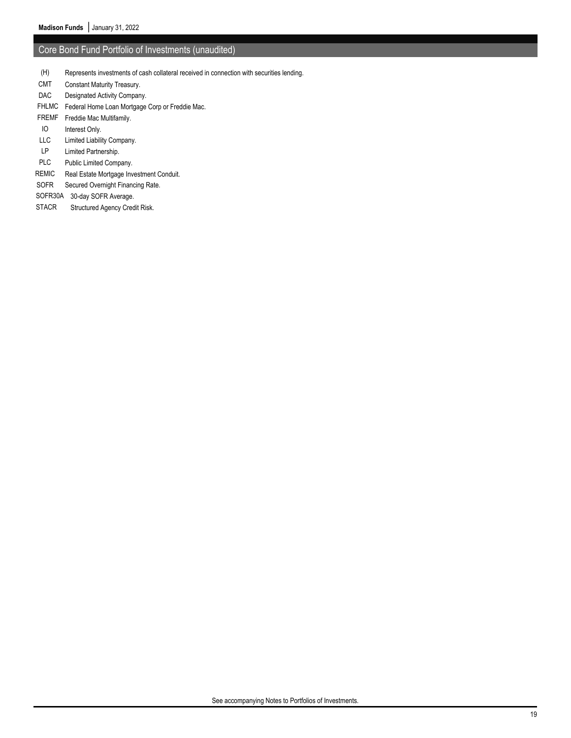## Core Bond Fund Portfolio of Investments (unaudited)

| | |
|---|---|
| (H) | Represents investments of cash collateral received in connection with securities lending. |
| CMT | Constant Maturity Treasury. |
| DAC | Designated Activity Company. |
| FHLMC | Federal Home Loan Mortgage Corp or Freddie Mac. |
| FREMF | Freddie Mac Multifamily. |
| IO | Interest Only. |
| LLC | Limited Liability Company. |
| LP | Limited Partnership. |
| PLC | Public Limited Company. |
| REMIC | Real Estate Mortgage Investment Conduit. |
| SOFR | Secured Overnight Financing Rate. |
| SOFR30A | 30-day SOFR Average. |
| STACR | Structured Agency Credit Risk. |

See accompanying Notes to Portfolios of Investments.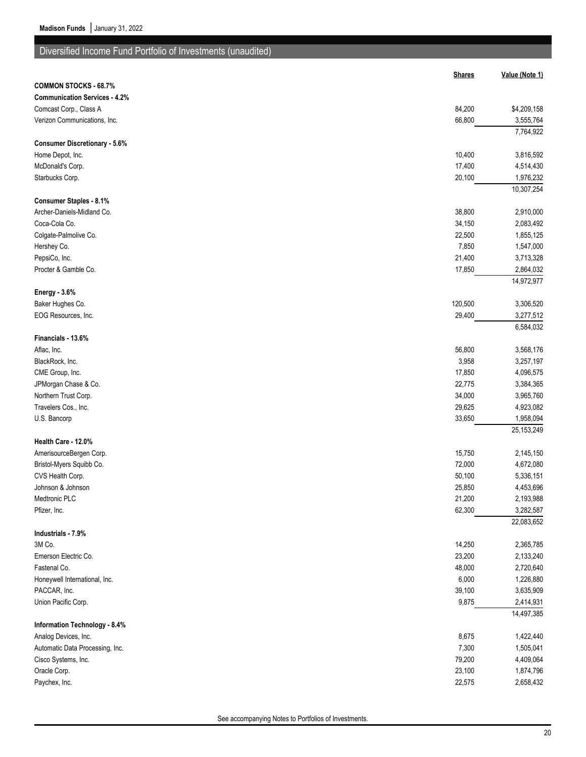## Diversified Income Fund Portfolio of Investments (unaudited)

| | Shares | Value (Note 1) |
|---|---|---|
| **COMMON STOCKS - 68.7%** | | |
| **Communication Services - 4.2%** | | |
| Comcast Corp., Class A | 84,200 | $4,209,158 |
| Verizon Communications, Inc. | 66,800 | 3,555,764 |
| | | 7,764,922 |
| **Consumer Discretionary - 5.6%** | | |
| Home Depot, Inc. | 10,400 | 3,816,592 |
| McDonald's Corp. | 17,400 | 4,514,430 |
| Starbucks Corp. | 20,100 | 1,976,232 |
| | | 10,307,254 |
| **Consumer Staples - 8.1%** | | |
| Archer-Daniels-Midland Co. | 38,800 | 2,910,000 |
| Coca-Cola Co. | 34,150 | 2,083,492 |
| Colgate-Palmolive Co. | 22,500 | 1,855,125 |
| Hershey Co. | 7,850 | 1,547,000 |
| PepsiCo, Inc. | 21,400 | 3,713,328 |
| Procter & Gamble Co. | 17,850 | 2,864,032 |
| | | 14,972,977 |
| **Energy - 3.6%** | | |
| Baker Hughes Co. | 120,500 | 3,306,520 |
| EOG Resources, Inc. | 29,400 | 3,277,512 |
| | | 6,584,032 |
| **Financials - 13.6%** | | |
| Aflac, Inc. | 56,800 | 3,568,176 |
| BlackRock, Inc. | 3,958 | 3,257,197 |
| CME Group, Inc. | 17,850 | 4,096,575 |
| JPMorgan Chase & Co. | 22,775 | 3,384,365 |
| Northern Trust Corp. | 34,000 | 3,965,760 |
| Travelers Cos., Inc. | 29,625 | 4,923,082 |
| U.S. Bancorp | 33,650 | 1,958,094 |
| | | 25,153,249 |
| **Health Care - 12.0%** | | |
| AmerisourceBergen Corp. | 15,750 | 2,145,150 |
| Bristol-Myers Squibb Co. | 72,000 | 4,672,080 |
| CVS Health Corp. | 50,100 | 5,336,151 |
| Johnson & Johnson | 25,850 | 4,453,696 |
| Medtronic PLC | 21,200 | 2,193,988 |
| Pfizer, Inc. | 62,300 | 3,282,587 |
| | | 22,083,652 |
| **Industrials - 7.9%** | | |
| 3M Co. | 14,250 | 2,365,785 |
| Emerson Electric Co. | 23,200 | 2,133,240 |
| Fastenal Co. | 48,000 | 2,720,640 |
| Honeywell International, Inc. | 6,000 | 1,226,880 |
| PACCAR, Inc. | 39,100 | 3,635,909 |
| Union Pacific Corp. | 9,875 | 2,414,931 |
| | | 14,497,385 |
| **Information Technology - 8.4%** | | |
| Analog Devices, Inc. | 8,675 | 1,422,440 |
| Automatic Data Processing, Inc. | 7,300 | 1,505,041 |
| Cisco Systems, Inc. | 79,200 | 4,409,064 |
| Oracle Corp. | 23,100 | 1,874,796 |
| Paychex, Inc. | 22,575 | 2,658,432 |

See accompanying Notes to Portfolios of Investments.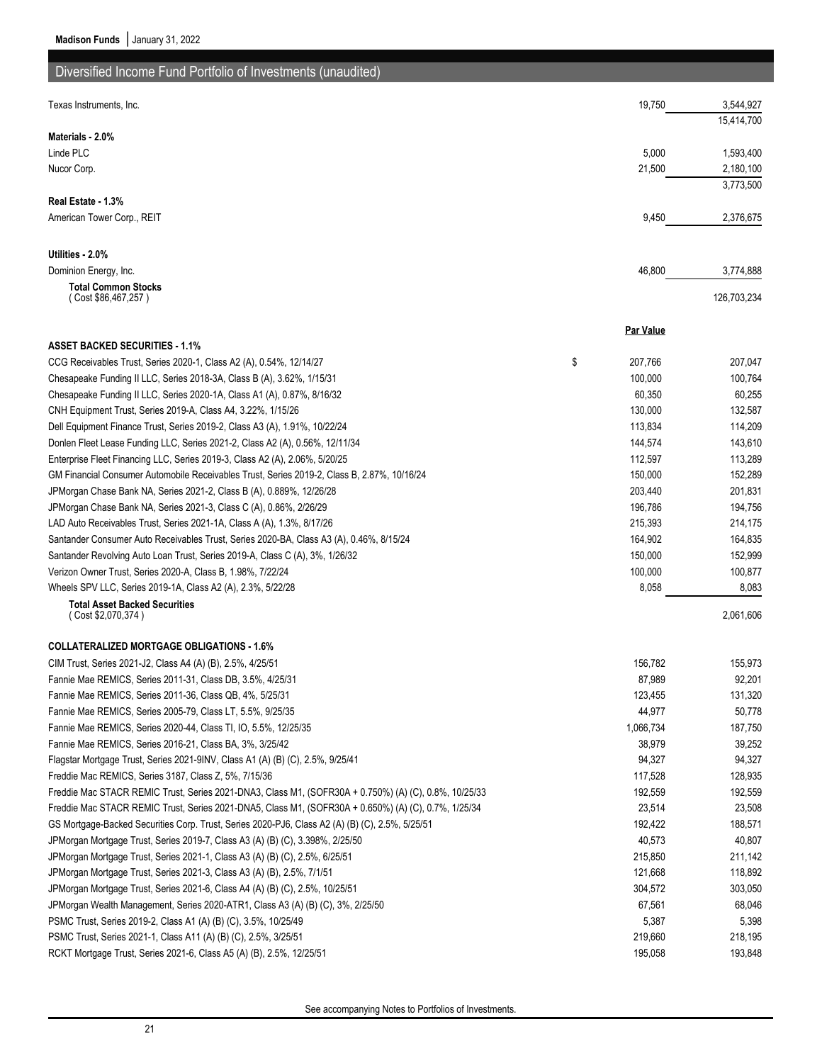## Diversified Income Fund Portfolio of Investments (unaudited)

| | | |
|---|---|---|
| Texas Instruments, Inc. | 19,750 | 3,544,927 |
| | | 15,414,700 |
| **Materials - 2.0%** | | |
| Linde PLC | 5,000 | 1,593,400 |
| Nucor Corp. | 21,500 | 2,180,100 |
| | | 3,773,500 |
| **Real Estate - 1.3%** | | |
| American Tower Corp., REIT | 9,450 | 2,376,675 |
| **Utilities - 2.0%** | | |
| Dominion Energy, Inc. | 46,800 | 3,774,888 |
| **Total Common Stocks** ( Cost $86,467,257 ) | | 126,703,234 |
| | **Par Value** | |
| **ASSET BACKED SECURITIES - 1.1%** | | |
| CCG Receivables Trust, Series 2020-1, Class A2 (A), 0.54%, 12/14/27 | $ 207,766 | 207,047 |
| Chesapeake Funding II LLC, Series 2018-3A, Class B (A), 3.62%, 1/15/31 | 100,000 | 100,764 |
| Chesapeake Funding II LLC, Series 2020-1A, Class A1 (A), 0.87%, 8/16/32 | 60,350 | 60,255 |
| CNH Equipment Trust, Series 2019-A, Class A4, 3.22%, 1/15/26 | 130,000 | 132,587 |
| Dell Equipment Finance Trust, Series 2019-2, Class A3 (A), 1.91%, 10/22/24 | 113,834 | 114,209 |
| Donlen Fleet Lease Funding LLC, Series 2021-2, Class A2 (A), 0.56%, 12/11/34 | 144,574 | 143,610 |
| Enterprise Fleet Financing LLC, Series 2019-3, Class A2 (A), 2.06%, 5/20/25 | 112,597 | 113,289 |
| GM Financial Consumer Automobile Receivables Trust, Series 2019-2, Class B, 2.87%, 10/16/24 | 150,000 | 152,289 |
| JPMorgan Chase Bank NA, Series 2021-2, Class B (A), 0.889%, 12/26/28 | 203,440 | 201,831 |
| JPMorgan Chase Bank NA, Series 2021-3, Class C (A), 0.86%, 2/26/29 | 196,786 | 194,756 |
| LAD Auto Receivables Trust, Series 2021-1A, Class A (A), 1.3%, 8/17/26 | 215,393 | 214,175 |
| Santander Consumer Auto Receivables Trust, Series 2020-BA, Class A3 (A), 0.46%, 8/15/24 | 164,902 | 164,835 |
| Santander Revolving Auto Loan Trust, Series 2019-A, Class C (A), 3%, 1/26/32 | 150,000 | 152,999 |
| Verizon Owner Trust, Series 2020-A, Class B, 1.98%, 7/22/24 | 100,000 | 100,877 |
| Wheels SPV LLC, Series 2019-1A, Class A2 (A), 2.3%, 5/22/28 | 8,058 | 8,083 |
| **Total Asset Backed Securities** ( Cost $2,070,374 ) | | 2,061,606 |
| **COLLATERALIZED MORTGAGE OBLIGATIONS - 1.6%** | | |
| CIM Trust, Series 2021-J2, Class A4 (A) (B), 2.5%, 4/25/51 | 156,782 | 155,973 |
| Fannie Mae REMICS, Series 2011-31, Class DB, 3.5%, 4/25/31 | 87,989 | 92,201 |
| Fannie Mae REMICS, Series 2011-36, Class QB, 4%, 5/25/31 | 123,455 | 131,320 |
| Fannie Mae REMICS, Series 2005-79, Class LT, 5.5%, 9/25/35 | 44,977 | 50,778 |
| Fannie Mae REMICS, Series 2020-44, Class TI, IO, 5.5%, 12/25/35 | 1,066,734 | 187,750 |
| Fannie Mae REMICS, Series 2016-21, Class BA, 3%, 3/25/42 | 38,979 | 39,252 |
| Flagstar Mortgage Trust, Series 2021-9INV, Class A1 (A) (B) (C), 2.5%, 9/25/41 | 94,327 | 94,327 |
| Freddie Mac REMICS, Series 3187, Class Z, 5%, 7/15/36 | 117,528 | 128,935 |
| Freddie Mac STACR REMIC Trust, Series 2021-DNA3, Class M1, (SOFR30A + 0.750%) (A) (C), 0.8%, 10/25/33 | 192,559 | 192,559 |
| Freddie Mac STACR REMIC Trust, Series 2021-DNA5, Class M1, (SOFR30A + 0.650%) (A) (C), 0.7%, 1/25/34 | 23,514 | 23,508 |
| GS Mortgage-Backed Securities Corp. Trust, Series 2020-PJ6, Class A2 (A) (B) (C), 2.5%, 5/25/51 | 192,422 | 188,571 |
| JPMorgan Mortgage Trust, Series 2019-7, Class A3 (A) (B) (C), 3.398%, 2/25/50 | 40,573 | 40,807 |
| JPMorgan Mortgage Trust, Series 2021-1, Class A3 (A) (B) (C), 2.5%, 6/25/51 | 215,850 | 211,142 |
| JPMorgan Mortgage Trust, Series 2021-3, Class A3 (A) (B), 2.5%, 7/1/51 | 121,668 | 118,892 |
| JPMorgan Mortgage Trust, Series 2021-6, Class A4 (A) (B) (C), 2.5%, 10/25/51 | 304,572 | 303,050 |
| JPMorgan Wealth Management, Series 2020-ATR1, Class A3 (A) (B) (C), 3%, 2/25/50 | 67,561 | 68,046 |
| PSMC Trust, Series 2019-2, Class A1 (A) (B) (C), 3.5%, 10/25/49 | 5,387 | 5,398 |
| PSMC Trust, Series 2021-1, Class A11 (A) (B) (C), 2.5%, 3/25/51 | 219,660 | 218,195 |
| RCKT Mortgage Trust, Series 2021-6, Class A5 (A) (B), 2.5%, 12/25/51 | 195,058 | 193,848 |

See accompanying Notes to Portfolios of Investments.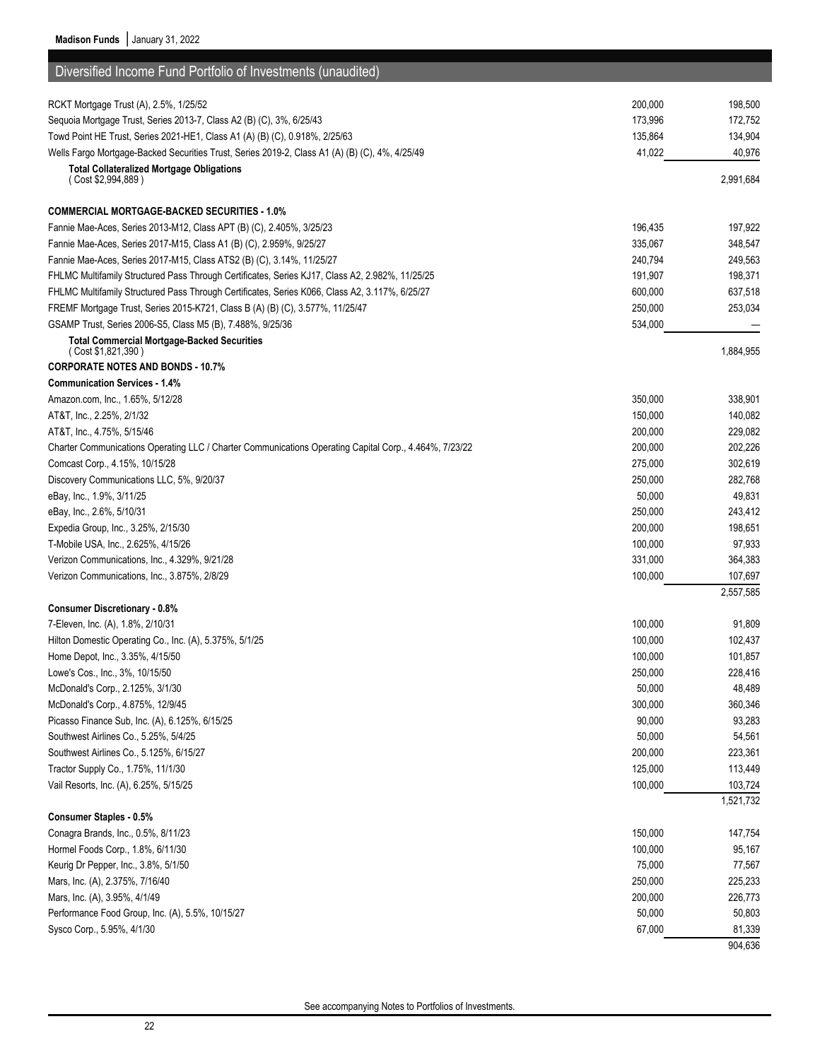## Diversified Income Fund Portfolio of Investments (unaudited)

| | | |
|---|---|---|
| RCKT Mortgage Trust (A), 2.5%, 1/25/52 | 200,000 | 198,500 |
| Sequoia Mortgage Trust, Series 2013-7, Class A2 (B) (C), 3%, 6/25/43 | 173,996 | 172,752 |
| Towd Point HE Trust, Series 2021-HE1, Class A1 (A) (B) (C), 0.918%, 2/25/63 | 135,864 | 134,904 |
| Wells Fargo Mortgage-Backed Securities Trust, Series 2019-2, Class A1 (A) (B) (C), 4%, 4/25/49 | 41,022 | 40,976 |
| **Total Collateralized Mortgage Obligations** ( Cost $2,994,889 ) | | 2,991,684 |
| | | |
| **COMMERCIAL MORTGAGE-BACKED SECURITIES - 1.0%** | | |
| Fannie Mae-Aces, Series 2013-M12, Class APT (B) (C), 2.405%, 3/25/23 | 196,435 | 197,922 |
| Fannie Mae-Aces, Series 2017-M15, Class A1 (B) (C), 2.959%, 9/25/27 | 335,067 | 348,547 |
| Fannie Mae-Aces, Series 2017-M15, Class ATS2 (B) (C), 3.14%, 11/25/27 | 240,794 | 249,563 |
| FHLMC Multifamily Structured Pass Through Certificates, Series KJ17, Class A2, 2.982%, 11/25/25 | 191,907 | 198,371 |
| FHLMC Multifamily Structured Pass Through Certificates, Series K066, Class A2, 3.117%, 6/25/27 | 600,000 | 637,518 |
| FREMF Mortgage Trust, Series 2015-K721, Class B (A) (B) (C), 3.577%, 11/25/47 | 250,000 | 253,034 |
| GSAMP Trust, Series 2006-S5, Class M5 (B), 7.488%, 9/25/36 | 534,000 | — |
| **Total Commercial Mortgage-Backed Securities** ( Cost $1,821,390 ) | | 1,884,955 |
| **CORPORATE NOTES AND BONDS - 10.7%** | | |
| **Communication Services - 1.4%** | | |
| Amazon.com, Inc., 1.65%, 5/12/28 | 350,000 | 338,901 |
| AT&T, Inc., 2.25%, 2/1/32 | 150,000 | 140,082 |
| AT&T, Inc., 4.75%, 5/15/46 | 200,000 | 229,082 |
| Charter Communications Operating LLC / Charter Communications Operating Capital Corp., 4.464%, 7/23/22 | 200,000 | 202,226 |
| Comcast Corp., 4.15%, 10/15/28 | 275,000 | 302,619 |
| Discovery Communications LLC, 5%, 9/20/37 | 250,000 | 282,768 |
| eBay, Inc., 1.9%, 3/11/25 | 50,000 | 49,831 |
| eBay, Inc., 2.6%, 5/10/31 | 250,000 | 243,412 |
| Expedia Group, Inc., 3.25%, 2/15/30 | 200,000 | 198,651 |
| T-Mobile USA, Inc., 2.625%, 4/15/26 | 100,000 | 97,933 |
| Verizon Communications, Inc., 4.329%, 9/21/28 | 331,000 | 364,383 |
| Verizon Communications, Inc., 3.875%, 2/8/29 | 100,000 | 107,697 |
| | | 2,557,585 |
| **Consumer Discretionary - 0.8%** | | |
| 7-Eleven, Inc. (A), 1.8%, 2/10/31 | 100,000 | 91,809 |
| Hilton Domestic Operating Co., Inc. (A), 5.375%, 5/1/25 | 100,000 | 102,437 |
| Home Depot, Inc., 3.35%, 4/15/50 | 100,000 | 101,857 |
| Lowe's Cos., Inc., 3%, 10/15/50 | 250,000 | 228,416 |
| McDonald's Corp., 2.125%, 3/1/30 | 50,000 | 48,489 |
| McDonald's Corp., 4.875%, 12/9/45 | 300,000 | 360,346 |
| Picasso Finance Sub, Inc. (A), 6.125%, 6/15/25 | 90,000 | 93,283 |
| Southwest Airlines Co., 5.25%, 5/4/25 | 50,000 | 54,561 |
| Southwest Airlines Co., 5.125%, 6/15/27 | 200,000 | 223,361 |
| Tractor Supply Co., 1.75%, 11/1/30 | 125,000 | 113,449 |
| Vail Resorts, Inc. (A), 6.25%, 5/15/25 | 100,000 | 103,724 |
| | | 1,521,732 |
| **Consumer Staples - 0.5%** | | |
| Conagra Brands, Inc., 0.5%, 8/11/23 | 150,000 | 147,754 |
| Hormel Foods Corp., 1.8%, 6/11/30 | 100,000 | 95,167 |
| Keurig Dr Pepper, Inc., 3.8%, 5/1/50 | 75,000 | 77,567 |
| Mars, Inc. (A), 2.375%, 7/16/40 | 250,000 | 225,233 |
| Mars, Inc. (A), 3.95%, 4/1/49 | 200,000 | 226,773 |
| Performance Food Group, Inc. (A), 5.5%, 10/15/27 | 50,000 | 50,803 |
| Sysco Corp., 5.95%, 4/1/30 | 67,000 | 81,339 |
| | | 904,636 |

See accompanying Notes to Portfolios of Investments.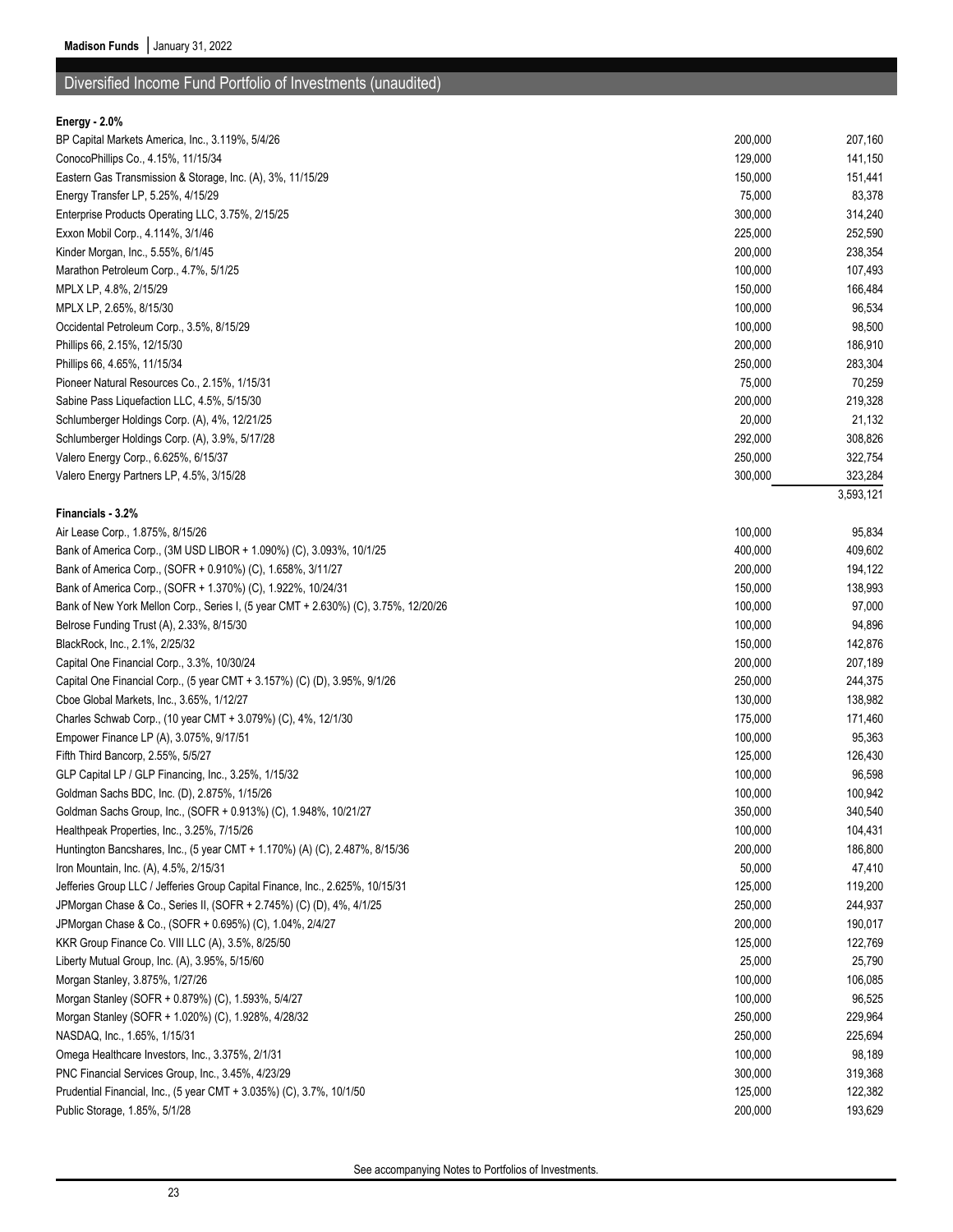## Diversified Income Fund Portfolio of Investments (unaudited)

| | | |
|---|---|---|
| **Energy - 2.0%** | | |
| BP Capital Markets America, Inc., 3.119%, 5/4/26 | 200,000 | 207,160 |
| ConocoPhillips Co., 4.15%, 11/15/34 | 129,000 | 141,150 |
| Eastern Gas Transmission & Storage, Inc. (A), 3%, 11/15/29 | 150,000 | 151,441 |
| Energy Transfer LP, 5.25%, 4/15/29 | 75,000 | 83,378 |
| Enterprise Products Operating LLC, 3.75%, 2/15/25 | 300,000 | 314,240 |
| Exxon Mobil Corp., 4.114%, 3/1/46 | 225,000 | 252,590 |
| Kinder Morgan, Inc., 5.55%, 6/1/45 | 200,000 | 238,354 |
| Marathon Petroleum Corp., 4.7%, 5/1/25 | 100,000 | 107,493 |
| MPLX LP, 4.8%, 2/15/29 | 150,000 | 166,484 |
| MPLX LP, 2.65%, 8/15/30 | 100,000 | 96,534 |
| Occidental Petroleum Corp., 3.5%, 8/15/29 | 100,000 | 98,500 |
| Phillips 66, 2.15%, 12/15/30 | 200,000 | 186,910 |
| Phillips 66, 4.65%, 11/15/34 | 250,000 | 283,304 |
| Pioneer Natural Resources Co., 2.15%, 1/15/31 | 75,000 | 70,259 |
| Sabine Pass Liquefaction LLC, 4.5%, 5/15/30 | 200,000 | 219,328 |
| Schlumberger Holdings Corp. (A), 4%, 12/21/25 | 20,000 | 21,132 |
| Schlumberger Holdings Corp. (A), 3.9%, 5/17/28 | 292,000 | 308,826 |
| Valero Energy Corp., 6.625%, 6/15/37 | 250,000 | 322,754 |
| Valero Energy Partners LP, 4.5%, 3/15/28 | 300,000 | 323,284 |
| | | 3,593,121 |
| **Financials - 3.2%** | | |
| Air Lease Corp., 1.875%, 8/15/26 | 100,000 | 95,834 |
| Bank of America Corp., (3M USD LIBOR + 1.090%) (C), 3.093%, 10/1/25 | 400,000 | 409,602 |
| Bank of America Corp., (SOFR + 0.910%) (C), 1.658%, 3/11/27 | 200,000 | 194,122 |
| Bank of America Corp., (SOFR + 1.370%) (C), 1.922%, 10/24/31 | 150,000 | 138,993 |
| Bank of New York Mellon Corp., Series I, (5 year CMT + 2.630%) (C), 3.75%, 12/20/26 | 100,000 | 97,000 |
| Belrose Funding Trust (A), 2.33%, 8/15/30 | 100,000 | 94,896 |
| BlackRock, Inc., 2.1%, 2/25/32 | 150,000 | 142,876 |
| Capital One Financial Corp., 3.3%, 10/30/24 | 200,000 | 207,189 |
| Capital One Financial Corp., (5 year CMT + 3.157%) (C) (D), 3.95%, 9/1/26 | 250,000 | 244,375 |
| Cboe Global Markets, Inc., 3.65%, 1/12/27 | 130,000 | 138,982 |
| Charles Schwab Corp., (10 year CMT + 3.079%) (C), 4%, 12/1/30 | 175,000 | 171,460 |
| Empower Finance LP (A), 3.075%, 9/17/51 | 100,000 | 95,363 |
| Fifth Third Bancorp, 2.55%, 5/5/27 | 125,000 | 126,430 |
| GLP Capital LP / GLP Financing, Inc., 3.25%, 1/15/32 | 100,000 | 96,598 |
| Goldman Sachs BDC, Inc. (D), 2.875%, 1/15/26 | 100,000 | 100,942 |
| Goldman Sachs Group, Inc., (SOFR + 0.913%) (C), 1.948%, 10/21/27 | 350,000 | 340,540 |
| Healthpeak Properties, Inc., 3.25%, 7/15/26 | 100,000 | 104,431 |
| Huntington Bancshares, Inc., (5 year CMT + 1.170%) (A) (C), 2.487%, 8/15/36 | 200,000 | 186,800 |
| Iron Mountain, Inc. (A), 4.5%, 2/15/31 | 50,000 | 47,410 |
| Jefferies Group LLC / Jefferies Group Capital Finance, Inc., 2.625%, 10/15/31 | 125,000 | 119,200 |
| JPMorgan Chase & Co., Series II, (SOFR + 2.745%) (C) (D), 4%, 4/1/25 | 250,000 | 244,937 |
| JPMorgan Chase & Co., (SOFR + 0.695%) (C), 1.04%, 2/4/27 | 200,000 | 190,017 |
| KKR Group Finance Co. VIII LLC (A), 3.5%, 8/25/50 | 125,000 | 122,769 |
| Liberty Mutual Group, Inc. (A), 3.95%, 5/15/60 | 25,000 | 25,790 |
| Morgan Stanley, 3.875%, 1/27/26 | 100,000 | 106,085 |
| Morgan Stanley (SOFR + 0.879%) (C), 1.593%, 5/4/27 | 100,000 | 96,525 |
| Morgan Stanley (SOFR + 1.020%) (C), 1.928%, 4/28/32 | 250,000 | 229,964 |
| NASDAQ, Inc., 1.65%, 1/15/31 | 250,000 | 225,694 |
| Omega Healthcare Investors, Inc., 3.375%, 2/1/31 | 100,000 | 98,189 |
| PNC Financial Services Group, Inc., 3.45%, 4/23/29 | 300,000 | 319,368 |
| Prudential Financial, Inc., (5 year CMT + 3.035%) (C), 3.7%, 10/1/50 | 125,000 | 122,382 |
| Public Storage, 1.85%, 5/1/28 | 200,000 | 193,629 |

See accompanying Notes to Portfolios of Investments.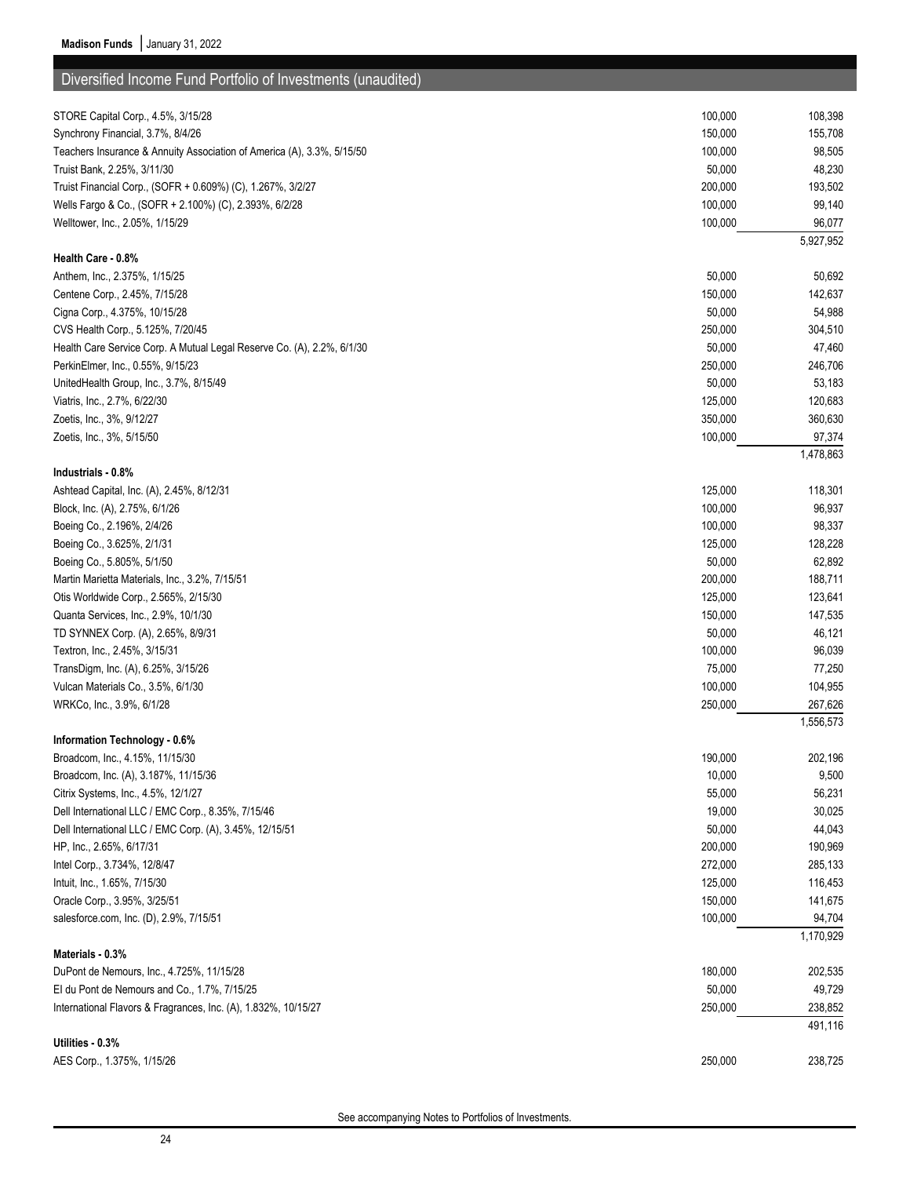## Diversified Income Fund Portfolio of Investments (unaudited)

| | | |
|---|---|---|
| STORE Capital Corp., 4.5%, 3/15/28 | 100,000 | 108,398 |
| Synchrony Financial, 3.7%, 8/4/26 | 150,000 | 155,708 |
| Teachers Insurance & Annuity Association of America (A), 3.3%, 5/15/50 | 100,000 | 98,505 |
| Truist Bank, 2.25%, 3/11/30 | 50,000 | 48,230 |
| Truist Financial Corp., (SOFR + 0.609%) (C), 1.267%, 3/2/27 | 200,000 | 193,502 |
| Wells Fargo & Co., (SOFR + 2.100%) (C), 2.393%, 6/2/28 | 100,000 | 99,140 |
| Welltower, Inc., 2.05%, 1/15/29 | 100,000 | 96,077 |
| | | 5,927,952 |
| **Health Care - 0.8%** | | |
| Anthem, Inc., 2.375%, 1/15/25 | 50,000 | 50,692 |
| Centene Corp., 2.45%, 7/15/28 | 150,000 | 142,637 |
| Cigna Corp., 4.375%, 10/15/28 | 50,000 | 54,988 |
| CVS Health Corp., 5.125%, 7/20/45 | 250,000 | 304,510 |
| Health Care Service Corp. A Mutual Legal Reserve Co. (A), 2.2%, 6/1/30 | 50,000 | 47,460 |
| PerkinElmer, Inc., 0.55%, 9/15/23 | 250,000 | 246,706 |
| UnitedHealth Group, Inc., 3.7%, 8/15/49 | 50,000 | 53,183 |
| Viatris, Inc., 2.7%, 6/22/30 | 125,000 | 120,683 |
| Zoetis, Inc., 3%, 9/12/27 | 350,000 | 360,630 |
| Zoetis, Inc., 3%, 5/15/50 | 100,000 | 97,374 |
| | | 1,478,863 |
| **Industrials - 0.8%** | | |
| Ashtead Capital, Inc. (A), 2.45%, 8/12/31 | 125,000 | 118,301 |
| Block, Inc. (A), 2.75%, 6/1/26 | 100,000 | 96,937 |
| Boeing Co., 2.196%, 2/4/26 | 100,000 | 98,337 |
| Boeing Co., 3.625%, 2/1/31 | 125,000 | 128,228 |
| Boeing Co., 5.805%, 5/1/50 | 50,000 | 62,892 |
| Martin Marietta Materials, Inc., 3.2%, 7/15/51 | 200,000 | 188,711 |
| Otis Worldwide Corp., 2.565%, 2/15/30 | 125,000 | 123,641 |
| Quanta Services, Inc., 2.9%, 10/1/30 | 150,000 | 147,535 |
| TD SYNNEX Corp. (A), 2.65%, 8/9/31 | 50,000 | 46,121 |
| Textron, Inc., 2.45%, 3/15/31 | 100,000 | 96,039 |
| TransDigm, Inc. (A), 6.25%, 3/15/26 | 75,000 | 77,250 |
| Vulcan Materials Co., 3.5%, 6/1/30 | 100,000 | 104,955 |
| WRKCo, Inc., 3.9%, 6/1/28 | 250,000 | 267,626 |
| | | 1,556,573 |
| **Information Technology - 0.6%** | | |
| Broadcom, Inc., 4.15%, 11/15/30 | 190,000 | 202,196 |
| Broadcom, Inc. (A), 3.187%, 11/15/36 | 10,000 | 9,500 |
| Citrix Systems, Inc., 4.5%, 12/1/27 | 55,000 | 56,231 |
| Dell International LLC / EMC Corp., 8.35%, 7/15/46 | 19,000 | 30,025 |
| Dell International LLC / EMC Corp. (A), 3.45%, 12/15/51 | 50,000 | 44,043 |
| HP, Inc., 2.65%, 6/17/31 | 200,000 | 190,969 |
| Intel Corp., 3.734%, 12/8/47 | 272,000 | 285,133 |
| Intuit, Inc., 1.65%, 7/15/30 | 125,000 | 116,453 |
| Oracle Corp., 3.95%, 3/25/51 | 150,000 | 141,675 |
| salesforce.com, Inc. (D), 2.9%, 7/15/51 | 100,000 | 94,704 |
| | | 1,170,929 |
| **Materials - 0.3%** | | |
| DuPont de Nemours, Inc., 4.725%, 11/15/28 | 180,000 | 202,535 |
| EI du Pont de Nemours and Co., 1.7%, 7/15/25 | 50,000 | 49,729 |
| International Flavors & Fragrances, Inc. (A), 1.832%, 10/15/27 | 250,000 | 238,852 |
| | | 491,116 |
| **Utilities - 0.3%** | | |
| AES Corp., 1.375%, 1/15/26 | 250,000 | 238,725 |

See accompanying Notes to Portfolios of Investments.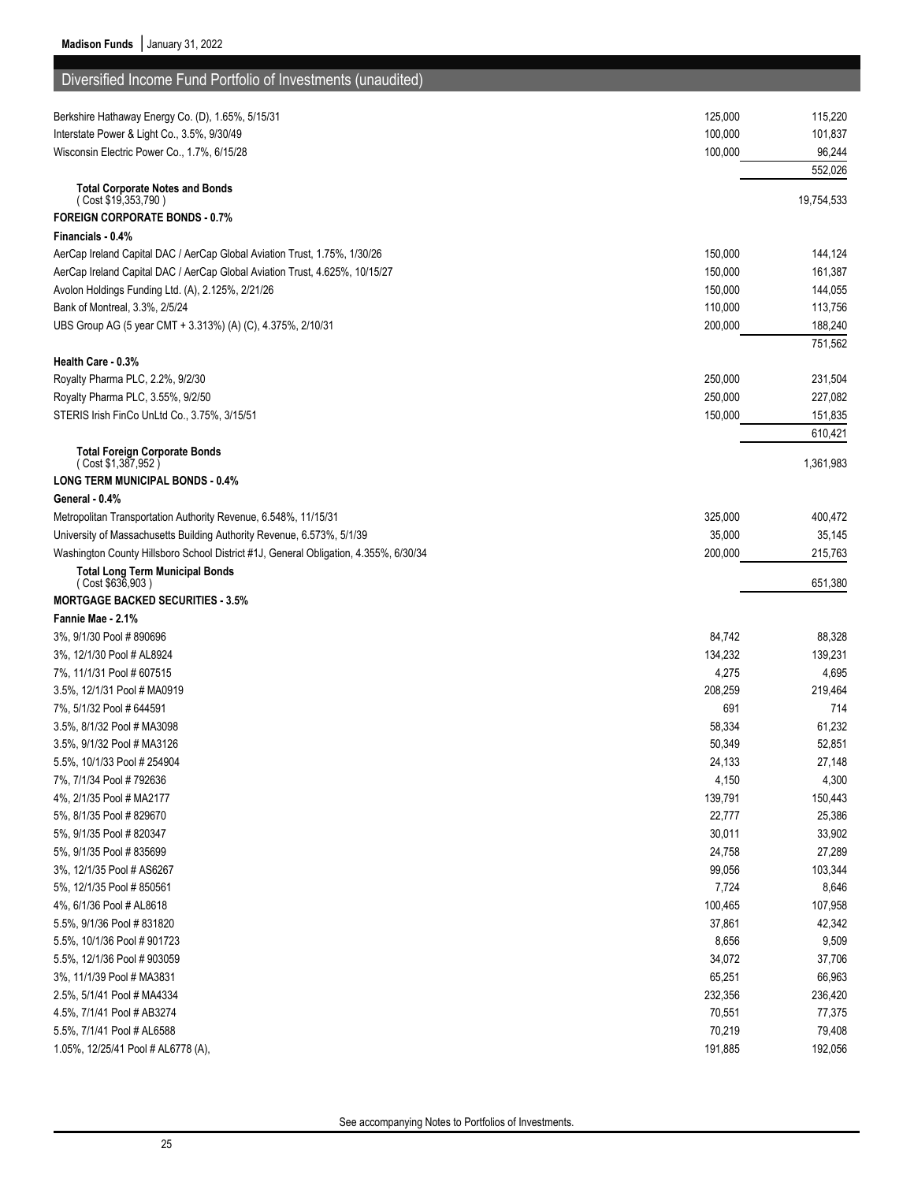## Diversified Income Fund Portfolio of Investments (unaudited)

| | | |
|---|---|---|
| Berkshire Hathaway Energy Co. (D), 1.65%, 5/15/31 | 125,000 | 115,220 |
| Interstate Power & Light Co., 3.5%, 9/30/49 | 100,000 | 101,837 |
| Wisconsin Electric Power Co., 1.7%, 6/15/28 | 100,000 | 96,244 |
| | | 552,026 |
| **Total Corporate Notes and Bonds** ( Cost $19,353,790 ) | | 19,754,533 |
| **FOREIGN CORPORATE BONDS - 0.7%** | | |
| **Financials - 0.4%** | | |
| AerCap Ireland Capital DAC / AerCap Global Aviation Trust, 1.75%, 1/30/26 | 150,000 | 144,124 |
| AerCap Ireland Capital DAC / AerCap Global Aviation Trust, 4.625%, 10/15/27 | 150,000 | 161,387 |
| Avolon Holdings Funding Ltd. (A), 2.125%, 2/21/26 | 150,000 | 144,055 |
| Bank of Montreal, 3.3%, 2/5/24 | 110,000 | 113,756 |
| UBS Group AG (5 year CMT + 3.313%) (A) (C), 4.375%, 2/10/31 | 200,000 | 188,240 |
| | | 751,562 |
| **Health Care - 0.3%** | | |
| Royalty Pharma PLC, 2.2%, 9/2/30 | 250,000 | 231,504 |
| Royalty Pharma PLC, 3.55%, 9/2/50 | 250,000 | 227,082 |
| STERIS Irish FinCo UnLtd Co., 3.75%, 3/15/51 | 150,000 | 151,835 |
| | | 610,421 |
| **Total Foreign Corporate Bonds** ( Cost $1,387,952 ) | | 1,361,983 |
| **LONG TERM MUNICIPAL BONDS - 0.4%** | | |
| **General - 0.4%** | | |
| Metropolitan Transportation Authority Revenue, 6.548%, 11/15/31 | 325,000 | 400,472 |
| University of Massachusetts Building Authority Revenue, 6.573%, 5/1/39 | 35,000 | 35,145 |
| Washington County Hillsboro School District #1J, General Obligation, 4.355%, 6/30/34 | 200,000 | 215,763 |
| **Total Long Term Municipal Bonds** ( Cost $636,903 ) | | 651,380 |
| **MORTGAGE BACKED SECURITIES - 3.5%** | | |
| **Fannie Mae - 2.1%** | | |
| 3%, 9/1/30 Pool # 890696 | 84,742 | 88,328 |
| 3%, 12/1/30 Pool # AL8924 | 134,232 | 139,231 |
| 7%, 11/1/31 Pool # 607515 | 4,275 | 4,695 |
| 3.5%, 12/1/31 Pool # MA0919 | 208,259 | 219,464 |
| 7%, 5/1/32 Pool # 644591 | 691 | 714 |
| 3.5%, 8/1/32 Pool # MA3098 | 58,334 | 61,232 |
| 3.5%, 9/1/32 Pool # MA3126 | 50,349 | 52,851 |
| 5.5%, 10/1/33 Pool # 254904 | 24,133 | 27,148 |
| 7%, 7/1/34 Pool # 792636 | 4,150 | 4,300 |
| 4%, 2/1/35 Pool # MA2177 | 139,791 | 150,443 |
| 5%, 8/1/35 Pool # 829670 | 22,777 | 25,386 |
| 5%, 9/1/35 Pool # 820347 | 30,011 | 33,902 |
| 5%, 9/1/35 Pool # 835699 | 24,758 | 27,289 |
| 3%, 12/1/35 Pool # AS6267 | 99,056 | 103,344 |
| 5%, 12/1/35 Pool # 850561 | 7,724 | 8,646 |
| 4%, 6/1/36 Pool # AL8618 | 100,465 | 107,958 |
| 5.5%, 9/1/36 Pool # 831820 | 37,861 | 42,342 |
| 5.5%, 10/1/36 Pool # 901723 | 8,656 | 9,509 |
| 5.5%, 12/1/36 Pool # 903059 | 34,072 | 37,706 |
| 3%, 11/1/39 Pool # MA3831 | 65,251 | 66,963 |
| 2.5%, 5/1/41 Pool # MA4334 | 232,356 | 236,420 |
| 4.5%, 7/1/41 Pool # AB3274 | 70,551 | 77,375 |
| 5.5%, 7/1/41 Pool # AL6588 | 70,219 | 79,408 |
| 1.05%, 12/25/41 Pool # AL6778 (A), | 191,885 | 192,056 |

See accompanying Notes to Portfolios of Investments.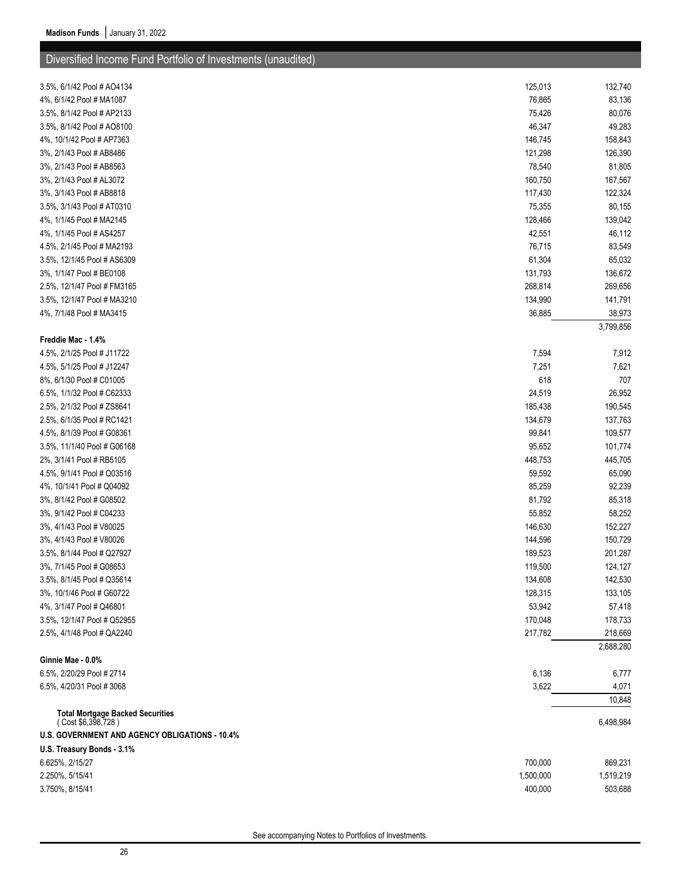## Diversified Income Fund Portfolio of Investments (unaudited)

| | Par Value | Value (Note 2) |
|---|---|---|
| 3.5%, 6/1/42 Pool # AO4134 | 125,013 | 132,740 |
| 4%, 6/1/42 Pool # MA1087 | 76,865 | 83,136 |
| 3.5%, 8/1/42 Pool # AP2133 | 75,426 | 80,076 |
| 3.5%, 8/1/42 Pool # AO8100 | 46,347 | 49,283 |
| 4%, 10/1/42 Pool # AP7363 | 146,745 | 158,843 |
| 3%, 2/1/43 Pool # AB8486 | 121,298 | 126,390 |
| 3%, 2/1/43 Pool # AB8563 | 78,540 | 81,805 |
| 3%, 2/1/43 Pool # AL3072 | 160,750 | 167,567 |
| 3%, 3/1/43 Pool # AB8818 | 117,430 | 122,324 |
| 3.5%, 3/1/43 Pool # AT0310 | 75,355 | 80,155 |
| 4%, 1/1/45 Pool # MA2145 | 128,466 | 139,042 |
| 4%, 1/1/45 Pool # AS4257 | 42,551 | 46,112 |
| 4.5%, 2/1/45 Pool # MA2193 | 76,715 | 83,549 |
| 3.5%, 12/1/45 Pool # AS6309 | 61,304 | 65,032 |
| 3%, 1/1/47 Pool # BE0108 | 131,793 | 136,672 |
| 2.5%, 12/1/47 Pool # FM3165 | 268,814 | 269,656 |
| 3.5%, 12/1/47 Pool # MA3210 | 134,990 | 141,791 |
| 4%, 7/1/48 Pool # MA3415 | 36,885 | 38,973 |
| | | 3,799,856 |
| **Freddie Mac - 1.4%** | | |
| 4.5%, 2/1/25 Pool # J11722 | 7,594 | 7,912 |
| 4.5%, 5/1/25 Pool # J12247 | 7,251 | 7,621 |
| 8%, 6/1/30 Pool # C01005 | 618 | 707 |
| 6.5%, 1/1/32 Pool # C62333 | 24,519 | 26,952 |
| 2.5%, 2/1/32 Pool # ZS8641 | 185,438 | 190,545 |
| 2.5%, 6/1/35 Pool # RC1421 | 134,679 | 137,763 |
| 4.5%, 8/1/39 Pool # G08361 | 99,841 | 109,577 |
| 3.5%, 11/1/40 Pool # G06168 | 95,652 | 101,774 |
| 2%, 3/1/41 Pool # RB5105 | 448,753 | 445,705 |
| 4.5%, 9/1/41 Pool # Q03516 | 59,592 | 65,090 |
| 4%, 10/1/41 Pool # Q04092 | 85,259 | 92,239 |
| 3%, 8/1/42 Pool # G08502 | 81,792 | 85,318 |
| 3%, 9/1/42 Pool # C04233 | 55,852 | 58,252 |
| 3%, 4/1/43 Pool # V80025 | 146,630 | 152,227 |
| 3%, 4/1/43 Pool # V80026 | 144,596 | 150,729 |
| 3.5%, 8/1/44 Pool # Q27927 | 189,523 | 201,287 |
| 3%, 7/1/45 Pool # G08653 | 119,500 | 124,127 |
| 3.5%, 8/1/45 Pool # Q35614 | 134,608 | 142,530 |
| 3%, 10/1/46 Pool # G60722 | 128,315 | 133,105 |
| 4%, 3/1/47 Pool # Q46801 | 53,942 | 57,418 |
| 3.5%, 12/1/47 Pool # Q52955 | 170,048 | 178,733 |
| 2.5%, 4/1/48 Pool # QA2240 | 217,782 | 218,669 |
| | | 2,688,280 |
| **Ginnie Mae - 0.0%** | | |
| 6.5%, 2/20/29 Pool # 2714 | 6,136 | 6,777 |
| 6.5%, 4/20/31 Pool # 3068 | 3,622 | 4,071 |
| | | 10,848 |
| **Total Mortgage Backed Securities** (Cost $6,398,728) | | 6,498,984 |
| **U.S. GOVERNMENT AND AGENCY OBLIGATIONS - 10.4%** | | |
| **U.S. Treasury Bonds - 3.1%** | | |
| 6.625%, 2/15/27 | 700,000 | 869,231 |
| 2.250%, 5/15/41 | 1,500,000 | 1,519,219 |
| 3.750%, 8/15/41 | 400,000 | 503,688 |

See accompanying Notes to Portfolios of Investments.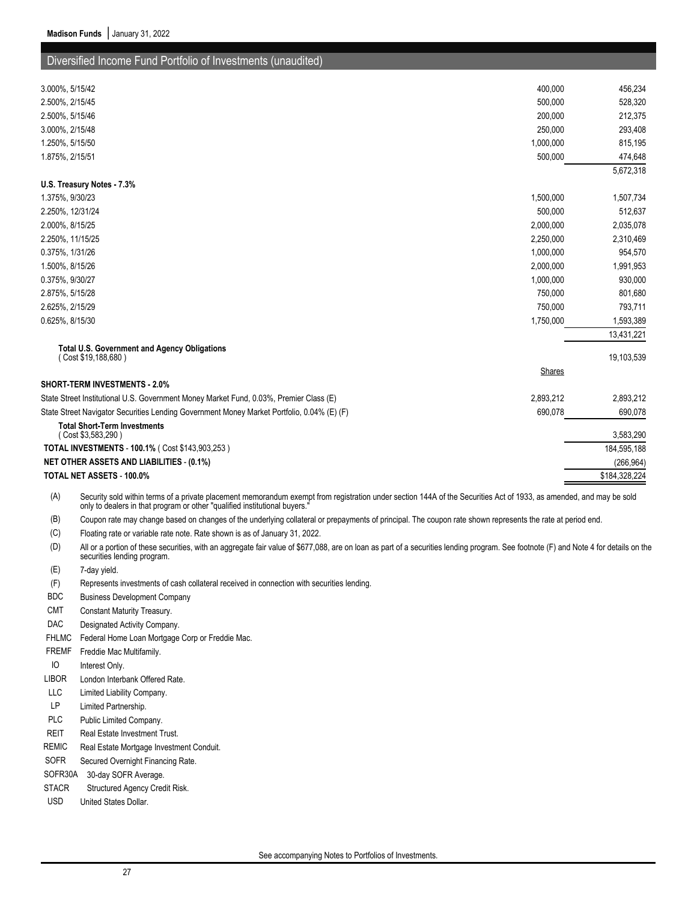## Diversified Income Fund Portfolio of Investments (unaudited)

| | | |
|---|---|---|
| 3.000%, 5/15/42 | 400,000 | 456,234 |
| 2.500%, 2/15/45 | 500,000 | 528,320 |
| 2.500%, 5/15/46 | 200,000 | 212,375 |
| 3.000%, 2/15/48 | 250,000 | 293,408 |
| 1.250%, 5/15/50 | 1,000,000 | 815,195 |
| 1.875%, 2/15/51 | 500,000 | 474,648 |
| | | 5,672,318 |
| **U.S. Treasury Notes - 7.3%** | | |
| 1.375%, 9/30/23 | 1,500,000 | 1,507,734 |
| 2.250%, 12/31/24 | 500,000 | 512,637 |
| 2.000%, 8/15/25 | 2,000,000 | 2,035,078 |
| 2.250%, 11/15/25 | 2,250,000 | 2,310,469 |
| 0.375%, 1/31/26 | 1,000,000 | 954,570 |
| 1.500%, 8/15/26 | 2,000,000 | 1,991,953 |
| 0.375%, 9/30/27 | 1,000,000 | 930,000 |
| 2.875%, 5/15/28 | 750,000 | 801,680 |
| 2.625%, 2/15/29 | 750,000 | 793,711 |
| 0.625%, 8/15/30 | 1,750,000 | 1,593,389 |
| | | 13,431,221 |
| **Total U.S. Government and Agency Obligations** ( Cost $19,188,680 ) | | 19,103,539 |
| | Shares | |
| **SHORT-TERM INVESTMENTS - 2.0%** | | |
| State Street Institutional U.S. Government Money Market Fund, 0.03%, Premier Class (E) | 2,893,212 | 2,893,212 |
| State Street Navigator Securities Lending Government Money Market Portfolio, 0.04% (E) (F) | 690,078 | 690,078 |
| **Total Short-Term Investments** ( Cost $3,583,290 ) | | 3,583,290 |
| **TOTAL INVESTMENTS - 100.1%** ( Cost $143,903,253 ) | | 184,595,188 |
| **NET OTHER ASSETS AND LIABILITIES - (0.1%)** | | (266,964) |
| **TOTAL NET ASSETS - 100.0%** | | $184,328,224 |

(A) Security sold within terms of a private placement memorandum exempt from registration under section 144A of the Securities Act of 1933, as amended, and may be sold only to dealers in that program or other "qualified institutional buyers."

(B) Coupon rate may change based on changes of the underlying collateral or prepayments of principal. The coupon rate shown represents the rate at period end.

(C) Floating rate or variable rate note. Rate shown is as of January 31, 2022.

(D) All or a portion of these securities, with an aggregate fair value of $677,088, are on loan as part of a securities lending program. See footnote (F) and Note 4 for details on the securities lending program.

(E) 7-day yield.

(F) Represents investments of cash collateral received in connection with securities lending.

BDC Business Development Company

CMT Constant Maturity Treasury.

DAC Designated Activity Company.

FHLMC Federal Home Loan Mortgage Corp or Freddie Mac.

FREMF Freddie Mac Multifamily.

IO Interest Only.

LIBOR London Interbank Offered Rate.

LLC Limited Liability Company.

LP Limited Partnership.

PLC Public Limited Company.

REIT Real Estate Investment Trust.

REMIC Real Estate Mortgage Investment Conduit.

SOFR Secured Overnight Financing Rate.

SOFR30A 30-day SOFR Average.

STACR Structured Agency Credit Risk.

USD United States Dollar.

See accompanying Notes to Portfolios of Investments.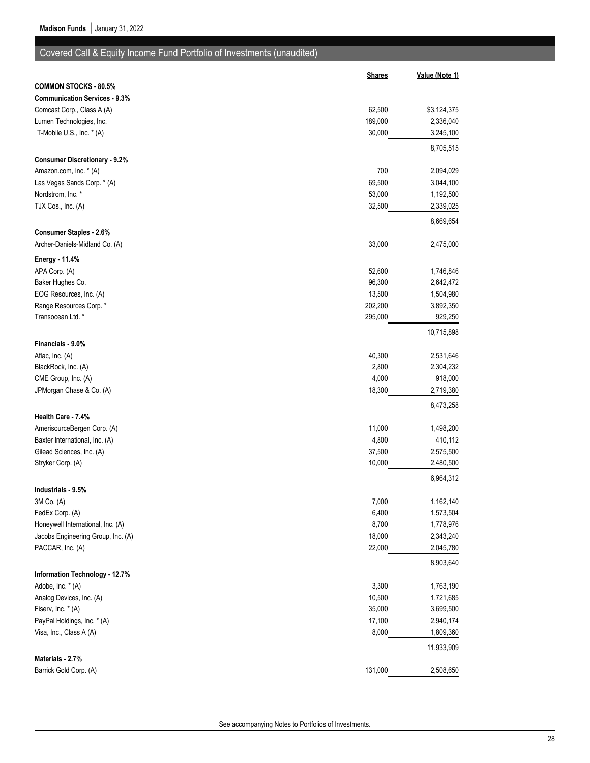## Covered Call & Equity Income Fund Portfolio of Investments (unaudited)

| | Shares | Value (Note 1) |
|---|---|---|
| **COMMON STOCKS - 80.5%** | | |
| **Communication Services - 9.3%** | | |
| Comcast Corp., Class A (A) | 62,500 | $3,124,375 |
| Lumen Technologies, Inc. | 189,000 | 2,336,040 |
| T-Mobile U.S., Inc. * (A) | 30,000 | 3,245,100 |
| | | 8,705,515 |
| **Consumer Discretionary - 9.2%** | | |
| Amazon.com, Inc. * (A) | 700 | 2,094,029 |
| Las Vegas Sands Corp. * (A) | 69,500 | 3,044,100 |
| Nordstrom, Inc. * | 53,000 | 1,192,500 |
| TJX Cos., Inc. (A) | 32,500 | 2,339,025 |
| | | 8,669,654 |
| **Consumer Staples - 2.6%** | | |
| Archer-Daniels-Midland Co. (A) | 33,000 | 2,475,000 |
| **Energy - 11.4%** | | |
| APA Corp. (A) | 52,600 | 1,746,846 |
| Baker Hughes Co. | 96,300 | 2,642,472 |
| EOG Resources, Inc. (A) | 13,500 | 1,504,980 |
| Range Resources Corp. * | 202,200 | 3,892,350 |
| Transocean Ltd. * | 295,000 | 929,250 |
| | | 10,715,898 |
| **Financials - 9.0%** | | |
| Aflac, Inc. (A) | 40,300 | 2,531,646 |
| BlackRock, Inc. (A) | 2,800 | 2,304,232 |
| CME Group, Inc. (A) | 4,000 | 918,000 |
| JPMorgan Chase & Co. (A) | 18,300 | 2,719,380 |
| | | 8,473,258 |
| **Health Care - 7.4%** | | |
| AmerisourceBergen Corp. (A) | 11,000 | 1,498,200 |
| Baxter International, Inc. (A) | 4,800 | 410,112 |
| Gilead Sciences, Inc. (A) | 37,500 | 2,575,500 |
| Stryker Corp. (A) | 10,000 | 2,480,500 |
| | | 6,964,312 |
| **Industrials - 9.5%** | | |
| 3M Co. (A) | 7,000 | 1,162,140 |
| FedEx Corp. (A) | 6,400 | 1,573,504 |
| Honeywell International, Inc. (A) | 8,700 | 1,778,976 |
| Jacobs Engineering Group, Inc. (A) | 18,000 | 2,343,240 |
| PACCAR, Inc. (A) | 22,000 | 2,045,780 |
| | | 8,903,640 |
| **Information Technology - 12.7%** | | |
| Adobe, Inc. * (A) | 3,300 | 1,763,190 |
| Analog Devices, Inc. (A) | 10,500 | 1,721,685 |
| Fiserv, Inc. * (A) | 35,000 | 3,699,500 |
| PayPal Holdings, Inc. * (A) | 17,100 | 2,940,174 |
| Visa, Inc., Class A (A) | 8,000 | 1,809,360 |
| | | 11,933,909 |
| **Materials - 2.7%** | | |
| Barrick Gold Corp. (A) | 131,000 | 2,508,650 |

See accompanying Notes to Portfolios of Investments.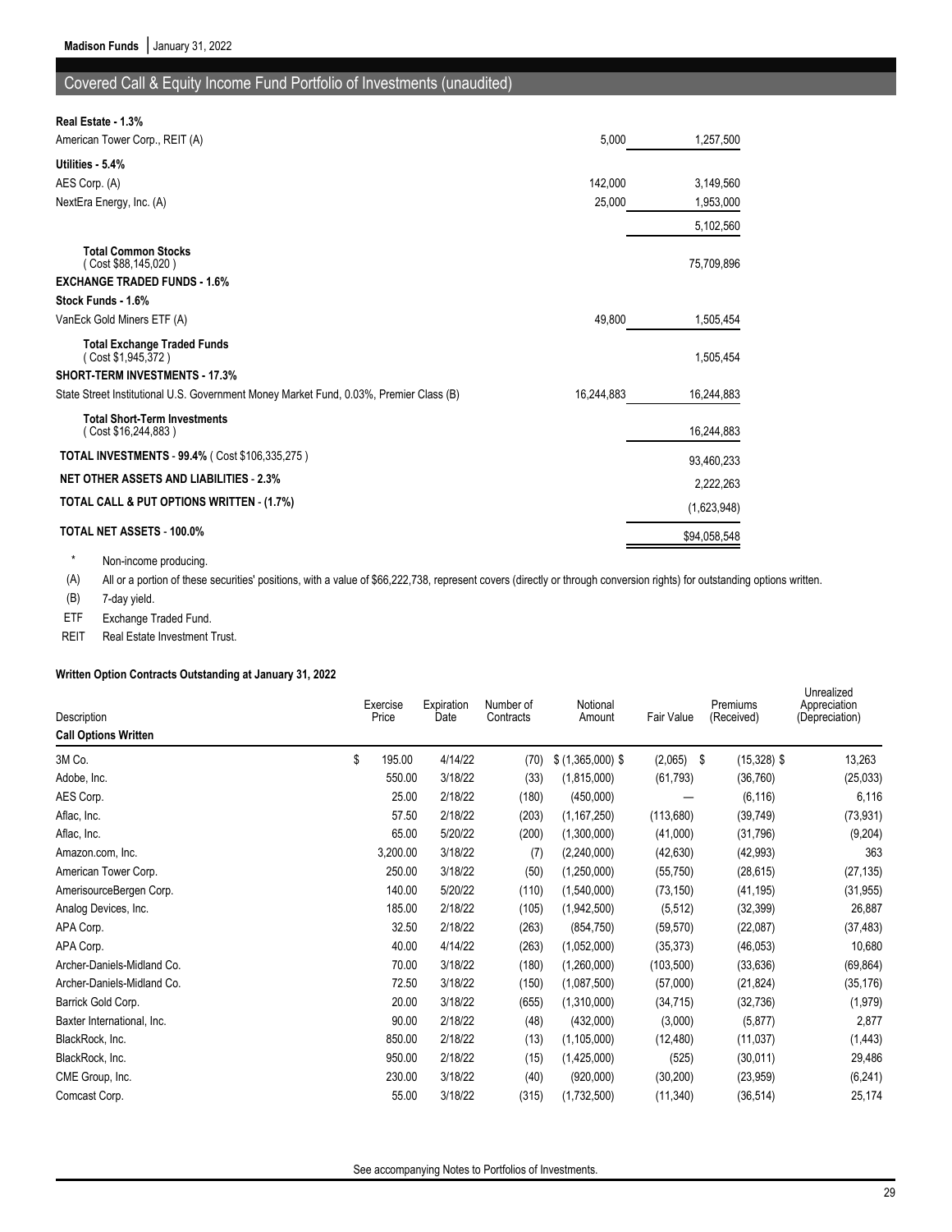## Covered Call & Equity Income Fund Portfolio of Investments (unaudited)

| | | |
|---|---|---|
| **Real Estate - 1.3%** | | |
| American Tower Corp., REIT (A) | 5,000 | 1,257,500 |
| **Utilities - 5.4%** | | |
| AES Corp. (A) | 142,000 | 3,149,560 |
| NextEra Energy, Inc. (A) | 25,000 | 1,953,000 |
| | | 5,102,560 |
| **Total Common Stocks** ( Cost $88,145,020 ) | | 75,709,896 |
| **EXCHANGE TRADED FUNDS - 1.6%** | | |
| **Stock Funds - 1.6%** | | |
| VanEck Gold Miners ETF (A) | 49,800 | 1,505,454 |
| **Total Exchange Traded Funds** ( Cost $1,945,372 ) | | 1,505,454 |
| **SHORT-TERM INVESTMENTS - 17.3%** | | |
| State Street Institutional U.S. Government Money Market Fund, 0.03%, Premier Class (B) | 16,244,883 | 16,244,883 |
| **Total Short-Term Investments** ( Cost $16,244,883 ) | | 16,244,883 |
| **TOTAL INVESTMENTS** - **99.4%** ( Cost $106,335,275 ) | | 93,460,233 |
| **NET OTHER ASSETS AND LIABILITIES** - **2.3%** | | 2,222,263 |
| **TOTAL CALL & PUT OPTIONS WRITTEN** - **(1.7%)** | | (1,623,948) |
| **TOTAL NET ASSETS** - **100.0%** | | $94,058,548 |

\* Non-income producing.

(A) All or a portion of these securities' positions, with a value of $66,222,738, represent covers (directly or through conversion rights) for outstanding options written.

(B) 7-day yield.

ETF Exchange Traded Fund.

REIT Real Estate Investment Trust.

**Written Option Contracts Outstanding at January 31, 2022**

| Description | Exercise Price | Expiration Date | Number of Contracts | Notional Amount | Fair Value | Premiums (Received) | Unrealized Appreciation (Depreciation) |
|---|---|---|---|---|---|---|---|
| **Call Options Written** | | | | | | | |
| 3M Co. | $ 195.00 | 4/14/22 | (70) | $ (1,365,000) $ | (2,065) $ | (15,328) $ | 13,263 |
| Adobe, Inc. | 550.00 | 3/18/22 | (33) | (1,815,000) | (61,793) | (36,760) | (25,033) |
| AES Corp. | 25.00 | 2/18/22 | (180) | (450,000) | — | (6,116) | 6,116 |
| Aflac, Inc. | 57.50 | 2/18/22 | (203) | (1,167,250) | (113,680) | (39,749) | (73,931) |
| Aflac, Inc. | 65.00 | 5/20/22 | (200) | (1,300,000) | (41,000) | (31,796) | (9,204) |
| Amazon.com, Inc. | 3,200.00 | 3/18/22 | (7) | (2,240,000) | (42,630) | (42,993) | 363 |
| American Tower Corp. | 250.00 | 3/18/22 | (50) | (1,250,000) | (55,750) | (28,615) | (27,135) |
| AmerisourceBergen Corp. | 140.00 | 5/20/22 | (110) | (1,540,000) | (73,150) | (41,195) | (31,955) |
| Analog Devices, Inc. | 185.00 | 2/18/22 | (105) | (1,942,500) | (5,512) | (32,399) | 26,887 |
| APA Corp. | 32.50 | 2/18/22 | (263) | (854,750) | (59,570) | (22,087) | (37,483) |
| APA Corp. | 40.00 | 4/14/22 | (263) | (1,052,000) | (35,373) | (46,053) | 10,680 |
| Archer-Daniels-Midland Co. | 70.00 | 3/18/22 | (180) | (1,260,000) | (103,500) | (33,636) | (69,864) |
| Archer-Daniels-Midland Co. | 72.50 | 3/18/22 | (150) | (1,087,500) | (57,000) | (21,824) | (35,176) |
| Barrick Gold Corp. | 20.00 | 3/18/22 | (655) | (1,310,000) | (34,715) | (32,736) | (1,979) |
| Baxter International, Inc. | 90.00 | 2/18/22 | (48) | (432,000) | (3,000) | (5,877) | 2,877 |
| BlackRock, Inc. | 850.00 | 2/18/22 | (13) | (1,105,000) | (12,480) | (11,037) | (1,443) |
| BlackRock, Inc. | 950.00 | 2/18/22 | (15) | (1,425,000) | (525) | (30,011) | 29,486 |
| CME Group, Inc. | 230.00 | 3/18/22 | (40) | (920,000) | (30,200) | (23,959) | (6,241) |
| Comcast Corp. | 55.00 | 3/18/22 | (315) | (1,732,500) | (11,340) | (36,514) | 25,174 |

See accompanying Notes to Portfolios of Investments.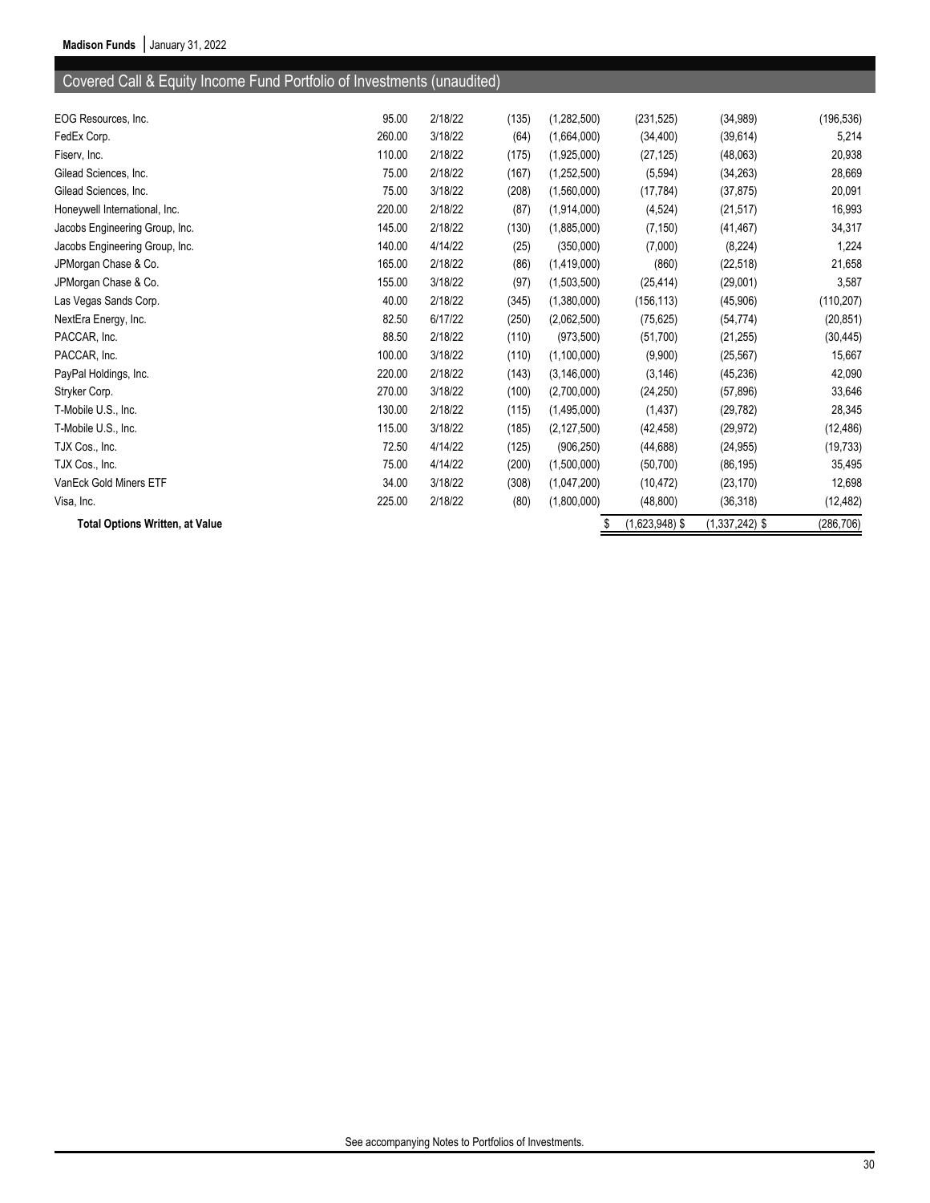## Covered Call & Equity Income Fund Portfolio of Investments (unaudited)

| | | | | | | | |
|---|---|---|---|---|---|---|---|
| EOG Resources, Inc. | 95.00 | 2/18/22 | (135) | (1,282,500) | (231,525) | (34,989) | (196,536) |
| FedEx Corp. | 260.00 | 3/18/22 | (64) | (1,664,000) | (34,400) | (39,614) | 5,214 |
| Fiserv, Inc. | 110.00 | 2/18/22 | (175) | (1,925,000) | (27,125) | (48,063) | 20,938 |
| Gilead Sciences, Inc. | 75.00 | 2/18/22 | (167) | (1,252,500) | (5,594) | (34,263) | 28,669 |
| Gilead Sciences, Inc. | 75.00 | 3/18/22 | (208) | (1,560,000) | (17,784) | (37,875) | 20,091 |
| Honeywell International, Inc. | 220.00 | 2/18/22 | (87) | (1,914,000) | (4,524) | (21,517) | 16,993 |
| Jacobs Engineering Group, Inc. | 145.00 | 2/18/22 | (130) | (1,885,000) | (7,150) | (41,467) | 34,317 |
| Jacobs Engineering Group, Inc. | 140.00 | 4/14/22 | (25) | (350,000) | (7,000) | (8,224) | 1,224 |
| JPMorgan Chase & Co. | 165.00 | 2/18/22 | (86) | (1,419,000) | (860) | (22,518) | 21,658 |
| JPMorgan Chase & Co. | 155.00 | 3/18/22 | (97) | (1,503,500) | (25,414) | (29,001) | 3,587 |
| Las Vegas Sands Corp. | 40.00 | 2/18/22 | (345) | (1,380,000) | (156,113) | (45,906) | (110,207) |
| NextEra Energy, Inc. | 82.50 | 6/17/22 | (250) | (2,062,500) | (75,625) | (54,774) | (20,851) |
| PACCAR, Inc. | 88.50 | 2/18/22 | (110) | (973,500) | (51,700) | (21,255) | (30,445) |
| PACCAR, Inc. | 100.00 | 3/18/22 | (110) | (1,100,000) | (9,900) | (25,567) | 15,667 |
| PayPal Holdings, Inc. | 220.00 | 2/18/22 | (143) | (3,146,000) | (3,146) | (45,236) | 42,090 |
| Stryker Corp. | 270.00 | 3/18/22 | (100) | (2,700,000) | (24,250) | (57,896) | 33,646 |
| T-Mobile U.S., Inc. | 130.00 | 2/18/22 | (115) | (1,495,000) | (1,437) | (29,782) | 28,345 |
| T-Mobile U.S., Inc. | 115.00 | 3/18/22 | (185) | (2,127,500) | (42,458) | (29,972) | (12,486) |
| TJX Cos., Inc. | 72.50 | 4/14/22 | (125) | (906,250) | (44,688) | (24,955) | (19,733) |
| TJX Cos., Inc. | 75.00 | 4/14/22 | (200) | (1,500,000) | (50,700) | (86,195) | 35,495 |
| VanEck Gold Miners ETF | 34.00 | 3/18/22 | (308) | (1,047,200) | (10,472) | (23,170) | 12,698 |
| Visa, Inc. | 225.00 | 2/18/22 | (80) | (1,800,000) | (48,800) | (36,318) | (12,482) |
| **Total Options Written, at Value** | | | | | $ (1,623,948) | $ (1,337,242) | $ (286,706) |

See accompanying Notes to Portfolios of Investments.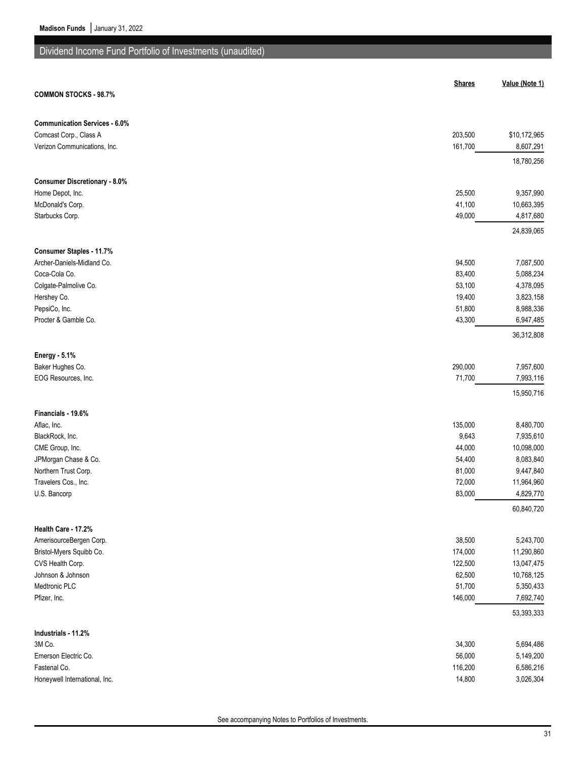## Dividend Income Fund Portfolio of Investments (unaudited)

| | Shares | Value (Note 1) |
|---|---|---|
| **COMMON STOCKS - 98.7%** | | |
| **Communication Services - 6.0%** | | |
| Comcast Corp., Class A | 203,500 | $10,172,965 |
| Verizon Communications, Inc. | 161,700 | 8,607,291 |
| | | 18,780,256 |
| **Consumer Discretionary - 8.0%** | | |
| Home Depot, Inc. | 25,500 | 9,357,990 |
| McDonald's Corp. | 41,100 | 10,663,395 |
| Starbucks Corp. | 49,000 | 4,817,680 |
| | | 24,839,065 |
| **Consumer Staples - 11.7%** | | |
| Archer-Daniels-Midland Co. | 94,500 | 7,087,500 |
| Coca-Cola Co. | 83,400 | 5,088,234 |
| Colgate-Palmolive Co. | 53,100 | 4,378,095 |
| Hershey Co. | 19,400 | 3,823,158 |
| PepsiCo, Inc. | 51,800 | 8,988,336 |
| Procter & Gamble Co. | 43,300 | 6,947,485 |
| | | 36,312,808 |
| **Energy - 5.1%** | | |
| Baker Hughes Co. | 290,000 | 7,957,600 |
| EOG Resources, Inc. | 71,700 | 7,993,116 |
| | | 15,950,716 |
| **Financials - 19.6%** | | |
| Aflac, Inc. | 135,000 | 8,480,700 |
| BlackRock, Inc. | 9,643 | 7,935,610 |
| CME Group, Inc. | 44,000 | 10,098,000 |
| JPMorgan Chase & Co. | 54,400 | 8,083,840 |
| Northern Trust Corp. | 81,000 | 9,447,840 |
| Travelers Cos., Inc. | 72,000 | 11,964,960 |
| U.S. Bancorp | 83,000 | 4,829,770 |
| | | 60,840,720 |
| **Health Care - 17.2%** | | |
| AmerisourceBergen Corp. | 38,500 | 5,243,700 |
| Bristol-Myers Squibb Co. | 174,000 | 11,290,860 |
| CVS Health Corp. | 122,500 | 13,047,475 |
| Johnson & Johnson | 62,500 | 10,768,125 |
| Medtronic PLC | 51,700 | 5,350,433 |
| Pfizer, Inc. | 146,000 | 7,692,740 |
| | | 53,393,333 |
| **Industrials - 11.2%** | | |
| 3M Co. | 34,300 | 5,694,486 |
| Emerson Electric Co. | 56,000 | 5,149,200 |
| Fastenal Co. | 116,200 | 6,586,216 |
| Honeywell International, Inc. | 14,800 | 3,026,304 |

See accompanying Notes to Portfolios of Investments.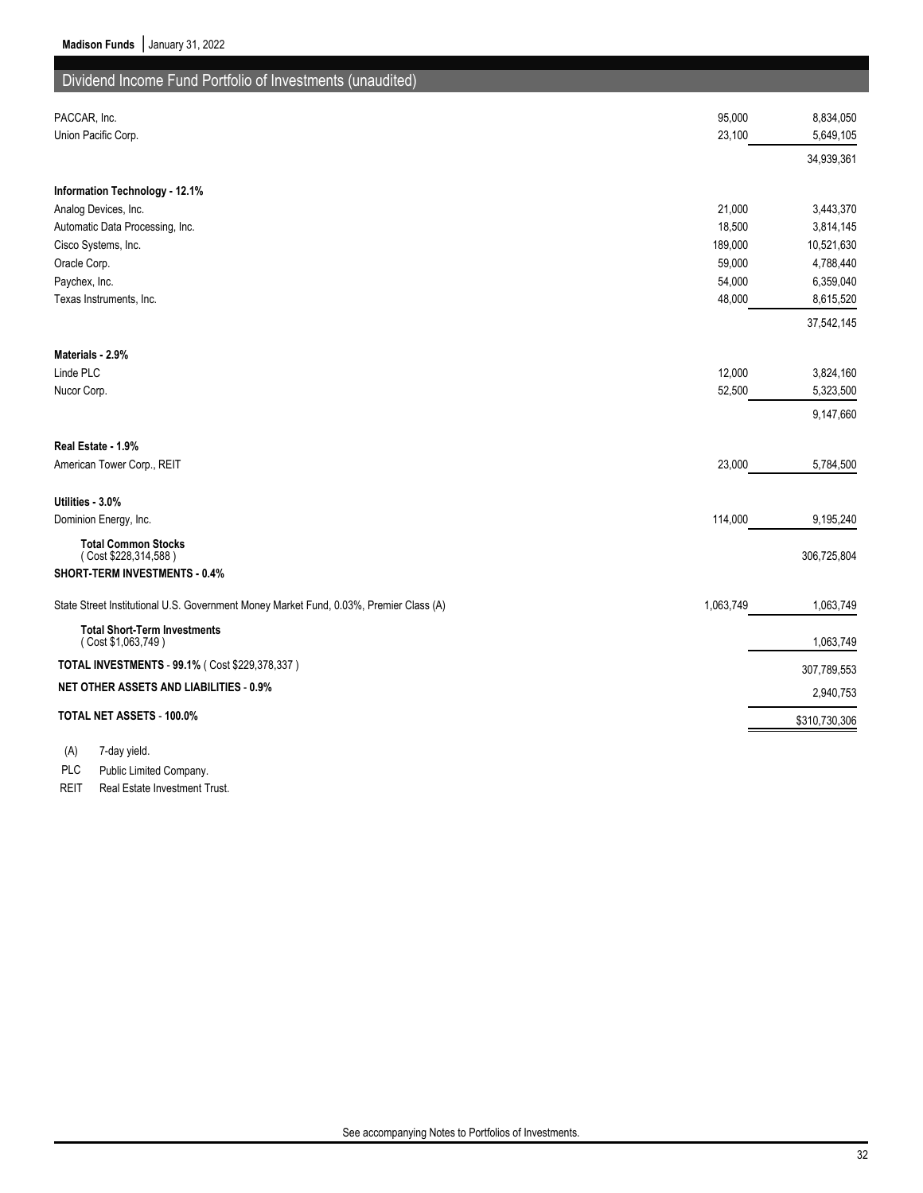## Dividend Income Fund Portfolio of Investments (unaudited)

| | Shares | Value (Note 2) |
|---|---|---|
| PACCAR, Inc. | 95,000 | 8,834,050 |
| Union Pacific Corp. | 23,100 | 5,649,105 |
| | | 34,939,361 |
| **Information Technology - 12.1%** | | |
| Analog Devices, Inc. | 21,000 | 3,443,370 |
| Automatic Data Processing, Inc. | 18,500 | 3,814,145 |
| Cisco Systems, Inc. | 189,000 | 10,521,630 |
| Oracle Corp. | 59,000 | 4,788,440 |
| Paychex, Inc. | 54,000 | 6,359,040 |
| Texas Instruments, Inc. | 48,000 | 8,615,520 |
| | | 37,542,145 |
| **Materials - 2.9%** | | |
| Linde PLC | 12,000 | 3,824,160 |
| Nucor Corp. | 52,500 | 5,323,500 |
| | | 9,147,660 |
| **Real Estate - 1.9%** | | |
| American Tower Corp., REIT | 23,000 | 5,784,500 |
| **Utilities - 3.0%** | | |
| Dominion Energy, Inc. | 114,000 | 9,195,240 |
| **Total Common Stocks** ( Cost $228,314,588 ) | | 306,725,804 |
| **SHORT-TERM INVESTMENTS - 0.4%** | | |
| State Street Institutional U.S. Government Money Market Fund, 0.03%, Premier Class (A) | 1,063,749 | 1,063,749 |
| **Total Short-Term Investments** ( Cost $1,063,749 ) | | 1,063,749 |
| **TOTAL INVESTMENTS - 99.1%** ( Cost $229,378,337 ) | | 307,789,553 |
| **NET OTHER ASSETS AND LIABILITIES - 0.9%** | | 2,940,753 |
| **TOTAL NET ASSETS - 100.0%** | | $310,730,306 |

(A) 7-day yield.

PLC Public Limited Company.

REIT Real Estate Investment Trust.

See accompanying Notes to Portfolios of Investments.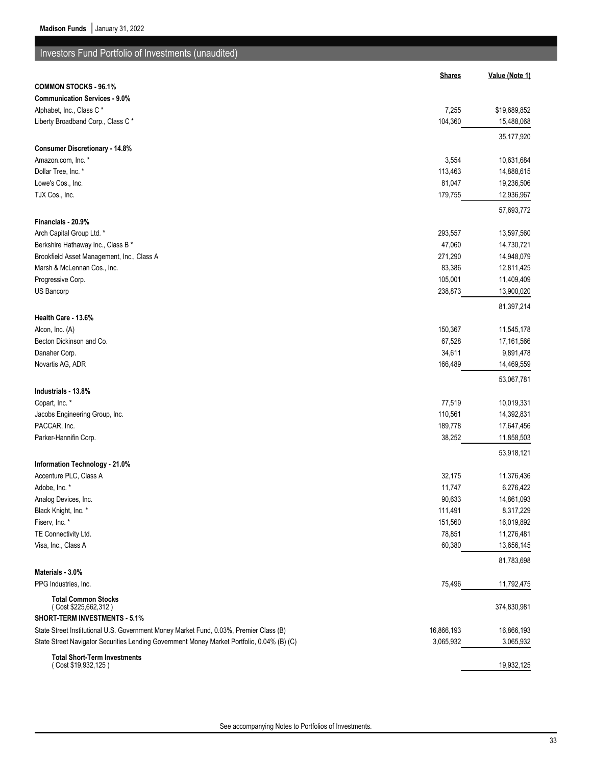## Investors Fund Portfolio of Investments (unaudited)

| | Shares | Value (Note 1) |
|---|---|---|
| **COMMON STOCKS - 96.1%** | | |
| **Communication Services - 9.0%** | | |
| Alphabet, Inc., Class C * | 7,255 | $19,689,852 |
| Liberty Broadband Corp., Class C * | 104,360 | 15,488,068 |
| | | 35,177,920 |
| **Consumer Discretionary - 14.8%** | | |
| Amazon.com, Inc. * | 3,554 | 10,631,684 |
| Dollar Tree, Inc. * | 113,463 | 14,888,615 |
| Lowe's Cos., Inc. | 81,047 | 19,236,506 |
| TJX Cos., Inc. | 179,755 | 12,936,967 |
| | | 57,693,772 |
| **Financials - 20.9%** | | |
| Arch Capital Group Ltd. * | 293,557 | 13,597,560 |
| Berkshire Hathaway Inc., Class B * | 47,060 | 14,730,721 |
| Brookfield Asset Management, Inc., Class A | 271,290 | 14,948,079 |
| Marsh & McLennan Cos., Inc. | 83,386 | 12,811,425 |
| Progressive Corp. | 105,001 | 11,409,409 |
| US Bancorp | 238,873 | 13,900,020 |
| | | 81,397,214 |
| **Health Care - 13.6%** | | |
| Alcon, Inc. (A) | 150,367 | 11,545,178 |
| Becton Dickinson and Co. | 67,528 | 17,161,566 |
| Danaher Corp. | 34,611 | 9,891,478 |
| Novartis AG, ADR | 166,489 | 14,469,559 |
| | | 53,067,781 |
| **Industrials - 13.8%** | | |
| Copart, Inc. * | 77,519 | 10,019,331 |
| Jacobs Engineering Group, Inc. | 110,561 | 14,392,831 |
| PACCAR, Inc. | 189,778 | 17,647,456 |
| Parker-Hannifin Corp. | 38,252 | 11,858,503 |
| | | 53,918,121 |
| **Information Technology - 21.0%** | | |
| Accenture PLC, Class A | 32,175 | 11,376,436 |
| Adobe, Inc. * | 11,747 | 6,276,422 |
| Analog Devices, Inc. | 90,633 | 14,861,093 |
| Black Knight, Inc. * | 111,491 | 8,317,229 |
| Fiserv, Inc. * | 151,560 | 16,019,892 |
| TE Connectivity Ltd. | 78,851 | 11,276,481 |
| Visa, Inc., Class A | 60,380 | 13,656,145 |
| | | 81,783,698 |
| **Materials - 3.0%** | | |
| PPG Industries, Inc. | 75,496 | 11,792,475 |
| **Total Common Stocks** ( Cost $225,662,312 ) | | 374,830,981 |
| **SHORT-TERM INVESTMENTS - 5.1%** | | |
| State Street Institutional U.S. Government Money Market Fund, 0.03%, Premier Class (B) | 16,866,193 | 16,866,193 |
| State Street Navigator Securities Lending Government Money Market Portfolio, 0.04% (B) (C) | 3,065,932 | 3,065,932 |
| **Total Short-Term Investments** ( Cost $19,932,125 ) | | 19,932,125 |

See accompanying Notes to Portfolios of Investments.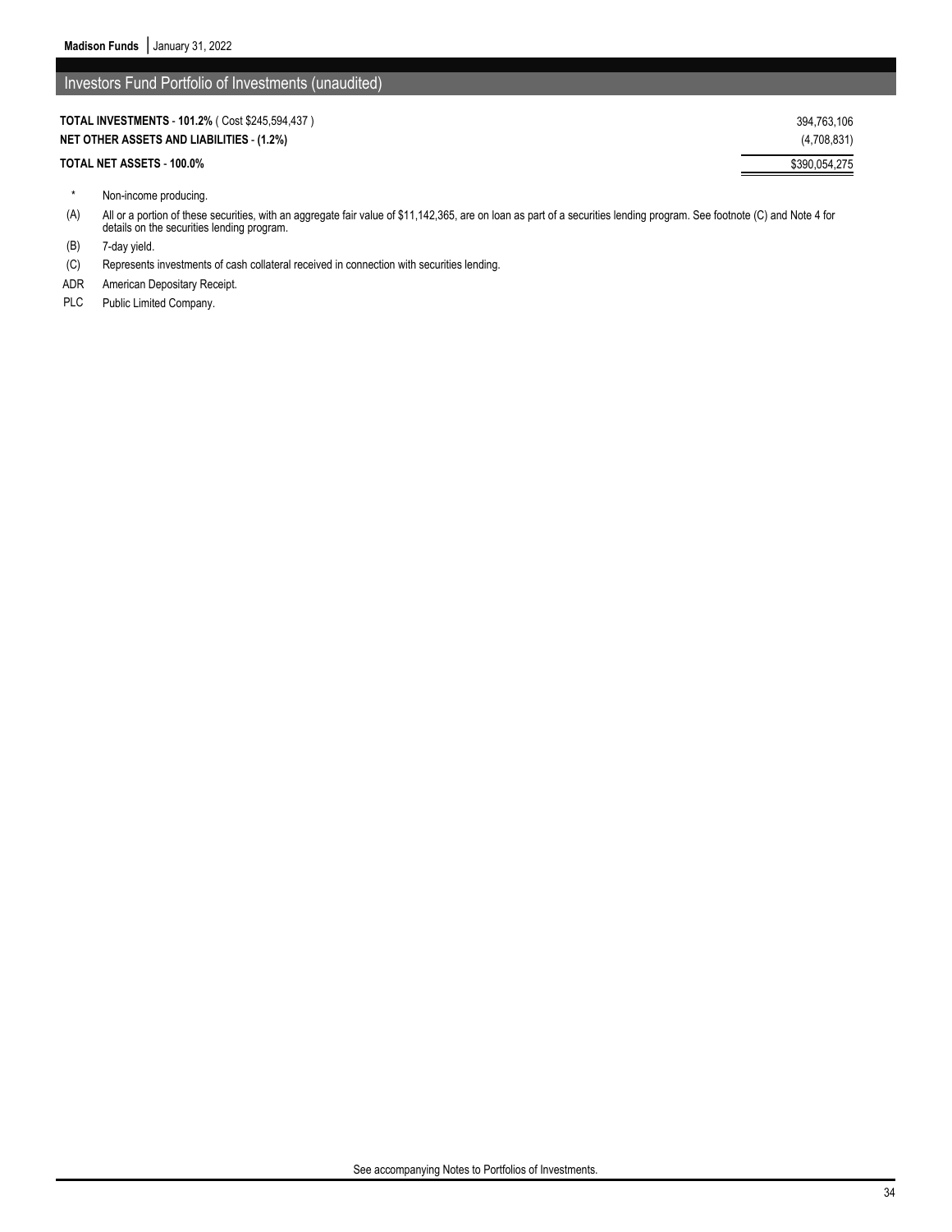## Investors Fund Portfolio of Investments (unaudited)

| | |
|---|---|
| **TOTAL INVESTMENTS - 101.2%** ( Cost $245,594,437 ) | 394,763,106 |
| **NET OTHER ASSETS AND LIABILITIES - (1.2%)** | (4,708,831) |
| **TOTAL NET ASSETS - 100.0%** | $390,054,275 |

* Non-income producing.

(A) All or a portion of these securities, with an aggregate fair value of $11,142,365, are on loan as part of a securities lending program. See footnote (C) and Note 4 for details on the securities lending program.

(B) 7-day yield.

(C) Represents investments of cash collateral received in connection with securities lending.

ADR American Depositary Receipt.

PLC Public Limited Company.

See accompanying Notes to Portfolios of Investments.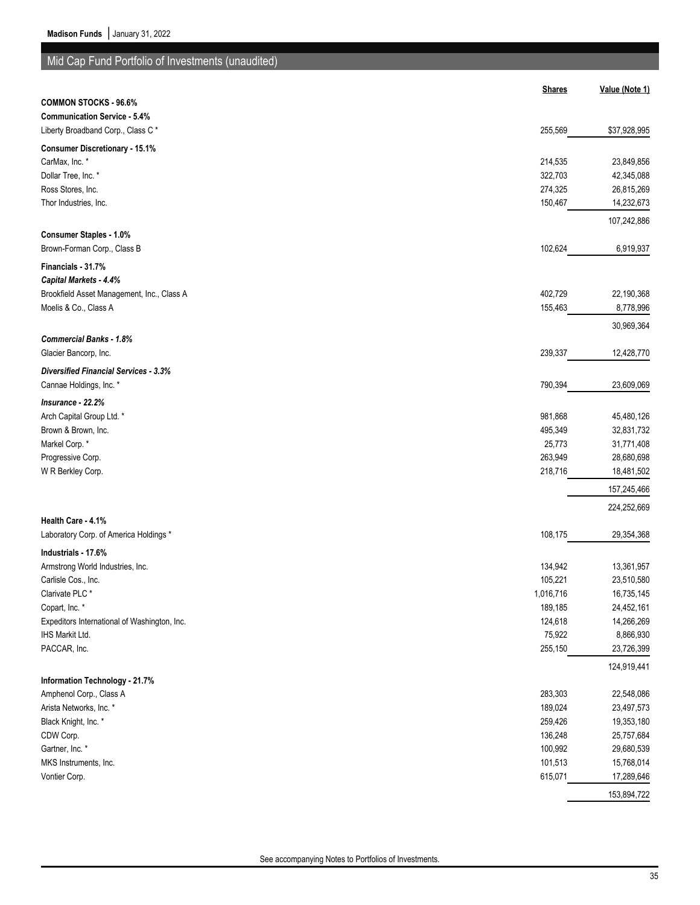## Mid Cap Fund Portfolio of Investments (unaudited)

| | Shares | Value (Note 1) |
|---|---|---|
| **COMMON STOCKS - 96.6%** | | |
| **Communication Service - 5.4%** | | |
| Liberty Broadband Corp., Class C * | 255,569 | $37,928,995 |
| **Consumer Discretionary - 15.1%** | | |
| CarMax, Inc. * | 214,535 | 23,849,856 |
| Dollar Tree, Inc. * | 322,703 | 42,345,088 |
| Ross Stores, Inc. | 274,325 | 26,815,269 |
| Thor Industries, Inc. | 150,467 | 14,232,673 |
| | | 107,242,886 |
| **Consumer Staples - 1.0%** | | |
| Brown-Forman Corp., Class B | 102,624 | 6,919,937 |
| **Financials - 31.7%** | | |
| ***Capital Markets - 4.4%*** | | |
| Brookfield Asset Management, Inc., Class A | 402,729 | 22,190,368 |
| Moelis & Co., Class A | 155,463 | 8,778,996 |
| | | 30,969,364 |
| ***Commercial Banks - 1.8%*** | | |
| Glacier Bancorp, Inc. | 239,337 | 12,428,770 |
| ***Diversified Financial Services - 3.3%*** | | |
| Cannae Holdings, Inc. * | 790,394 | 23,609,069 |
| ***Insurance - 22.2%*** | | |
| Arch Capital Group Ltd. * | 981,868 | 45,480,126 |
| Brown & Brown, Inc. | 495,349 | 32,831,732 |
| Markel Corp. * | 25,773 | 31,771,408 |
| Progressive Corp. | 263,949 | 28,680,698 |
| W R Berkley Corp. | 218,716 | 18,481,502 |
| | | 157,245,466 |
| | | 224,252,669 |
| **Health Care - 4.1%** | | |
| Laboratory Corp. of America Holdings * | 108,175 | 29,354,368 |
| **Industrials - 17.6%** | | |
| Armstrong World Industries, Inc. | 134,942 | 13,361,957 |
| Carlisle Cos., Inc. | 105,221 | 23,510,580 |
| Clarivate PLC * | 1,016,716 | 16,735,145 |
| Copart, Inc. * | 189,185 | 24,452,161 |
| Expeditors International of Washington, Inc. | 124,618 | 14,266,269 |
| IHS Markit Ltd. | 75,922 | 8,866,930 |
| PACCAR, Inc. | 255,150 | 23,726,399 |
| | | 124,919,441 |
| **Information Technology - 21.7%** | | |
| Amphenol Corp., Class A | 283,303 | 22,548,086 |
| Arista Networks, Inc. * | 189,024 | 23,497,573 |
| Black Knight, Inc. * | 259,426 | 19,353,180 |
| CDW Corp. | 136,248 | 25,757,684 |
| Gartner, Inc. * | 100,992 | 29,680,539 |
| MKS Instruments, Inc. | 101,513 | 15,768,014 |
| Vontier Corp. | 615,071 | 17,289,646 |
| | | 153,894,722 |

See accompanying Notes to Portfolios of Investments.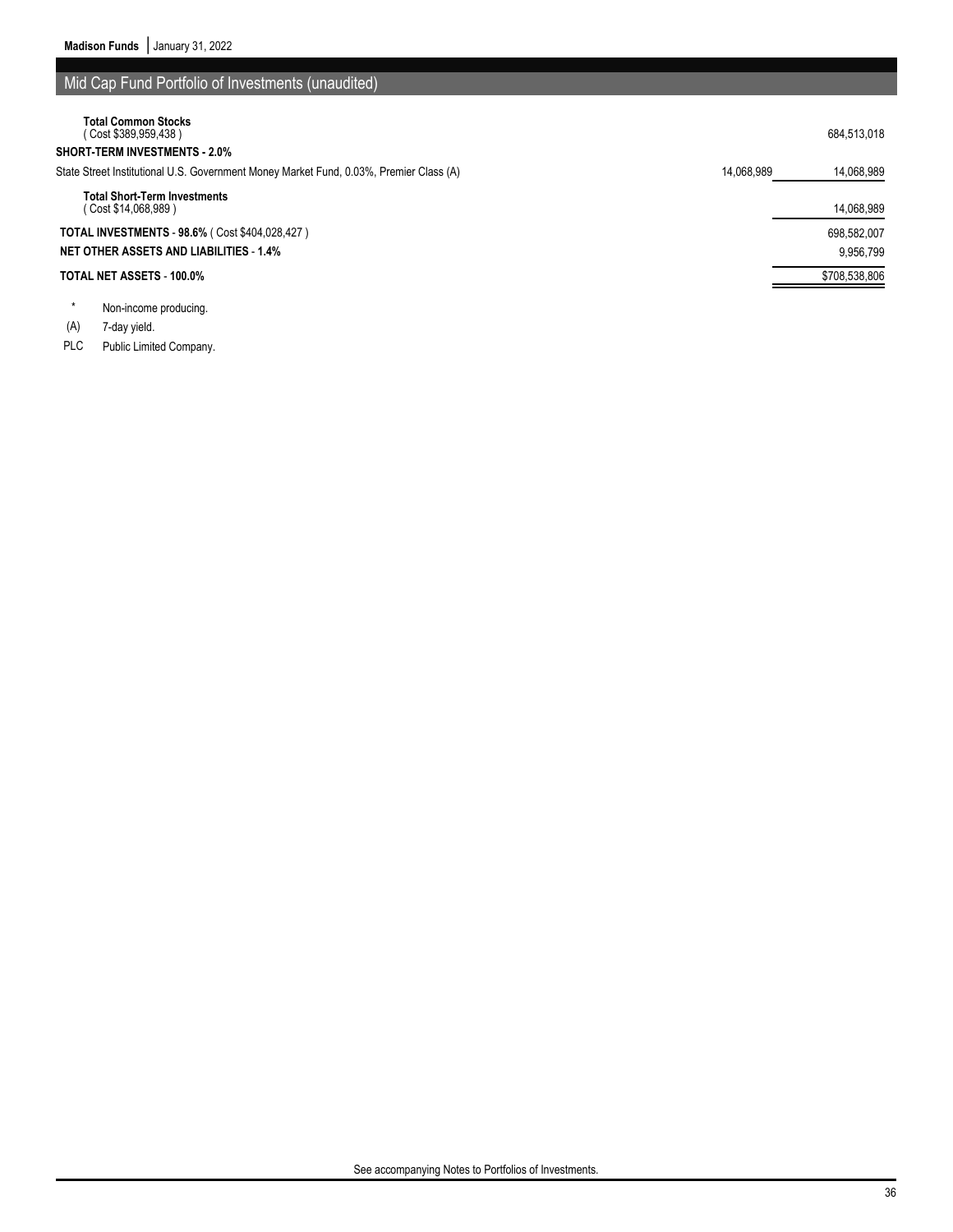## Mid Cap Fund Portfolio of Investments (unaudited)

| | Shares | Value (Note 2) |
|---|---|---|
| **Total Common Stocks** ( Cost $389,959,438 ) | | 684,513,018 |
| **SHORT-TERM INVESTMENTS - 2.0%** | | |
| State Street Institutional U.S. Government Money Market Fund, 0.03%, Premier Class (A) | 14,068,989 | 14,068,989 |
| **Total Short-Term Investments** ( Cost $14,068,989 ) | | 14,068,989 |
| **TOTAL INVESTMENTS - 98.6%** ( Cost $404,028,427 ) | | 698,582,007 |
| **NET OTHER ASSETS AND LIABILITIES - 1.4%** | | 9,956,799 |
| **TOTAL NET ASSETS - 100.0%** | | $708,538,806 |

\* Non-income producing.

(A) 7-day yield.

PLC Public Limited Company.

See accompanying Notes to Portfolios of Investments.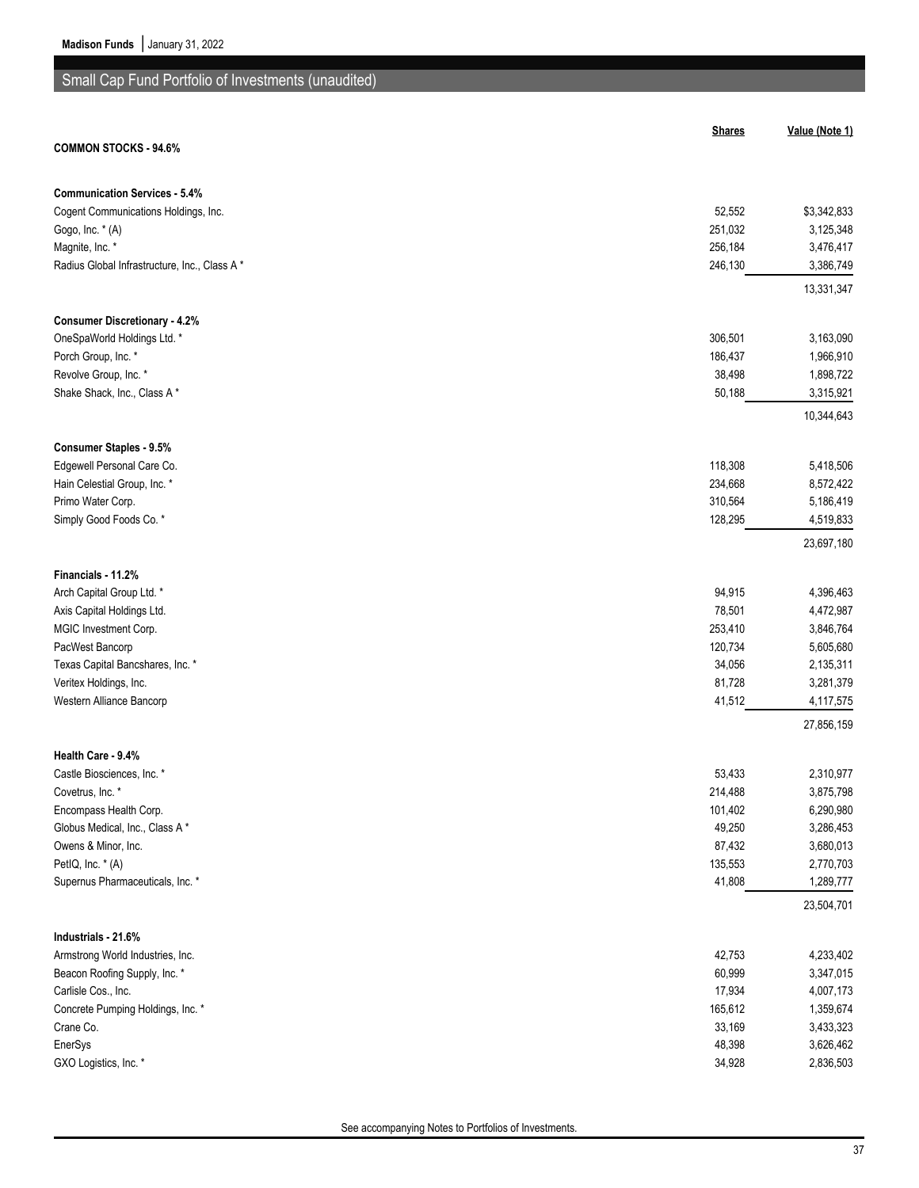## Small Cap Fund Portfolio of Investments (unaudited)

| | Shares | Value (Note 1) |
|---|---|---|
| **COMMON STOCKS - 94.6%** | | |
| **Communication Services - 5.4%** | | |
| Cogent Communications Holdings, Inc. | 52,552 | $3,342,833 |
| Gogo, Inc. * (A) | 251,032 | 3,125,348 |
| Magnite, Inc. * | 256,184 | 3,476,417 |
| Radius Global Infrastructure, Inc., Class A * | 246,130 | 3,386,749 |
| | | 13,331,347 |
| **Consumer Discretionary - 4.2%** | | |
| OneSpaWorld Holdings Ltd. * | 306,501 | 3,163,090 |
| Porch Group, Inc. * | 186,437 | 1,966,910 |
| Revolve Group, Inc. * | 38,498 | 1,898,722 |
| Shake Shack, Inc., Class A * | 50,188 | 3,315,921 |
| | | 10,344,643 |
| **Consumer Staples - 9.5%** | | |
| Edgewell Personal Care Co. | 118,308 | 5,418,506 |
| Hain Celestial Group, Inc. * | 234,668 | 8,572,422 |
| Primo Water Corp. | 310,564 | 5,186,419 |
| Simply Good Foods Co. * | 128,295 | 4,519,833 |
| | | 23,697,180 |
| **Financials - 11.2%** | | |
| Arch Capital Group Ltd. * | 94,915 | 4,396,463 |
| Axis Capital Holdings Ltd. | 78,501 | 4,472,987 |
| MGIC Investment Corp. | 253,410 | 3,846,764 |
| PacWest Bancorp | 120,734 | 5,605,680 |
| Texas Capital Bancshares, Inc. * | 34,056 | 2,135,311 |
| Veritex Holdings, Inc. | 81,728 | 3,281,379 |
| Western Alliance Bancorp | 41,512 | 4,117,575 |
| | | 27,856,159 |
| **Health Care - 9.4%** | | |
| Castle Biosciences, Inc. * | 53,433 | 2,310,977 |
| Covetrus, Inc. * | 214,488 | 3,875,798 |
| Encompass Health Corp. | 101,402 | 6,290,980 |
| Globus Medical, Inc., Class A * | 49,250 | 3,286,453 |
| Owens & Minor, Inc. | 87,432 | 3,680,013 |
| PetIQ, Inc. * (A) | 135,553 | 2,770,703 |
| Supernus Pharmaceuticals, Inc. * | 41,808 | 1,289,777 |
| | | 23,504,701 |
| **Industrials - 21.6%** | | |
| Armstrong World Industries, Inc. | 42,753 | 4,233,402 |
| Beacon Roofing Supply, Inc. * | 60,999 | 3,347,015 |
| Carlisle Cos., Inc. | 17,934 | 4,007,173 |
| Concrete Pumping Holdings, Inc. * | 165,612 | 1,359,674 |
| Crane Co. | 33,169 | 3,433,323 |
| EnerSys | 48,398 | 3,626,462 |
| GXO Logistics, Inc. * | 34,928 | 2,836,503 |

See accompanying Notes to Portfolios of Investments.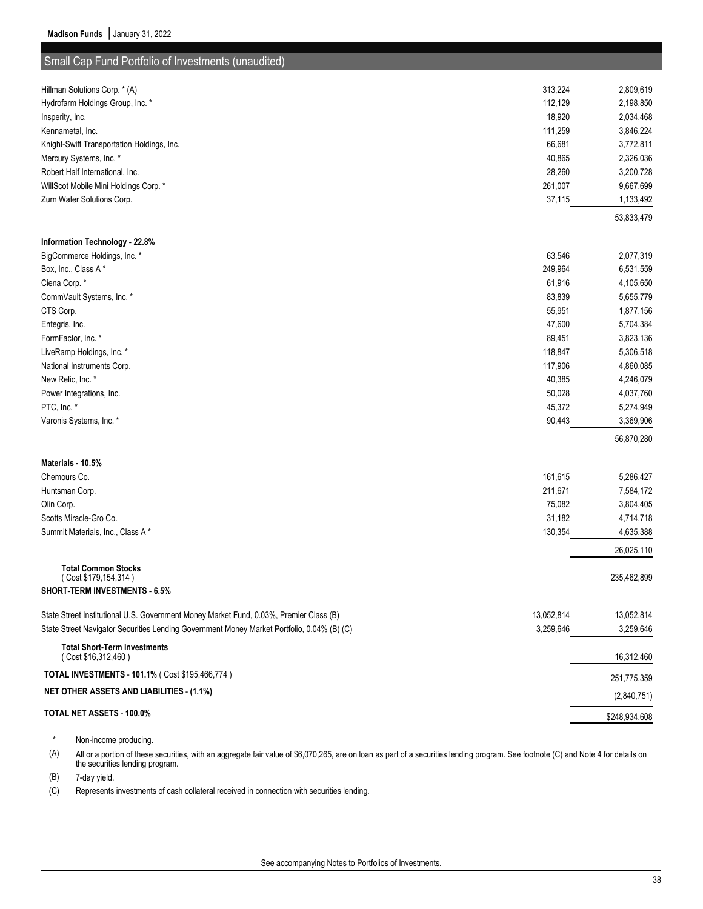## Small Cap Fund Portfolio of Investments (unaudited)

| | Shares | Value (Note 2) |
|---|---|---|
| Hillman Solutions Corp. * (A) | 313,224 | 2,809,619 |
| Hydrofarm Holdings Group, Inc. * | 112,129 | 2,198,850 |
| Insperity, Inc. | 18,920 | 2,034,468 |
| Kennametal, Inc. | 111,259 | 3,846,224 |
| Knight-Swift Transportation Holdings, Inc. | 66,681 | 3,772,811 |
| Mercury Systems, Inc. * | 40,865 | 2,326,036 |
| Robert Half International, Inc. | 28,260 | 3,200,728 |
| WillScot Mobile Mini Holdings Corp. * | 261,007 | 9,667,699 |
| Zurn Water Solutions Corp. | 37,115 | 1,133,492 |
| | | 53,833,479 |
| **Information Technology - 22.8%** | | |
| BigCommerce Holdings, Inc. * | 63,546 | 2,077,319 |
| Box, Inc., Class A * | 249,964 | 6,531,559 |
| Ciena Corp. * | 61,916 | 4,105,650 |
| CommVault Systems, Inc. * | 83,839 | 5,655,779 |
| CTS Corp. | 55,951 | 1,877,156 |
| Entegris, Inc. | 47,600 | 5,704,384 |
| FormFactor, Inc. * | 89,451 | 3,823,136 |
| LiveRamp Holdings, Inc. * | 118,847 | 5,306,518 |
| National Instruments Corp. | 117,906 | 4,860,085 |
| New Relic, Inc. * | 40,385 | 4,246,079 |
| Power Integrations, Inc. | 50,028 | 4,037,760 |
| PTC, Inc. * | 45,372 | 5,274,949 |
| Varonis Systems, Inc. * | 90,443 | 3,369,906 |
| | | 56,870,280 |
| **Materials - 10.5%** | | |
| Chemours Co. | 161,615 | 5,286,427 |
| Huntsman Corp. | 211,671 | 7,584,172 |
| Olin Corp. | 75,082 | 3,804,405 |
| Scotts Miracle-Gro Co. | 31,182 | 4,714,718 |
| Summit Materials, Inc., Class A * | 130,354 | 4,635,388 |
| | | 26,025,110 |
| **Total Common Stocks** ( Cost $179,154,314 ) | | 235,462,899 |
| **SHORT-TERM INVESTMENTS - 6.5%** | | |
| State Street Institutional U.S. Government Money Market Fund, 0.03%, Premier Class (B) | 13,052,814 | 13,052,814 |
| State Street Navigator Securities Lending Government Money Market Portfolio, 0.04% (B) (C) | 3,259,646 | 3,259,646 |
| **Total Short-Term Investments** ( Cost $16,312,460 ) | | 16,312,460 |
| **TOTAL INVESTMENTS - 101.1%** ( Cost $195,466,774 ) | | 251,775,359 |
| **NET OTHER ASSETS AND LIABILITIES - (1.1%)** | | (2,840,751) |
| **TOTAL NET ASSETS - 100.0%** | | $248,934,608 |

\* Non-income producing.

(A) All or a portion of these securities, with an aggregate fair value of $6,070,265, are on loan as part of a securities lending program. See footnote (C) and Note 4 for details on the securities lending program.

(B) 7-day yield.

(C) Represents investments of cash collateral received in connection with securities lending.

See accompanying Notes to Portfolios of Investments.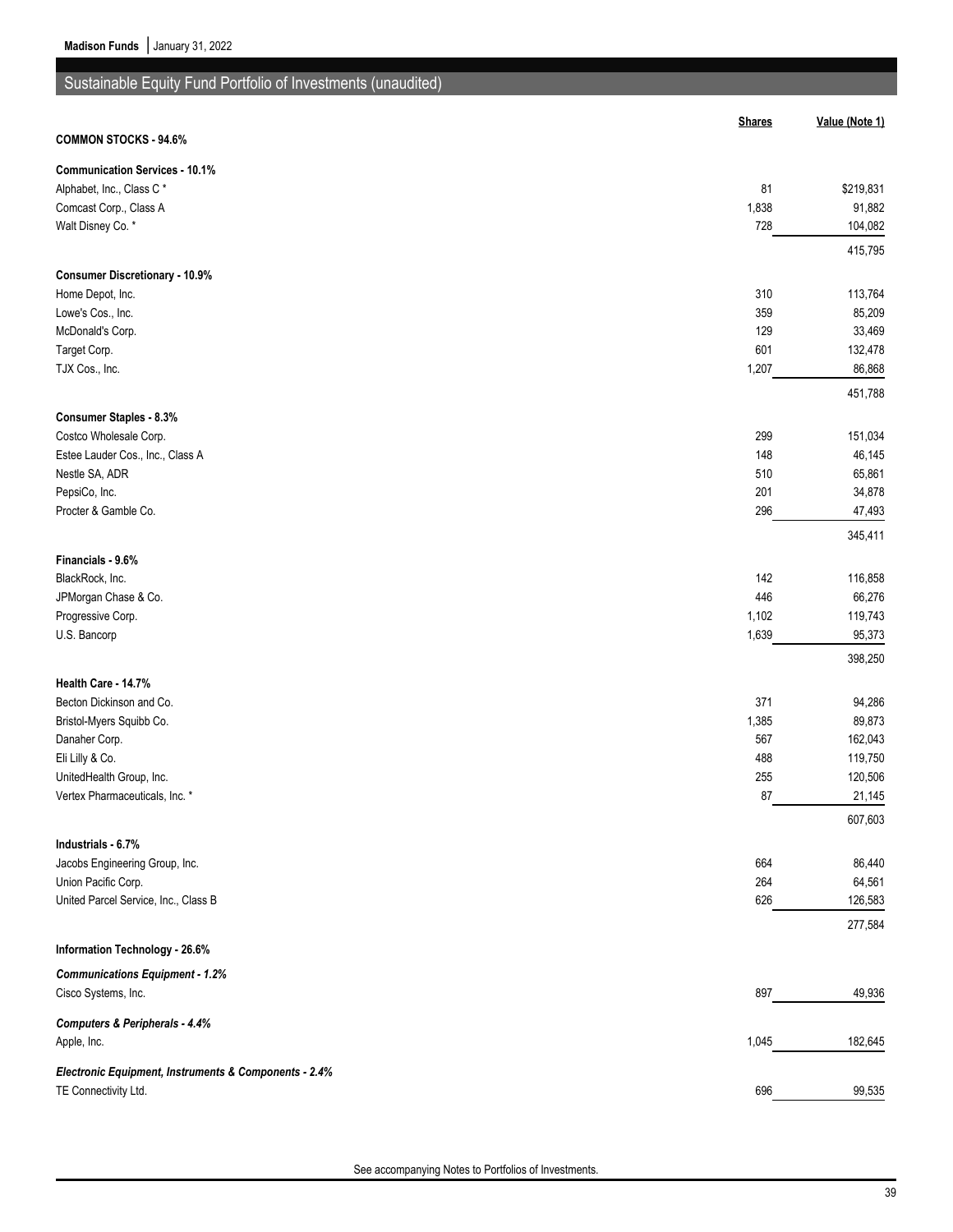## Sustainable Equity Fund Portfolio of Investments (unaudited)

| | Shares | Value (Note 1) |
|---|---|---|
| **COMMON STOCKS - 94.6%** | | |
| **Communication Services - 10.1%** | | |
| Alphabet, Inc., Class C * | 81 | $219,831 |
| Comcast Corp., Class A | 1,838 | 91,882 |
| Walt Disney Co. * | 728 | 104,082 |
| | | 415,795 |
| **Consumer Discretionary - 10.9%** | | |
| Home Depot, Inc. | 310 | 113,764 |
| Lowe's Cos., Inc. | 359 | 85,209 |
| McDonald's Corp. | 129 | 33,469 |
| Target Corp. | 601 | 132,478 |
| TJX Cos., Inc. | 1,207 | 86,868 |
| | | 451,788 |
| **Consumer Staples - 8.3%** | | |
| Costco Wholesale Corp. | 299 | 151,034 |
| Estee Lauder Cos., Inc., Class A | 148 | 46,145 |
| Nestle SA, ADR | 510 | 65,861 |
| PepsiCo, Inc. | 201 | 34,878 |
| Procter & Gamble Co. | 296 | 47,493 |
| | | 345,411 |
| **Financials - 9.6%** | | |
| BlackRock, Inc. | 142 | 116,858 |
| JPMorgan Chase & Co. | 446 | 66,276 |
| Progressive Corp. | 1,102 | 119,743 |
| U.S. Bancorp | 1,639 | 95,373 |
| | | 398,250 |
| **Health Care - 14.7%** | | |
| Becton Dickinson and Co. | 371 | 94,286 |
| Bristol-Myers Squibb Co. | 1,385 | 89,873 |
| Danaher Corp. | 567 | 162,043 |
| Eli Lilly & Co. | 488 | 119,750 |
| UnitedHealth Group, Inc. | 255 | 120,506 |
| Vertex Pharmaceuticals, Inc. * | 87 | 21,145 |
| | | 607,603 |
| **Industrials - 6.7%** | | |
| Jacobs Engineering Group, Inc. | 664 | 86,440 |
| Union Pacific Corp. | 264 | 64,561 |
| United Parcel Service, Inc., Class B | 626 | 126,583 |
| | | 277,584 |
| **Information Technology - 26.6%** | | |
| ***Communications Equipment - 1.2%*** | | |
| Cisco Systems, Inc. | 897 | 49,936 |
| ***Computers & Peripherals - 4.4%*** | | |
| Apple, Inc. | 1,045 | 182,645 |
| ***Electronic Equipment, Instruments & Components - 2.4%*** | | |
| TE Connectivity Ltd. | 696 | 99,535 |

See accompanying Notes to Portfolios of Investments.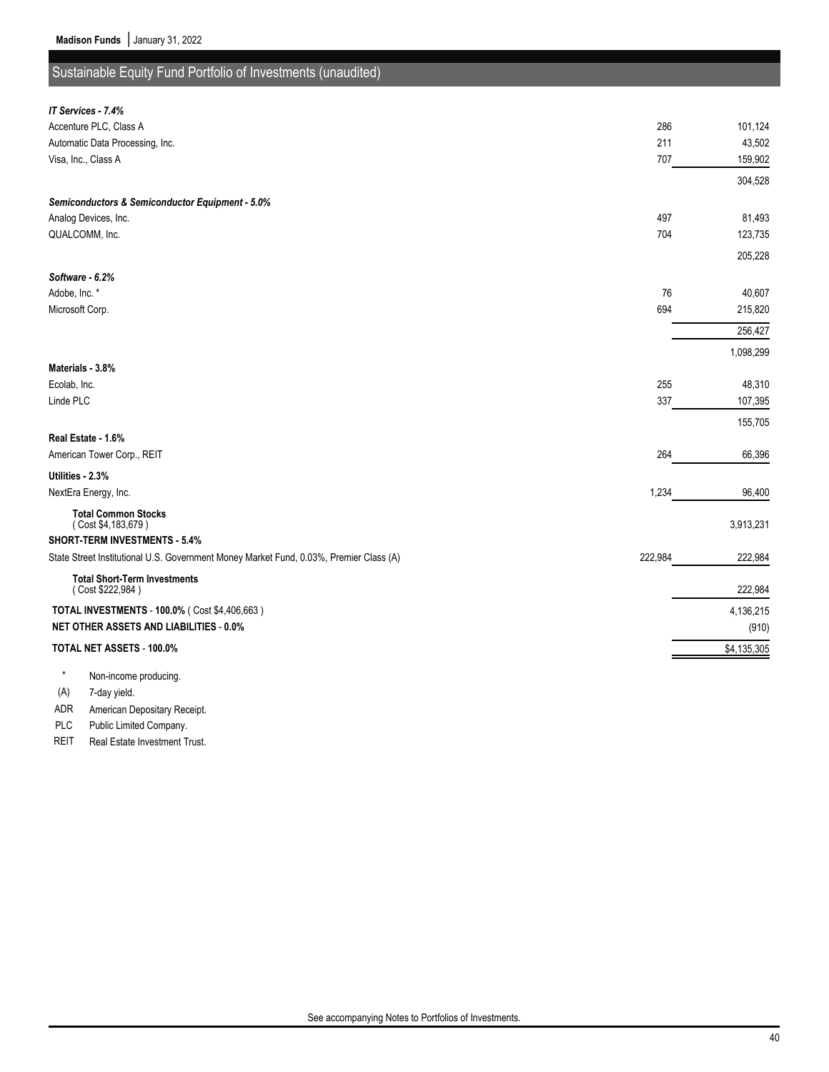## Sustainable Equity Fund Portfolio of Investments (unaudited)

| | Shares | Value (Note 1) |
|---|---|---|
| ***IT Services - 7.4%*** | | |
| Accenture PLC, Class A | 286 | 101,124 |
| Automatic Data Processing, Inc. | 211 | 43,502 |
| Visa, Inc., Class A | 707 | 159,902 |
| | | 304,528 |
| ***Semiconductors & Semiconductor Equipment - 5.0%*** | | |
| Analog Devices, Inc. | 497 | 81,493 |
| QUALCOMM, Inc. | 704 | 123,735 |
| | | 205,228 |
| ***Software - 6.2%*** | | |
| Adobe, Inc. * | 76 | 40,607 |
| Microsoft Corp. | 694 | 215,820 |
| | | 256,427 |
| | | 1,098,299 |
| **Materials - 3.8%** | | |
| Ecolab, Inc. | 255 | 48,310 |
| Linde PLC | 337 | 107,395 |
| | | 155,705 |
| **Real Estate - 1.6%** | | |
| American Tower Corp., REIT | 264 | 66,396 |
| **Utilities - 2.3%** | | |
| NextEra Energy, Inc. | 1,234 | 96,400 |
| **Total Common Stocks** ( Cost $4,183,679 ) | | 3,913,231 |
| **SHORT-TERM INVESTMENTS - 5.4%** | | |
| State Street Institutional U.S. Government Money Market Fund, 0.03%, Premier Class (A) | 222,984 | 222,984 |
| **Total Short-Term Investments** ( Cost $222,984 ) | | 222,984 |
| **TOTAL INVESTMENTS - 100.0%** ( Cost $4,406,663 ) | | 4,136,215 |
| **NET OTHER ASSETS AND LIABILITIES - 0.0%** | | (910) |
| **TOTAL NET ASSETS - 100.0%** | | $4,135,305 |

\* Non-income producing.

(A) 7-day yield.

ADR American Depositary Receipt.

PLC Public Limited Company.

REIT Real Estate Investment Trust.

See accompanying Notes to Portfolios of Investments.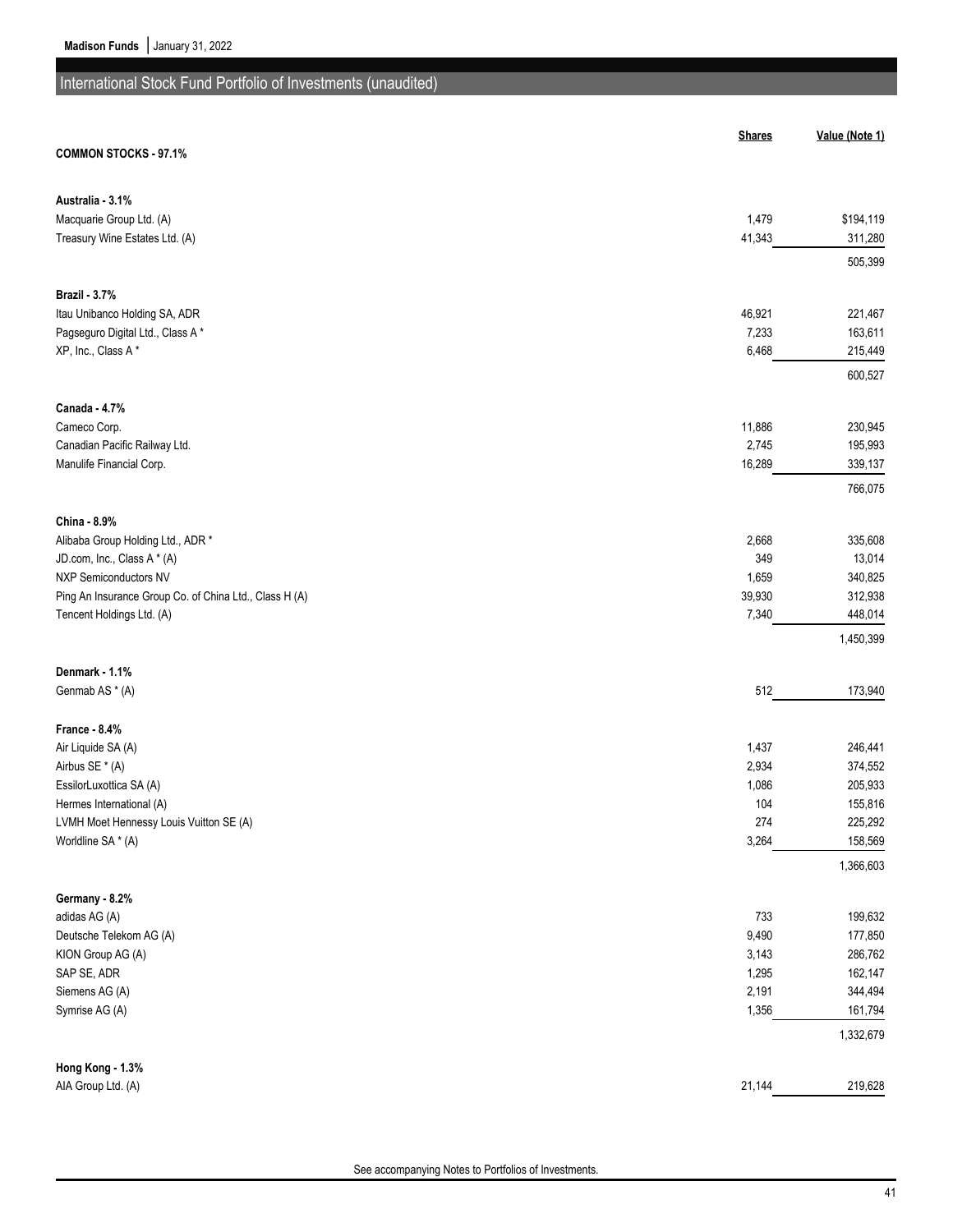## International Stock Fund Portfolio of Investments (unaudited)

| | Shares | Value (Note 1) |
|---|---|---|
| **COMMON STOCKS - 97.1%** | | |
| **Australia - 3.1%** | | |
| Macquarie Group Ltd. (A) | 1,479 | $194,119 |
| Treasury Wine Estates Ltd. (A) | 41,343 | 311,280 |
| | | 505,399 |
| **Brazil - 3.7%** | | |
| Itau Unibanco Holding SA, ADR | 46,921 | 221,467 |
| Pagseguro Digital Ltd., Class A * | 7,233 | 163,611 |
| XP, Inc., Class A * | 6,468 | 215,449 |
| | | 600,527 |
| **Canada - 4.7%** | | |
| Cameco Corp. | 11,886 | 230,945 |
| Canadian Pacific Railway Ltd. | 2,745 | 195,993 |
| Manulife Financial Corp. | 16,289 | 339,137 |
| | | 766,075 |
| **China - 8.9%** | | |
| Alibaba Group Holding Ltd., ADR * | 2,668 | 335,608 |
| JD.com, Inc., Class A * (A) | 349 | 13,014 |
| NXP Semiconductors NV | 1,659 | 340,825 |
| Ping An Insurance Group Co. of China Ltd., Class H (A) | 39,930 | 312,938 |
| Tencent Holdings Ltd. (A) | 7,340 | 448,014 |
| | | 1,450,399 |
| **Denmark - 1.1%** | | |
| Genmab AS * (A) | 512 | 173,940 |
| **France - 8.4%** | | |
| Air Liquide SA (A) | 1,437 | 246,441 |
| Airbus SE * (A) | 2,934 | 374,552 |
| EssilorLuxottica SA (A) | 1,086 | 205,933 |
| Hermes International (A) | 104 | 155,816 |
| LVMH Moet Hennessy Louis Vuitton SE (A) | 274 | 225,292 |
| Worldline SA * (A) | 3,264 | 158,569 |
| | | 1,366,603 |
| **Germany - 8.2%** | | |
| adidas AG (A) | 733 | 199,632 |
| Deutsche Telekom AG (A) | 9,490 | 177,850 |
| KION Group AG (A) | 3,143 | 286,762 |
| SAP SE, ADR | 1,295 | 162,147 |
| Siemens AG (A) | 2,191 | 344,494 |
| Symrise AG (A) | 1,356 | 161,794 |
| | | 1,332,679 |
| **Hong Kong - 1.3%** | | |
| AIA Group Ltd. (A) | 21,144 | 219,628 |

See accompanying Notes to Portfolios of Investments.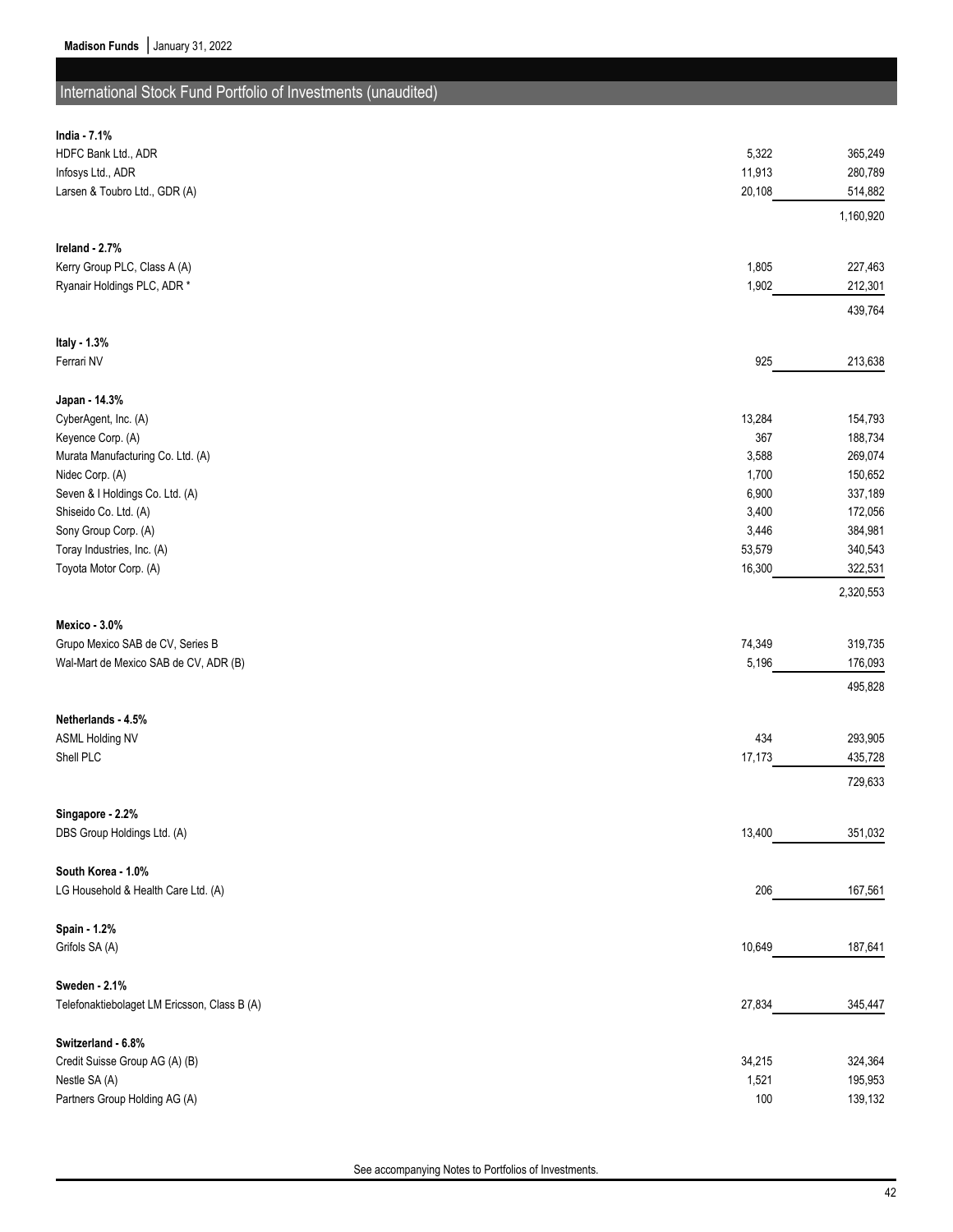## International Stock Fund Portfolio of Investments (unaudited)

| | Shares | Value (Note 2) |
|---|---|---|
| **India - 7.1%** | | |
| HDFC Bank Ltd., ADR | 5,322 | 365,249 |
| Infosys Ltd., ADR | 11,913 | 280,789 |
| Larsen & Toubro Ltd., GDR (A) | 20,108 | 514,882 |
| | | 1,160,920 |
| **Ireland - 2.7%** | | |
| Kerry Group PLC, Class A (A) | 1,805 | 227,463 |
| Ryanair Holdings PLC, ADR * | 1,902 | 212,301 |
| | | 439,764 |
| **Italy - 1.3%** | | |
| Ferrari NV | 925 | 213,638 |
| **Japan - 14.3%** | | |
| CyberAgent, Inc. (A) | 13,284 | 154,793 |
| Keyence Corp. (A) | 367 | 188,734 |
| Murata Manufacturing Co. Ltd. (A) | 3,588 | 269,074 |
| Nidec Corp. (A) | 1,700 | 150,652 |
| Seven & I Holdings Co. Ltd. (A) | 6,900 | 337,189 |
| Shiseido Co. Ltd. (A) | 3,400 | 172,056 |
| Sony Group Corp. (A) | 3,446 | 384,981 |
| Toray Industries, Inc. (A) | 53,579 | 340,543 |
| Toyota Motor Corp. (A) | 16,300 | 322,531 |
| | | 2,320,553 |
| **Mexico - 3.0%** | | |
| Grupo Mexico SAB de CV, Series B | 74,349 | 319,735 |
| Wal-Mart de Mexico SAB de CV, ADR (B) | 5,196 | 176,093 |
| | | 495,828 |
| **Netherlands - 4.5%** | | |
| ASML Holding NV | 434 | 293,905 |
| Shell PLC | 17,173 | 435,728 |
| | | 729,633 |
| **Singapore - 2.2%** | | |
| DBS Group Holdings Ltd. (A) | 13,400 | 351,032 |
| **South Korea - 1.0%** | | |
| LG Household & Health Care Ltd. (A) | 206 | 167,561 |
| **Spain - 1.2%** | | |
| Grifols SA (A) | 10,649 | 187,641 |
| **Sweden - 2.1%** | | |
| Telefonaktiebolaget LM Ericsson, Class B (A) | 27,834 | 345,447 |
| **Switzerland - 6.8%** | | |
| Credit Suisse Group AG (A) (B) | 34,215 | 324,364 |
| Nestle SA (A) | 1,521 | 195,953 |
| Partners Group Holding AG (A) | 100 | 139,132 |

See accompanying Notes to Portfolios of Investments.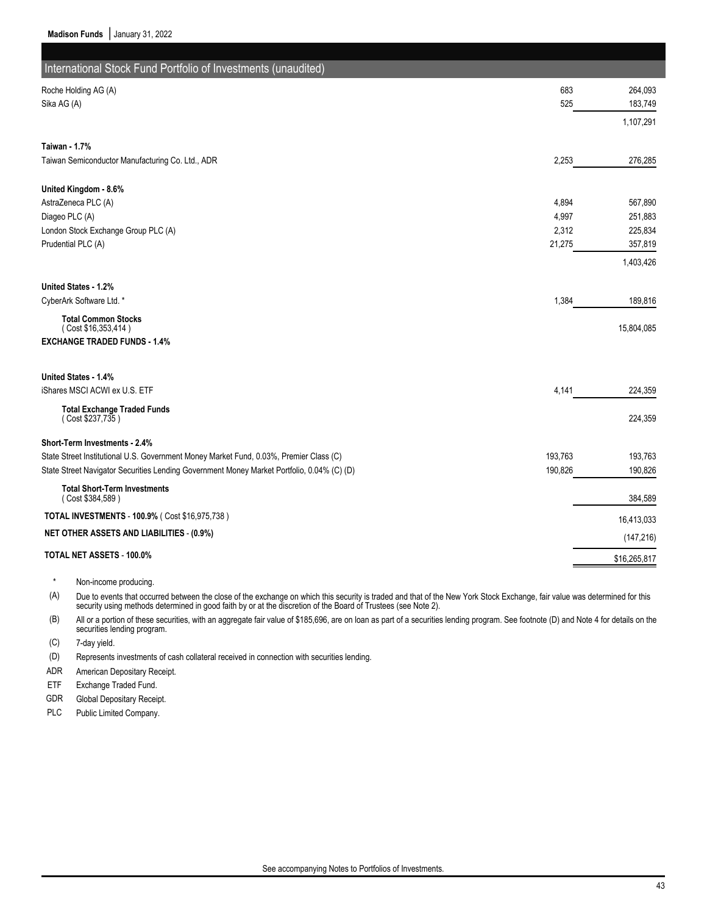## International Stock Fund Portfolio of Investments (unaudited)

| | Shares | Value (Note 2) |
|---|---|---|
| Roche Holding AG (A) | 683 | 264,093 |
| Sika AG (A) | 525 | 183,749 |
| | | 1,107,291 |
| **Taiwan - 1.7%** | | |
| Taiwan Semiconductor Manufacturing Co. Ltd., ADR | 2,253 | 276,285 |
| **United Kingdom - 8.6%** | | |
| AstraZeneca PLC (A) | 4,894 | 567,890 |
| Diageo PLC (A) | 4,997 | 251,883 |
| London Stock Exchange Group PLC (A) | 2,312 | 225,834 |
| Prudential PLC (A) | 21,275 | 357,819 |
| | | 1,403,426 |
| **United States - 1.2%** | | |
| CyberArk Software Ltd. * | 1,384 | 189,816 |
| **Total Common Stocks** (Cost $16,353,414) | | 15,804,085 |
| **EXCHANGE TRADED FUNDS - 1.4%** | | |
| **United States - 1.4%** | | |
| iShares MSCI ACWI ex U.S. ETF | 4,141 | 224,359 |
| **Total Exchange Traded Funds** (Cost $237,735) | | 224,359 |
| **Short-Term Investments - 2.4%** | | |
| State Street Institutional U.S. Government Money Market Fund, 0.03%, Premier Class (C) | 193,763 | 193,763 |
| State Street Navigator Securities Lending Government Money Market Portfolio, 0.04% (C) (D) | 190,826 | 190,826 |
| **Total Short-Term Investments** (Cost $384,589) | | 384,589 |
| **TOTAL INVESTMENTS - 100.9%** (Cost $16,975,738) | | 16,413,033 |
| **NET OTHER ASSETS AND LIABILITIES - (0.9%)** | | (147,216) |
| **TOTAL NET ASSETS - 100.0%** | | $16,265,817 |

\* Non-income producing.

(A) Due to events that occurred between the close of the exchange on which this security is traded and that of the New York Stock Exchange, fair value was determined for this security using methods determined in good faith by or at the discretion of the Board of Trustees (see Note 2).

(B) All or a portion of these securities, with an aggregate fair value of $185,696, are on loan as part of a securities lending program. See footnote (D) and Note 4 for details on the securities lending program.

(C) 7-day yield.

(D) Represents investments of cash collateral received in connection with securities lending.

ADR American Depositary Receipt.

ETF Exchange Traded Fund.

GDR Global Depositary Receipt.

PLC Public Limited Company.

See accompanying Notes to Portfolios of Investments.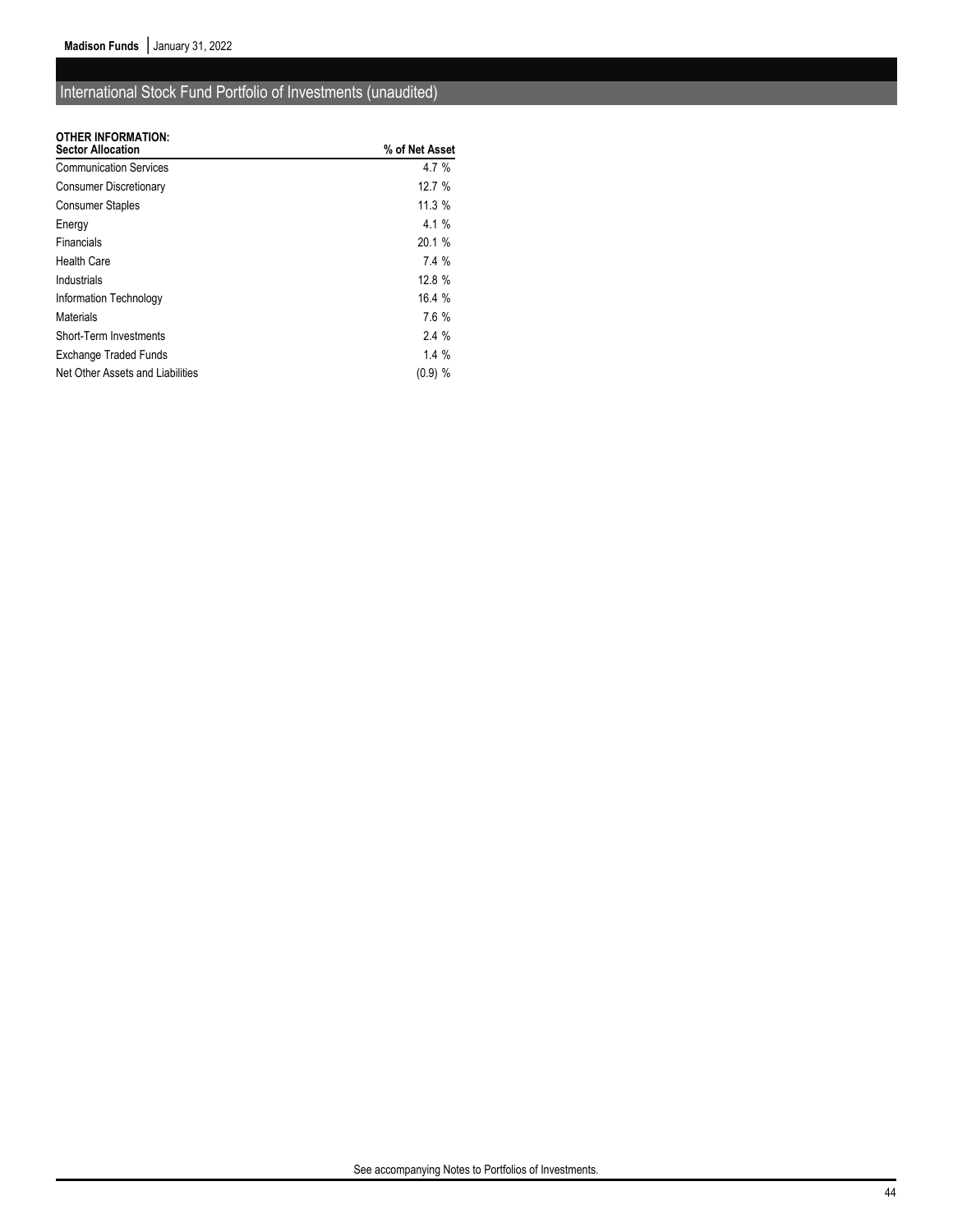## International Stock Fund Portfolio of Investments (unaudited)

**OTHER INFORMATION:**

| Sector Allocation | % of Net Asset |
|---|---|
| Communication Services | 4.7 % |
| Consumer Discretionary | 12.7 % |
| Consumer Staples | 11.3 % |
| Energy | 4.1 % |
| Financials | 20.1 % |
| Health Care | 7.4 % |
| Industrials | 12.8 % |
| Information Technology | 16.4 % |
| Materials | 7.6 % |
| Short-Term Investments | 2.4 % |
| Exchange Traded Funds | 1.4 % |
| Net Other Assets and Liabilities | (0.9) % |

See accompanying Notes to Portfolios of Investments.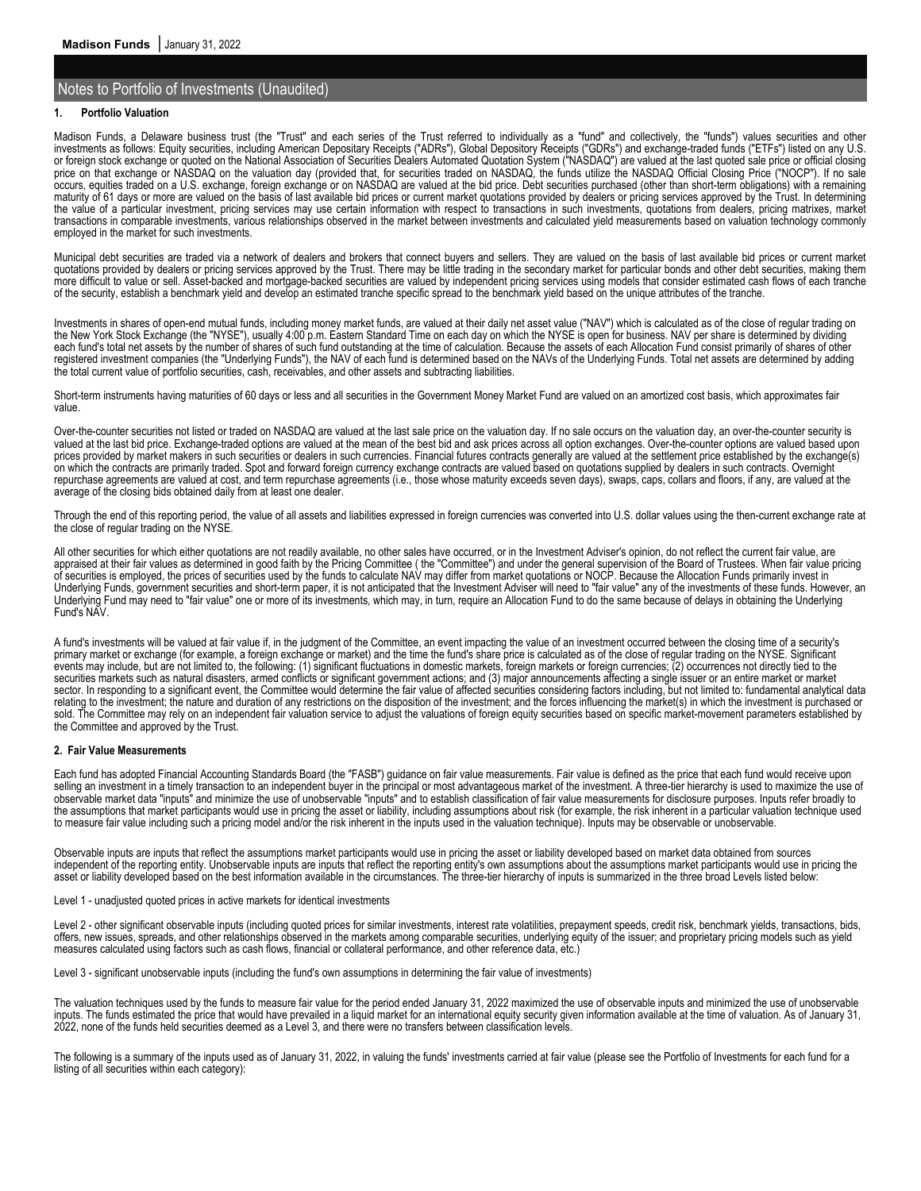## Notes to Portfolio of Investments (Unaudited)

### 1. Portfolio Valuation

Madison Funds, a Delaware business trust (the "Trust" and each series of the Trust referred to individually as a "fund" and collectively, the "funds") values securities and other investments as follows: Equity securities, including American Depositary Receipts ("ADRs"), Global Depository Receipts ("GDRs") and exchange-traded funds ("ETFs") listed on any U.S. or foreign stock exchange or quoted on the National Association of Securities Dealers Automated Quotation System ("NASDAQ") are valued at the last quoted sale price or official closing price on that exchange or NASDAQ on the valuation day (provided that, for securities traded on NASDAQ, the funds utilize the NASDAQ Official Closing Price ("NOCP"). If no sale occurs, equities traded on a U.S. exchange, foreign exchange or on NASDAQ are valued at the bid price. Debt securities purchased (other than short-term obligations) with a remaining maturity of 61 days or more are valued on the basis of last available bid prices or current market quotations provided by dealers or pricing services approved by the Trust. In determining the value of a particular investment, pricing services may use certain information with respect to transactions in such investments, quotations from dealers, pricing matrixes, market transactions in comparable investments, various relationships observed in the market between investments and calculated yield measurements based on valuation technology commonly employed in the market for such investments.

Municipal debt securities are traded via a network of dealers and brokers that connect buyers and sellers. They are valued on the basis of last available bid prices or current market quotations provided by dealers or pricing services approved by the Trust. There may be little trading in the secondary market for particular bonds and other debt securities, making them more difficult to value or sell. Asset-backed and mortgage-backed securities are valued by independent pricing services using models that consider estimated cash flows of each tranche of the security, establish a benchmark yield and develop an estimated tranche specific spread to the benchmark yield based on the unique attributes of the tranche.

Investments in shares of open-end mutual funds, including money market funds, are valued at their daily net asset value ("NAV") which is calculated as of the close of regular trading on the New York Stock Exchange (the "NYSE"), usually 4:00 p.m. Eastern Standard Time on each day on which the NYSE is open for business. NAV per share is determined by dividing each fund's total net assets by the number of shares of such fund outstanding at the time of calculation. Because the assets of each Allocation Fund consist primarily of shares of other registered investment companies (the "Underlying Funds"), the NAV of each fund is determined based on the NAVs of the Underlying Funds. Total net assets are determined by adding the total current value of portfolio securities, cash, receivables, and other assets and subtracting liabilities.

Short-term instruments having maturities of 60 days or less and all securities in the Government Money Market Fund are valued on an amortized cost basis, which approximates fair value.

Over-the-counter securities not listed or traded on NASDAQ are valued at the last sale price on the valuation day. If no sale occurs on the valuation day, an over-the-counter security is valued at the last bid price. Exchange-traded options are valued at the mean of the best bid and ask prices across all option exchanges. Over-the-counter options are valued based upon prices provided by market makers in such securities or dealers in such currencies. Financial futures contracts generally are valued at the settlement price established by the exchange(s) on which the contracts are primarily traded. Spot and forward foreign currency exchange contracts are valued based on quotations supplied by dealers in such contracts. Overnight repurchase agreements are valued at cost, and term repurchase agreements (i.e., those whose maturity exceeds seven days), swaps, caps, collars and floors, if any, are valued at the average of the closing bids obtained daily from at least one dealer.

Through the end of this reporting period, the value of all assets and liabilities expressed in foreign currencies was converted into U.S. dollar values using the then-current exchange rate at the close of regular trading on the NYSE.

All other securities for which either quotations are not readily available, no other sales have occurred, or in the Investment Adviser's opinion, do not reflect the current fair value, are appraised at their fair values as determined in good faith by the Pricing Committee ( the "Committee") and under the general supervision of the Board of Trustees. When fair value pricing of securities is employed, the prices of securities used by the funds to calculate NAV may differ from market quotations or NOCP. Because the Allocation Funds primarily invest in Underlying Funds, government securities and short-term paper, it is not anticipated that the Investment Adviser will need to "fair value" any of the investments of these funds. However, an Underlying Fund may need to "fair value" one or more of its investments, which may, in turn, require an Allocation Fund to do the same because of delays in obtaining the Underlying Fund's NAV.

A fund's investments will be valued at fair value if, in the judgment of the Committee, an event impacting the value of an investment occurred between the closing time of a security's primary market or exchange (for example, a foreign exchange or market) and the time the fund's share price is calculated as of the close of regular trading on the NYSE. Significant events may include, but are not limited to, the following: (1) significant fluctuations in domestic markets, foreign markets or foreign currencies; (2) occurrences not directly tied to the securities markets such as natural disasters, armed conflicts or significant government actions; and (3) major announcements affecting a single issuer or an entire market or market sector. In responding to a significant event, the Committee would determine the fair value of affected securities considering factors including, but not limited to: fundamental analytical data relating to the investment; the nature and duration of any restrictions on the disposition of the investment; and the forces influencing the market(s) in which the investment is purchased or sold. The Committee may rely on an independent fair valuation service to adjust the valuations of foreign equity securities based on specific market-movement parameters established by the Committee and approved by the Trust.

### 2. Fair Value Measurements

Each fund has adopted Financial Accounting Standards Board (the "FASB") guidance on fair value measurements. Fair value is defined as the price that each fund would receive upon selling an investment in a timely transaction to an independent buyer in the principal or most advantageous market of the investment. A three-tier hierarchy is used to maximize the use of observable market data "inputs" and minimize the use of unobservable "inputs" and to establish classification of fair value measurements for disclosure purposes. Inputs refer broadly to the assumptions that market participants would use in pricing the asset or liability, including assumptions about risk (for example, the risk inherent in a particular valuation technique used to measure fair value including such a pricing model and/or the risk inherent in the inputs used in the valuation technique). Inputs may be observable or unobservable.

Observable inputs are inputs that reflect the assumptions market participants would use in pricing the asset or liability developed based on market data obtained from sources independent of the reporting entity. Unobservable inputs are inputs that reflect the reporting entity's own assumptions about the assumptions market participants would use in pricing the asset or liability developed based on the best information available in the circumstances. The three-tier hierarchy of inputs is summarized in the three broad Levels listed below:

Level 1 - unadjusted quoted prices in active markets for identical investments

Level 2 - other significant observable inputs (including quoted prices for similar investments, interest rate volatilities, prepayment speeds, credit risk, benchmark yields, transactions, bids, offers, new issues, spreads, and other relationships observed in the markets among comparable securities, underlying equity of the issuer; and proprietary pricing models such as yield measures calculated using factors such as cash flows, financial or collateral performance, and other reference data, etc.)

Level 3 - significant unobservable inputs (including the fund's own assumptions in determining the fair value of investments)

The valuation techniques used by the funds to measure fair value for the period ended January 31, 2022 maximized the use of observable inputs and minimized the use of unobservable inputs. The funds estimated the price that would have prevailed in a liquid market for an international equity security given information available at the time of valuation. As of January 31, 2022, none of the funds held securities deemed as a Level 3, and there were no transfers between classification levels.

The following is a summary of the inputs used as of January 31, 2022, in valuing the funds' investments carried at fair value (please see the Portfolio of Investments for each fund for a listing of all securities within each category):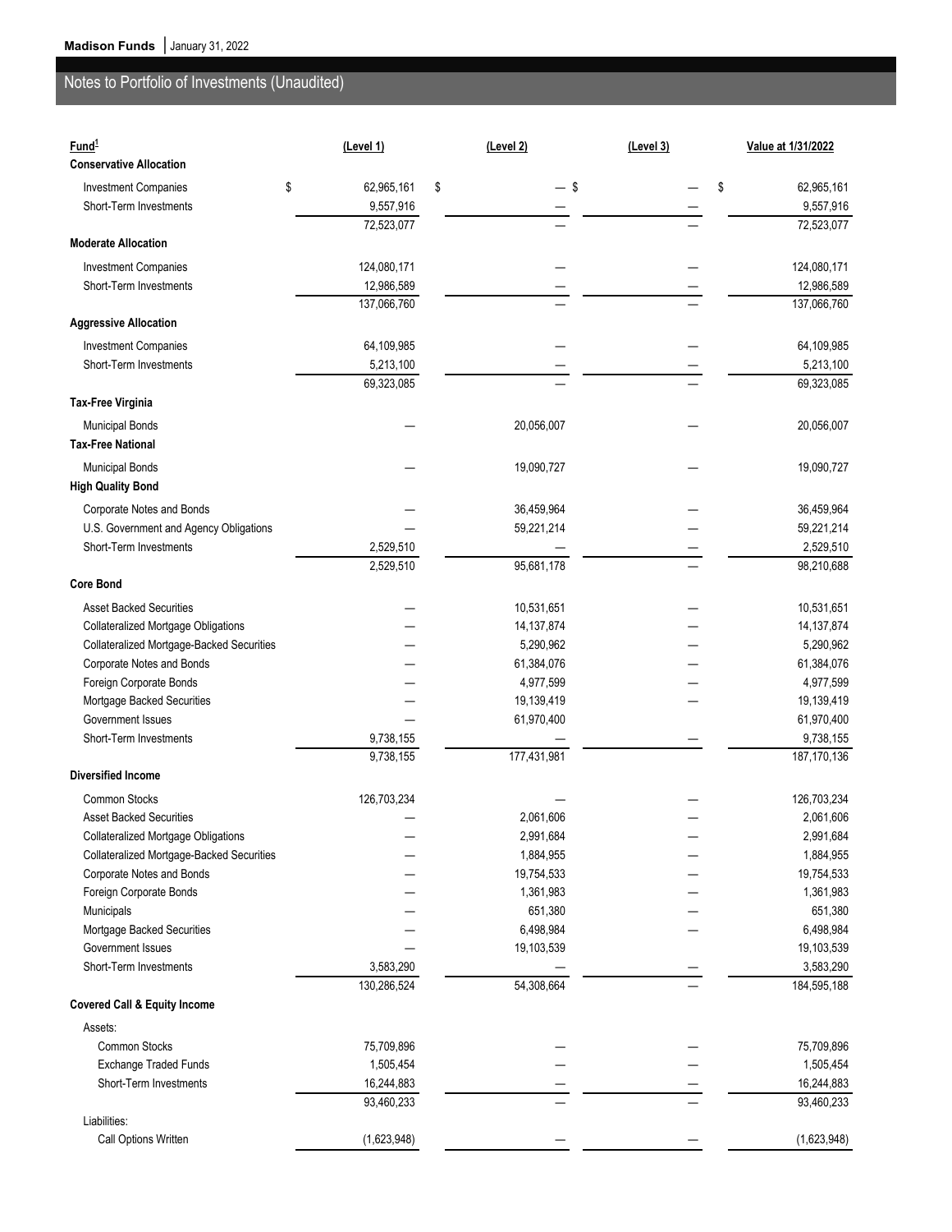## Notes to Portfolio of Investments (Unaudited)

| Fund[1] | (Level 1) | (Level 2) | (Level 3) | Value at 1/31/2022 |
|---|---|---|---|---|
| **Conservative Allocation** | | | | |
| Investment Companies | $ 62,965,161 | $ — | $ — | $ 62,965,161 |
| Short-Term Investments | 9,557,916 | — | — | 9,557,916 |
| | 72,523,077 | — | — | 72,523,077 |
| **Moderate Allocation** | | | | |
| Investment Companies | 124,080,171 | — | — | 124,080,171 |
| Short-Term Investments | 12,986,589 | — | — | 12,986,589 |
| | 137,066,760 | — | — | 137,066,760 |
| **Aggressive Allocation** | | | | |
| Investment Companies | 64,109,985 | — | — | 64,109,985 |
| Short-Term Investments | 5,213,100 | — | — | 5,213,100 |
| | 69,323,085 | — | — | 69,323,085 |
| **Tax-Free Virginia** | | | | |
| Municipal Bonds | — | 20,056,007 | — | 20,056,007 |
| **Tax-Free National** | | | | |
| Municipal Bonds | — | 19,090,727 | — | 19,090,727 |
| **High Quality Bond** | | | | |
| Corporate Notes and Bonds | — | 36,459,964 | — | 36,459,964 |
| U.S. Government and Agency Obligations | — | 59,221,214 | — | 59,221,214 |
| Short-Term Investments | 2,529,510 | — | — | 2,529,510 |
| | 2,529,510 | 95,681,178 | — | 98,210,688 |
| **Core Bond** | | | | |
| Asset Backed Securities | — | 10,531,651 | — | 10,531,651 |
| Collateralized Mortgage Obligations | — | 14,137,874 | — | 14,137,874 |
| Collateralized Mortgage-Backed Securities | — | 5,290,962 | — | 5,290,962 |
| Corporate Notes and Bonds | — | 61,384,076 | — | 61,384,076 |
| Foreign Corporate Bonds | — | 4,977,599 | — | 4,977,599 |
| Mortgage Backed Securities | — | 19,139,419 | — | 19,139,419 |
| Government Issues | — | 61,970,400 | | 61,970,400 |
| Short-Term Investments | 9,738,155 | — | — | 9,738,155 |
| | 9,738,155 | 177,431,981 | | 187,170,136 |
| **Diversified Income** | | | | |
| Common Stocks | 126,703,234 | — | — | 126,703,234 |
| Asset Backed Securities | — | 2,061,606 | — | 2,061,606 |
| Collateralized Mortgage Obligations | — | 2,991,684 | — | 2,991,684 |
| Collateralized Mortgage-Backed Securities | — | 1,884,955 | — | 1,884,955 |
| Corporate Notes and Bonds | — | 19,754,533 | — | 19,754,533 |
| Foreign Corporate Bonds | — | 1,361,983 | — | 1,361,983 |
| Municipals | — | 651,380 | — | 651,380 |
| Mortgage Backed Securities | — | 6,498,984 | — | 6,498,984 |
| Government Issues | — | 19,103,539 | | 19,103,539 |
| Short-Term Investments | 3,583,290 | — | — | 3,583,290 |
| | 130,286,524 | 54,308,664 | — | 184,595,188 |
| **Covered Call & Equity Income** | | | | |
| Assets: | | | | |
| Common Stocks | 75,709,896 | — | — | 75,709,896 |
| Exchange Traded Funds | 1,505,454 | — | — | 1,505,454 |
| Short-Term Investments | 16,244,883 | — | — | 16,244,883 |
| | 93,460,233 | — | — | 93,460,233 |
| Liabilities: | | | | |
| Call Options Written | (1,623,948) | — | — | (1,623,948) |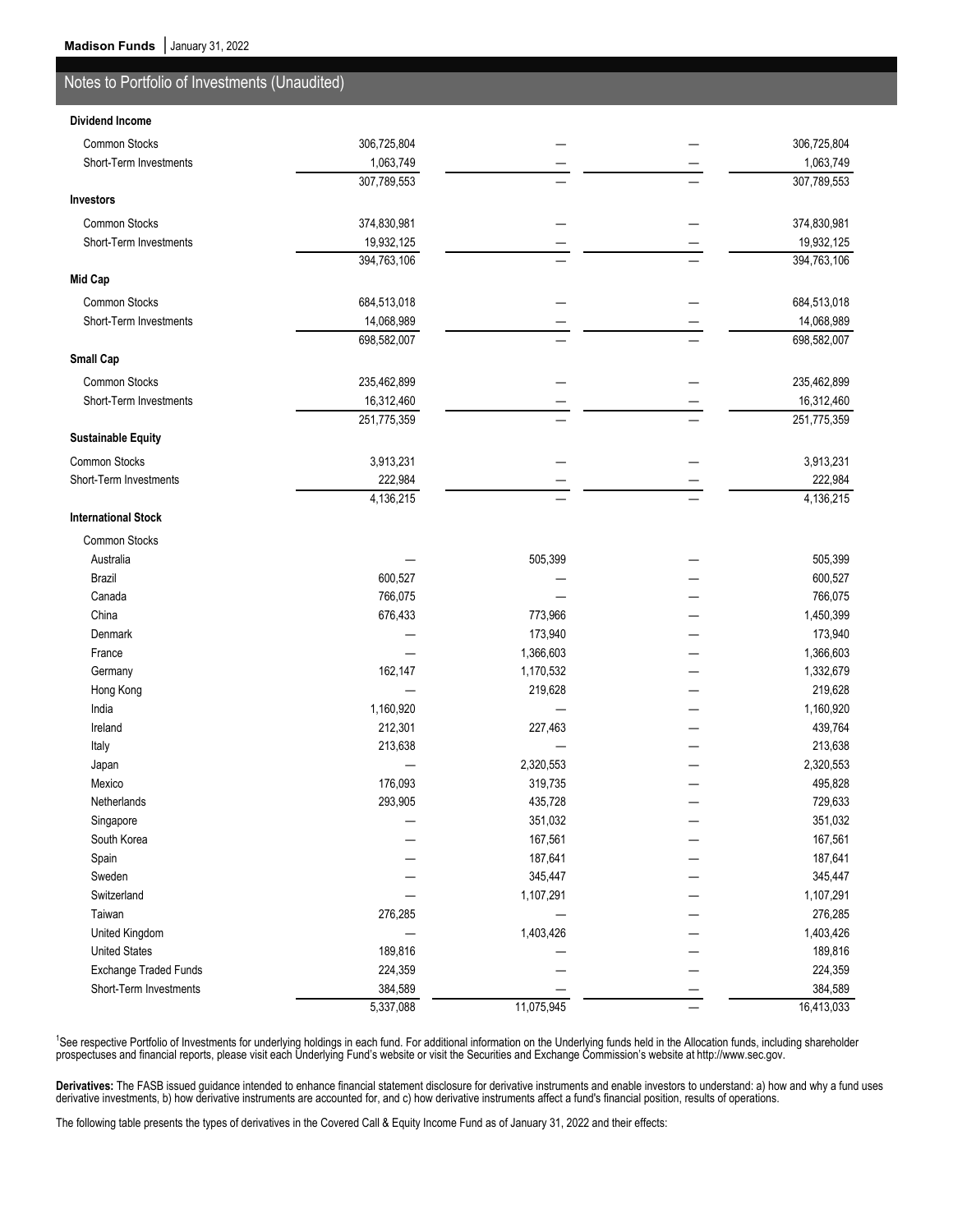## Notes to Portfolio of Investments (Unaudited)

| | | | | |
|---|---|---|---|---|
| **Dividend Income** | | | | |
| Common Stocks | 306,725,804 | — | — | 306,725,804 |
| Short-Term Investments | 1,063,749 | — | — | 1,063,749 |
| | 307,789,553 | — | — | 307,789,553 |
| **Investors** | | | | |
| Common Stocks | 374,830,981 | — | — | 374,830,981 |
| Short-Term Investments | 19,932,125 | — | — | 19,932,125 |
| | 394,763,106 | — | — | 394,763,106 |
| **Mid Cap** | | | | |
| Common Stocks | 684,513,018 | — | — | 684,513,018 |
| Short-Term Investments | 14,068,989 | — | — | 14,068,989 |
| | 698,582,007 | — | — | 698,582,007 |
| **Small Cap** | | | | |
| Common Stocks | 235,462,899 | — | — | 235,462,899 |
| Short-Term Investments | 16,312,460 | — | — | 16,312,460 |
| | 251,775,359 | — | — | 251,775,359 |
| **Sustainable Equity** | | | | |
| Common Stocks | 3,913,231 | — | — | 3,913,231 |
| Short-Term Investments | 222,984 | — | — | 222,984 |
| | 4,136,215 | — | — | 4,136,215 |
| **International Stock** | | | | |
| Common Stocks | | | | |
| Australia | — | 505,399 | — | 505,399 |
| Brazil | 600,527 | — | — | 600,527 |
| Canada | 766,075 | — | — | 766,075 |
| China | 676,433 | 773,966 | — | 1,450,399 |
| Denmark | — | 173,940 | — | 173,940 |
| France | — | 1,366,603 | — | 1,366,603 |
| Germany | 162,147 | 1,170,532 | — | 1,332,679 |
| Hong Kong | — | 219,628 | — | 219,628 |
| India | 1,160,920 | — | — | 1,160,920 |
| Ireland | 212,301 | 227,463 | — | 439,764 |
| Italy | 213,638 | — | — | 213,638 |
| Japan | — | 2,320,553 | — | 2,320,553 |
| Mexico | 176,093 | 319,735 | — | 495,828 |
| Netherlands | 293,905 | 435,728 | — | 729,633 |
| Singapore | — | 351,032 | — | 351,032 |
| South Korea | — | 167,561 | — | 167,561 |
| Spain | — | 187,641 | — | 187,641 |
| Sweden | — | 345,447 | — | 345,447 |
| Switzerland | — | 1,107,291 | — | 1,107,291 |
| Taiwan | 276,285 | — | — | 276,285 |
| United Kingdom | — | 1,403,426 | — | 1,403,426 |
| United States | 189,816 | — | — | 189,816 |
| Exchange Traded Funds | 224,359 | — | — | 224,359 |
| Short-Term Investments | 384,589 | — | — | 384,589 |
| | 5,337,088 | 11,075,945 | — | 16,413,033 |

[1]See respective Portfolio of Investments for underlying holdings in each fund. For additional information on the Underlying funds held in the Allocation funds, including shareholder prospectuses and financial reports, please visit each Underlying Fund's website or visit the Securities and Exchange Commission's website at http://www.sec.gov.

**Derivatives:** The FASB issued guidance intended to enhance financial statement disclosure for derivative instruments and enable investors to understand: a) how and why a fund uses derivative investments, b) how derivative instruments are accounted for, and c) how derivative instruments affect a fund's financial position, results of operations.

The following table presents the types of derivatives in the Covered Call & Equity Income Fund as of January 31, 2022 and their effects: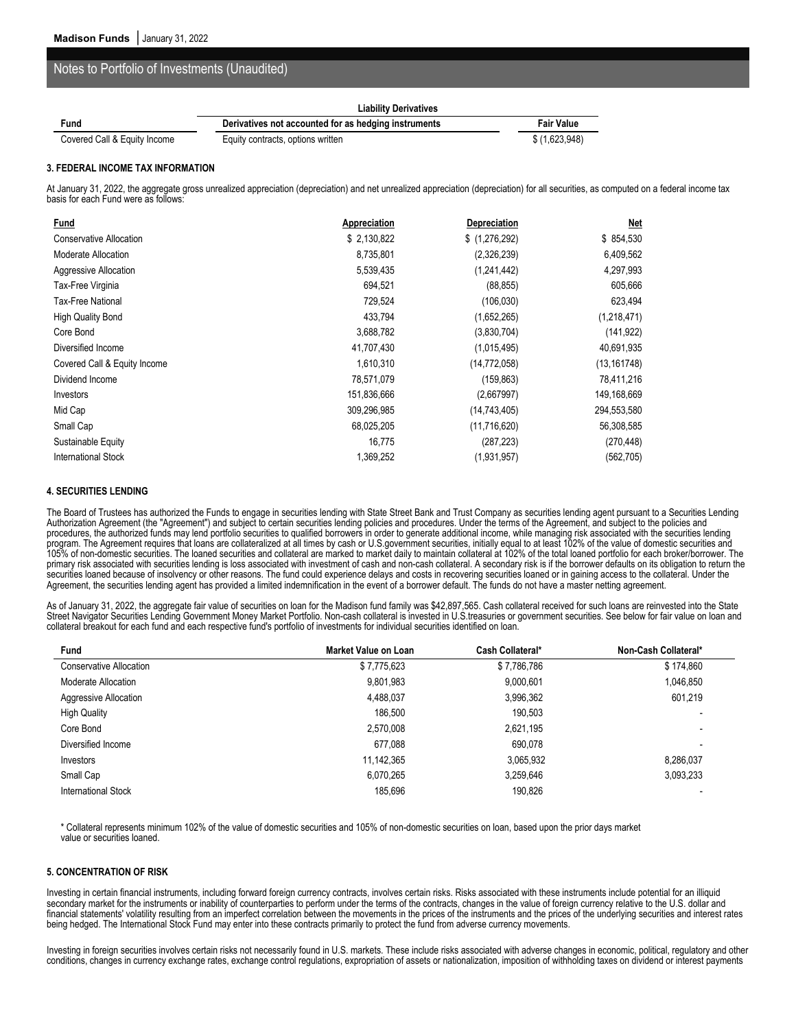## Notes to Portfolio of Investments (Unaudited)

| | Liability Derivatives | |
|---|---|---|
| Fund | Derivatives not accounted for as hedging instruments | Fair Value |
| Covered Call & Equity Income | Equity contracts, options written | $ (1,623,948) |

### 3. FEDERAL INCOME TAX INFORMATION

At January 31, 2022, the aggregate gross unrealized appreciation (depreciation) and net unrealized appreciation (depreciation) for all securities, as computed on a federal income tax basis for each Fund were as follows:

| Fund | Appreciation | Depreciation | Net |
|---|---|---|---|
| Conservative Allocation | $ 2,130,822 | $ (1,276,292) | $ 854,530 |
| Moderate Allocation | 8,735,801 | (2,326,239) | 6,409,562 |
| Aggressive Allocation | 5,539,435 | (1,241,442) | 4,297,993 |
| Tax-Free Virginia | 694,521 | (88,855) | 605,666 |
| Tax-Free National | 729,524 | (106,030) | 623,494 |
| High Quality Bond | 433,794 | (1,652,265) | (1,218,471) |
| Core Bond | 3,688,782 | (3,830,704) | (141,922) |
| Diversified Income | 41,707,430 | (1,015,495) | 40,691,935 |
| Covered Call & Equity Income | 1,610,310 | (14,772,058) | (13,161748) |
| Dividend Income | 78,571,079 | (159,863) | 78,411,216 |
| Investors | 151,836,666 | (2,667997) | 149,168,669 |
| Mid Cap | 309,296,985 | (14,743,405) | 294,553,580 |
| Small Cap | 68,025,205 | (11,716,620) | 56,308,585 |
| Sustainable Equity | 16,775 | (287,223) | (270,448) |
| International Stock | 1,369,252 | (1,931,957) | (562,705) |

### 4. SECURITIES LENDING

The Board of Trustees has authorized the Funds to engage in securities lending with State Street Bank and Trust Company as securities lending agent pursuant to a Securities Lending Authorization Agreement (the "Agreement") and subject to certain securities lending policies and procedures. Under the terms of the Agreement, and subject to the policies and procedures, the authorized funds may lend portfolio securities to qualified borrowers in order to generate additional income, while managing risk associated with the securities lending program. The Agreement requires that loans are collateralized at all times by cash or U.S.government securities, initially equal to at least 102% of the value of domestic securities and 105% of non-domestic securities. The loaned securities and collateral are marked to market daily to maintain collateral at 102% of the total loaned portfolio for each broker/borrower. The primary risk associated with securities lending is loss associated with investment of cash and non-cash collateral. A secondary risk is if the borrower defaults on its obligation to return the securities loaned because of insolvency or other reasons. The fund could experience delays and costs in recovering securities loaned or in gaining access to the collateral. Under the Agreement, the securities lending agent has provided a limited indemnification in the event of a borrower default. The funds do not have a master netting agreement.

As of January 31, 2022, the aggregate fair value of securities on loan for the Madison fund family was $42,897,565. Cash collateral received for such loans are reinvested into the State Street Navigator Securities Lending Government Money Market Portfolio. Non-cash collateral is invested in U.S.treasuries or government securities. See below for fair value on loan and collateral breakout for each fund and each respective fund's portfolio of investments for individual securities identified on loan.

| Fund | Market Value on Loan | Cash Collateral* | Non-Cash Collateral* |
|---|---|---|---|
| Conservative Allocation | $ 7,775,623 | $ 7,786,786 | $ 174,860 |
| Moderate Allocation | 9,801,983 | 9,000,601 | 1,046,850 |
| Aggressive Allocation | 4,488,037 | 3,996,362 | 601,219 |
| High Quality | 186,500 | 190,503 | - |
| Core Bond | 2,570,008 | 2,621,195 | - |
| Diversified Income | 677,088 | 690,078 | - |
| Investors | 11,142,365 | 3,065,932 | 8,286,037 |
| Small Cap | 6,070,265 | 3,259,646 | 3,093,233 |
| International Stock | 185,696 | 190,826 | - |

\* Collateral represents minimum 102% of the value of domestic securities and 105% of non-domestic securities on loan, based upon the prior days market value or securities loaned.

### 5. CONCENTRATION OF RISK

Investing in certain financial instruments, including forward foreign currency contracts, involves certain risks. Risks associated with these instruments include potential for an illiquid secondary market for the instruments or inability of counterparties to perform under the terms of the contracts, changes in the value of foreign currency relative to the U.S. dollar and financial statements' volatility resulting from an imperfect correlation between the movements in the prices of the instruments and the prices of the underlying securities and interest rates being hedged. The International Stock Fund may enter into these contracts primarily to protect the fund from adverse currency movements.

Investing in foreign securities involves certain risks not necessarily found in U.S. markets. These include risks associated with adverse changes in economic, political, regulatory and other conditions, changes in currency exchange rates, exchange control regulations, expropriation of assets or nationalization, imposition of withholding taxes on dividend or interest payments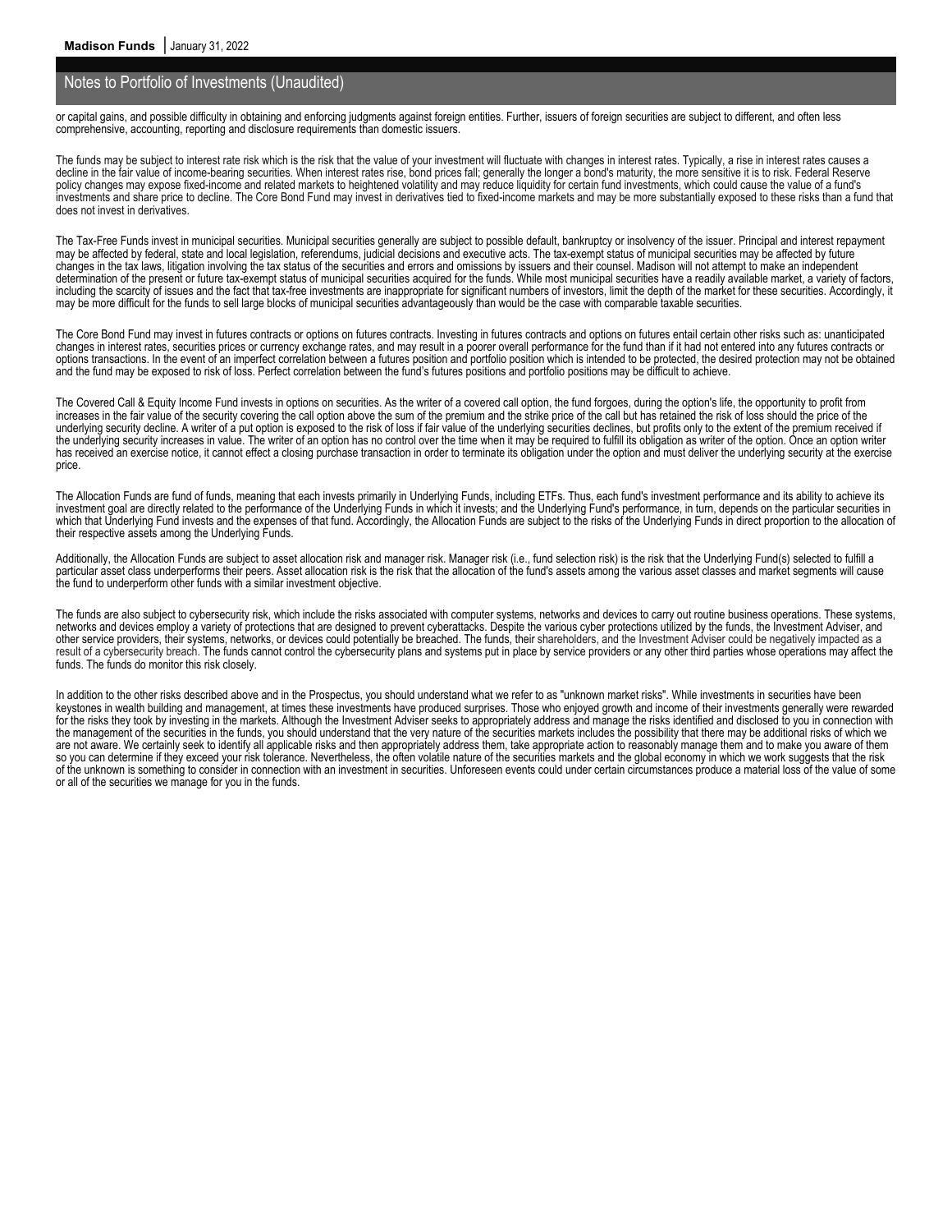or capital gains, and possible difficulty in obtaining and enforcing judgments against foreign entities. Further, issuers of foreign securities are subject to different, and often less comprehensive, accounting, reporting and disclosure requirements than domestic issuers.

The funds may be subject to interest rate risk which is the risk that the value of your investment will fluctuate with changes in interest rates. Typically, a rise in interest rates causes a decline in the fair value of income-bearing securities. When interest rates rise, bond prices fall; generally the longer a bond's maturity, the more sensitive it is to risk. Federal Reserve policy changes may expose fixed-income and related markets to heightened volatility and may reduce liquidity for certain fund investments, which could cause the value of a fund's investments and share price to decline. The Core Bond Fund may invest in derivatives tied to fixed-income markets and may be more substantially exposed to these risks than a fund that does not invest in derivatives.

The Tax-Free Funds invest in municipal securities. Municipal securities generally are subject to possible default, bankruptcy or insolvency of the issuer. Principal and interest repayment may be affected by federal, state and local legislation, referendums, judicial decisions and executive acts. The tax-exempt status of municipal securities may be affected by future changes in the tax laws, litigation involving the tax status of the securities and errors and omissions by issuers and their counsel. Madison will not attempt to make an independent determination of the present or future tax-exempt status of municipal securities acquired for the funds. While most municipal securities have a readily available market, a variety of factors, including the scarcity of issues and the fact that tax-free investments are inappropriate for significant numbers of investors, limit the depth of the market for these securities. Accordingly, it may be more difficult for the funds to sell large blocks of municipal securities advantageously than would be the case with comparable taxable securities.

The Core Bond Fund may invest in futures contracts or options on futures contracts. Investing in futures contracts and options on futures entail certain other risks such as: unanticipated changes in interest rates, securities prices or currency exchange rates, and may result in a poorer overall performance for the fund than if it had not entered into any futures contracts or options transactions. In the event of an imperfect correlation between a futures position and portfolio position which is intended to be protected, the desired protection may not be obtained and the fund may be exposed to risk of loss. Perfect correlation between the fund's futures positions and portfolio positions may be difficult to achieve.

The Covered Call & Equity Income Fund invests in options on securities. As the writer of a covered call option, the fund forgoes, during the option's life, the opportunity to profit from increases in the fair value of the security covering the call option above the sum of the premium and the strike price of the call but has retained the risk of loss should the price of the underlying security decline. A writer of a put option is exposed to the risk of loss if fair value of the underlying securities declines, but profits only to the extent of the premium received if the underlying security increases in value. The writer of an option has no control over the time when it may be required to fulfill its obligation as writer of the option. Once an option writer has received an exercise notice, it cannot effect a closing purchase transaction in order to terminate its obligation under the option and must deliver the underlying security at the exercise price.

The Allocation Funds are fund of funds, meaning that each invests primarily in Underlying Funds, including ETFs. Thus, each fund's investment performance and its ability to achieve its investment goal are directly related to the performance of the Underlying Funds in which it invests; and the Underlying Fund's performance, in turn, depends on the particular securities in which that Underlying Fund invests and the expenses of that fund. Accordingly, the Allocation Funds are subject to the risks of the Underlying Funds in direct proportion to the allocation of their respective assets among the Underlying Funds.

Additionally, the Allocation Funds are subject to asset allocation risk and manager risk. Manager risk (i.e., fund selection risk) is the risk that the Underlying Fund(s) selected to fulfill a particular asset class underperforms their peers. Asset allocation risk is the risk that the allocation of the fund's assets among the various asset classes and market segments will cause the fund to underperform other funds with a similar investment objective.

The funds are also subject to cybersecurity risk, which include the risks associated with computer systems, networks and devices to carry out routine business operations. These systems, networks and devices employ a variety of protections that are designed to prevent cyberattacks. Despite the various cyber protections utilized by the funds, the Investment Adviser, and other service providers, their systems, networks, or devices could potentially be breached. The funds, their shareholders, and the Investment Adviser could be negatively impacted as a result of a cybersecurity breach. The funds cannot control the cybersecurity plans and systems put in place by service providers or any other third parties whose operations may affect the funds. The funds do monitor this risk closely.

In addition to the other risks described above and in the Prospectus, you should understand what we refer to as "unknown market risks". While investments in securities have been keystones in wealth building and management, at times these investments have produced surprises. Those who enjoyed growth and income of their investments generally were rewarded for the risks they took by investing in the markets. Although the Investment Adviser seeks to appropriately address and manage the risks identified and disclosed to you in connection with the management of the securities in the funds, you should understand that the very nature of the securities markets includes the possibility that there may be additional risks of which we are not aware. We certainly seek to identify all applicable risks and then appropriately address them, take appropriate action to reasonably manage them and to make you aware of them so you can determine if they exceed your risk tolerance. Nevertheless, the often volatile nature of the securities markets and the global economy in which we work suggests that the risk of the unknown is something to consider in connection with an investment in securities. Unforeseen events could under certain circumstances produce a material loss of the value of some or all of the securities we manage for you in the funds.